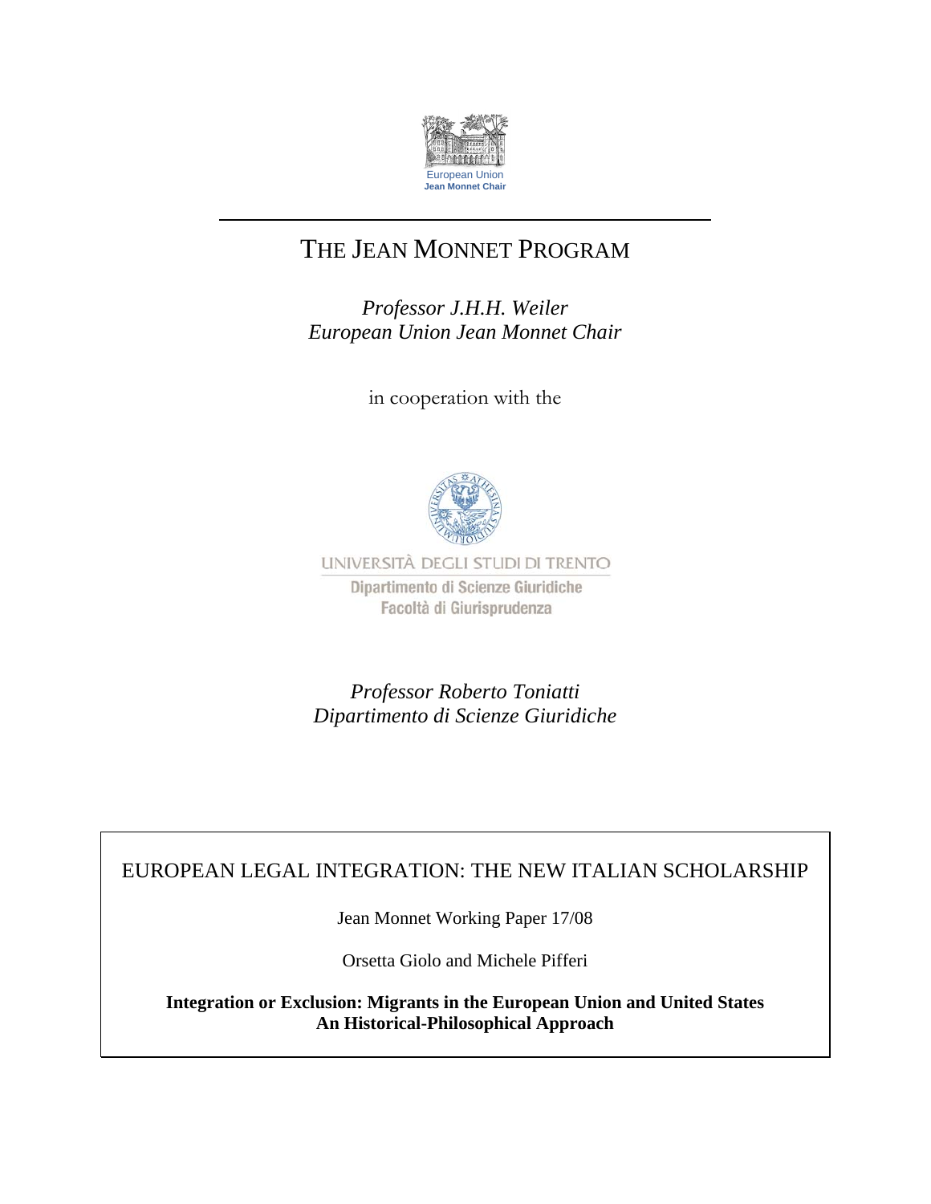European Union
Jean Monnet Chair

# THE JEAN MONNET PROGRAM

*Professor J.H.H. Weiler*
*European Union Jean Monnet Chair*

in cooperation with the

UNIVERSITÀ DEGLI STUDI DI TRENTO
Dipartimento di Scienze Giuridiche
Facoltà di Giurisprudenza

*Professor Roberto Toniatti*
*Dipartimento di Scienze Giuridiche*

EUROPEAN LEGAL INTEGRATION: THE NEW ITALIAN SCHOLARSHIP

Jean Monnet Working Paper 17/08

Orsetta Giolo and Michele Pifferi

**Integration or Exclusion: Migrants in the European Union and United States**
**An Historical-Philosophical Approach**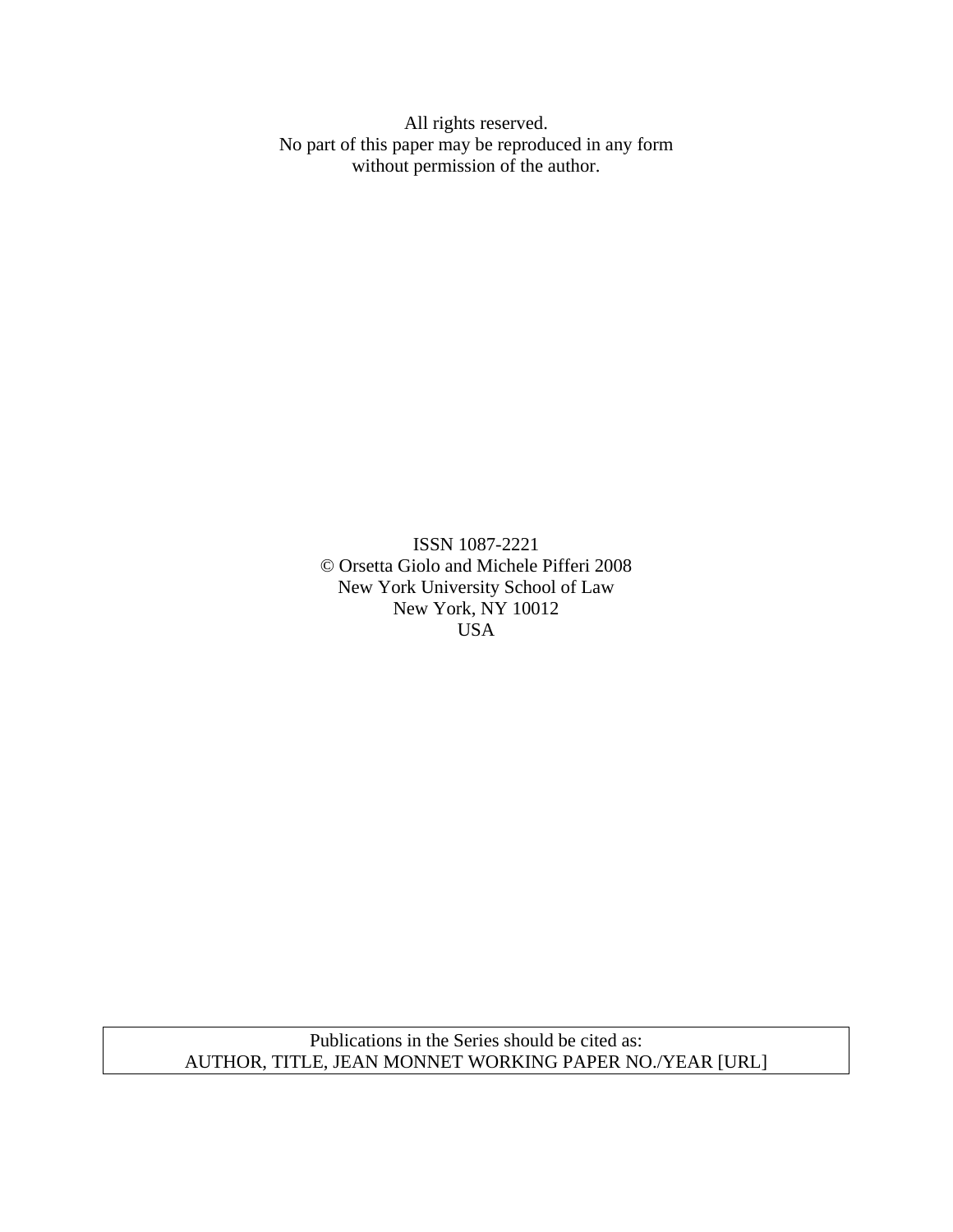All rights reserved.
No part of this paper may be reproduced in any form
without permission of the author.

ISSN 1087-2221
© Orsetta Giolo and Michele Pifferi 2008
New York University School of Law
New York, NY 10012
USA

| Publications in the Series should be cited as: AUTHOR, TITLE, JEAN MONNET WORKING PAPER NO./YEAR [URL] |
|---|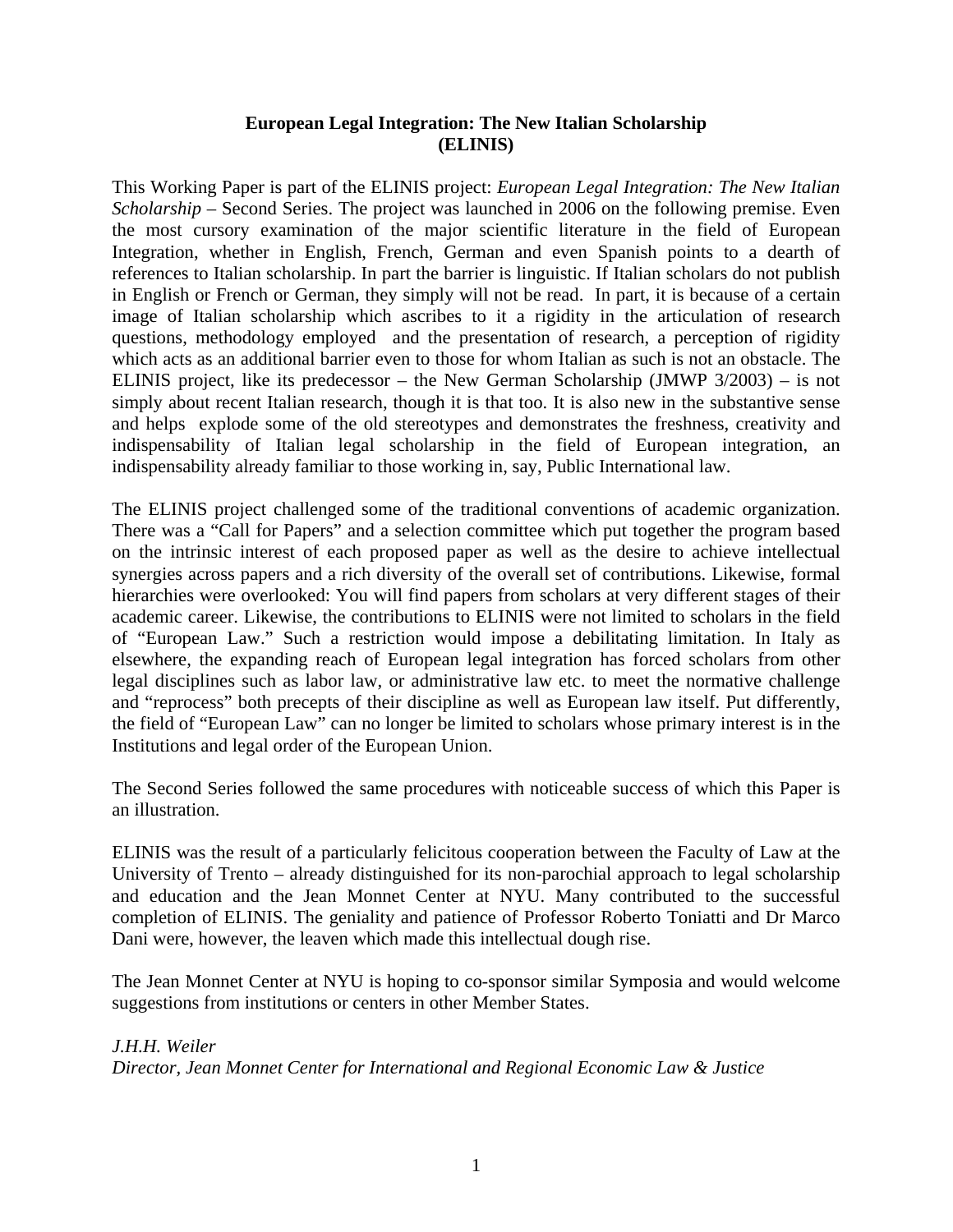**European Legal Integration: The New Italian Scholarship (ELINIS)**

This Working Paper is part of the ELINIS project: *European Legal Integration: The New Italian Scholarship* – Second Series. The project was launched in 2006 on the following premise. Even the most cursory examination of the major scientific literature in the field of European Integration, whether in English, French, German and even Spanish points to a dearth of references to Italian scholarship. In part the barrier is linguistic. If Italian scholars do not publish in English or French or German, they simply will not be read. In part, it is because of a certain image of Italian scholarship which ascribes to it a rigidity in the articulation of research questions, methodology employed and the presentation of research, a perception of rigidity which acts as an additional barrier even to those for whom Italian as such is not an obstacle. The ELINIS project, like its predecessor – the New German Scholarship (JMWP 3/2003) – is not simply about recent Italian research, though it is that too. It is also new in the substantive sense and helps explode some of the old stereotypes and demonstrates the freshness, creativity and indispensability of Italian legal scholarship in the field of European integration, an indispensability already familiar to those working in, say, Public International law.

The ELINIS project challenged some of the traditional conventions of academic organization. There was a "Call for Papers" and a selection committee which put together the program based on the intrinsic interest of each proposed paper as well as the desire to achieve intellectual synergies across papers and a rich diversity of the overall set of contributions. Likewise, formal hierarchies were overlooked: You will find papers from scholars at very different stages of their academic career. Likewise, the contributions to ELINIS were not limited to scholars in the field of "European Law." Such a restriction would impose a debilitating limitation. In Italy as elsewhere, the expanding reach of European legal integration has forced scholars from other legal disciplines such as labor law, or administrative law etc. to meet the normative challenge and "reprocess" both precepts of their discipline as well as European law itself. Put differently, the field of "European Law" can no longer be limited to scholars whose primary interest is in the Institutions and legal order of the European Union.

The Second Series followed the same procedures with noticeable success of which this Paper is an illustration.

ELINIS was the result of a particularly felicitous cooperation between the Faculty of Law at the University of Trento – already distinguished for its non-parochial approach to legal scholarship and education and the Jean Monnet Center at NYU. Many contributed to the successful completion of ELINIS. The geniality and patience of Professor Roberto Toniatti and Dr Marco Dani were, however, the leaven which made this intellectual dough rise.

The Jean Monnet Center at NYU is hoping to co-sponsor similar Symposia and would welcome suggestions from institutions or centers in other Member States.

*J.H.H. Weiler*
*Director, Jean Monnet Center for International and Regional Economic Law & Justice*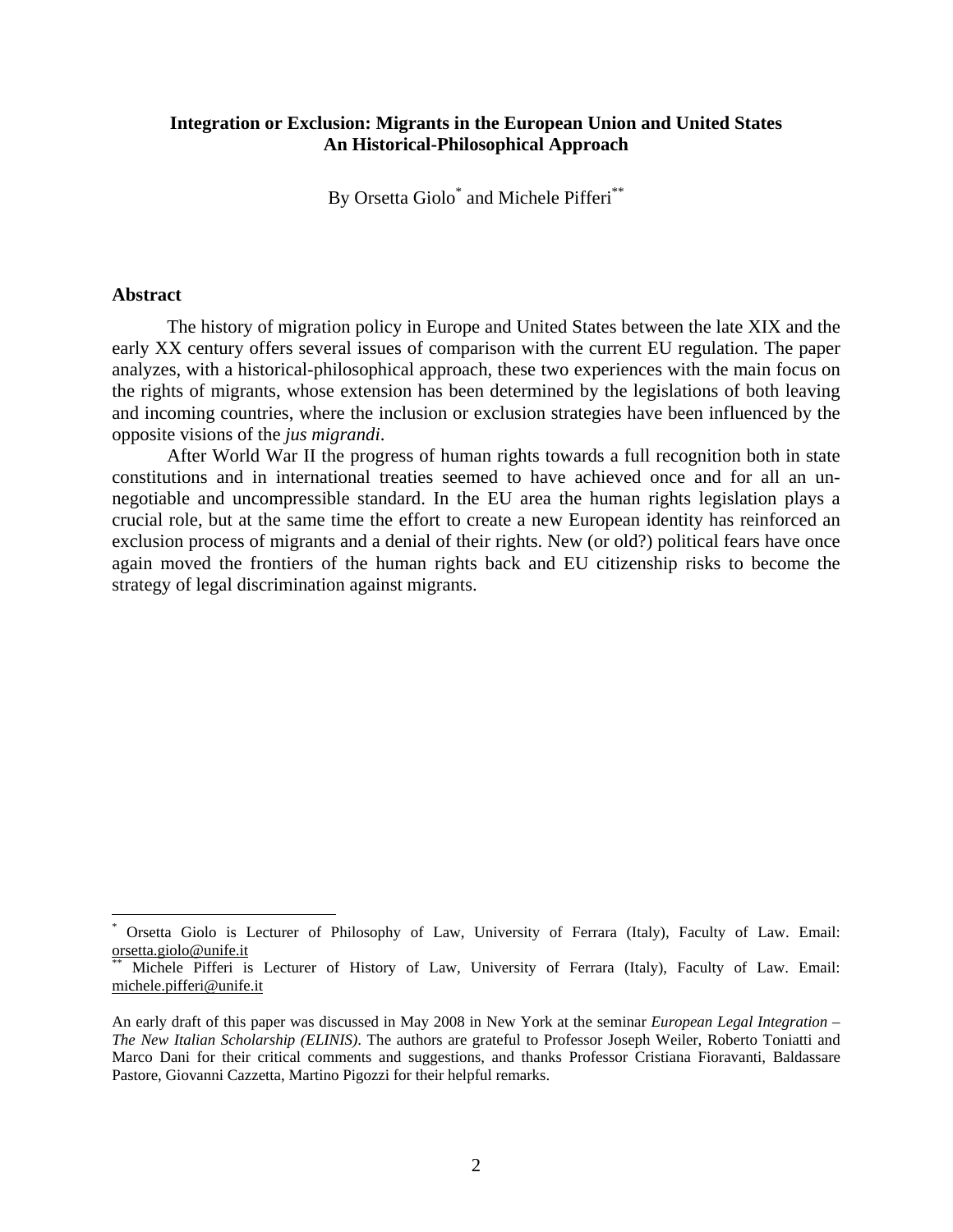**Integration or Exclusion: Migrants in the European Union and United States An Historical-Philosophical Approach**

By Orsetta Giolo[*] and Michele Pifferi[**]

## Abstract

The history of migration policy in Europe and United States between the late XIX and the early XX century offers several issues of comparison with the current EU regulation. The paper analyzes, with a historical-philosophical approach, these two experiences with the main focus on the rights of migrants, whose extension has been determined by the legislations of both leaving and incoming countries, where the inclusion or exclusion strategies have been influenced by the opposite visions of the *jus migrandi*.

After World War II the progress of human rights towards a full recognition both in state constitutions and in international treaties seemed to have achieved once and for all an un-negotiable and uncompressible standard. In the EU area the human rights legislation plays a crucial role, but at the same time the effort to create a new European identity has reinforced an exclusion process of migrants and a denial of their rights. New (or old?) political fears have once again moved the frontiers of the human rights back and EU citizenship risks to become the strategy of legal discrimination against migrants.

---

[*] Orsetta Giolo is Lecturer of Philosophy of Law, University of Ferrara (Italy), Faculty of Law. Email: orsetta.giolo@unife.it

[**] Michele Pifferi is Lecturer of History of Law, University of Ferrara (Italy), Faculty of Law. Email: michele.pifferi@unife.it

An early draft of this paper was discussed in May 2008 in New York at the seminar *European Legal Integration – The New Italian Scholarship (ELINIS)*. The authors are grateful to Professor Joseph Weiler, Roberto Toniatti and Marco Dani for their critical comments and suggestions, and thanks Professor Cristiana Fioravanti, Baldassare Pastore, Giovanni Cazzetta, Martino Pigozzi for their helpful remarks.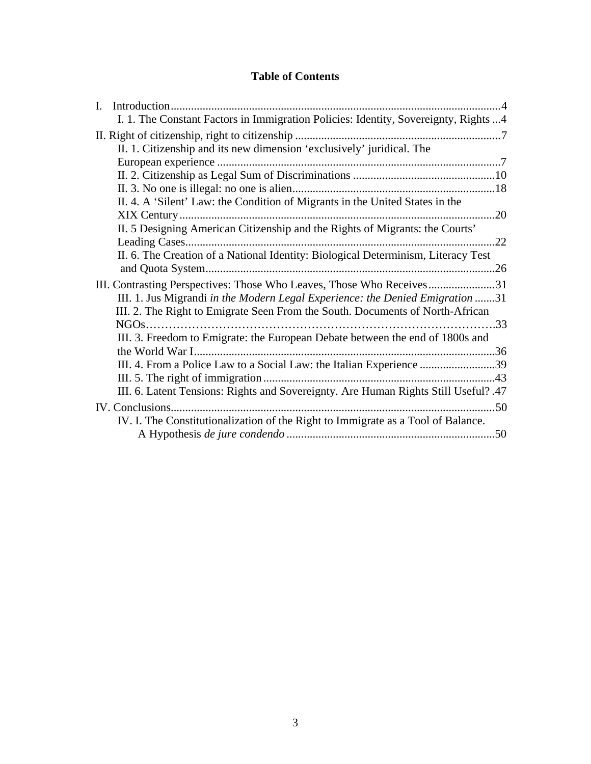# Table of Contents

I. Introduction ... 4
- I. 1. The Constant Factors in Immigration Policies: Identity, Sovereignty, Rights ... 4

II. Right of citizenship, right to citizenship ... 7
- II. 1. Citizenship and its new dimension ‘exclusively’ juridical. The European experience ... 7
- II. 2. Citizenship as Legal Sum of Discriminations ... 10
- II. 3. No one is illegal: no one is alien ... 18
- II. 4. A ‘Silent’ Law: the Condition of Migrants in the United States in the XIX Century ... 20
- II. 5 Designing American Citizenship and the Rights of Migrants: the Courts’ Leading Cases ... 22
- II. 6. The Creation of a National Identity: Biological Determinism, Literacy Test and Quota System ... 26

III. Contrasting Perspectives: Those Who Leaves, Those Who Receives ... 31
- III. 1. Jus Migrandi *in the Modern Legal Experience: the Denied Emigration* ... 31
- III. 2. The Right to Emigrate Seen From the South. Documents of North-African NGOs ... 33
- III. 3. Freedom to Emigrate: the European Debate between the end of 1800s and the World War I ... 36
- III. 4. From a Police Law to a Social Law: the Italian Experience ... 39
- III. 5. The right of immigration ... 43
- III. 6. Latent Tensions: Rights and Sovereignty. Are Human Rights Still Useful? ... 47

IV. Conclusions ... 50
- IV. I. The Constitutionalization of the Right to Immigrate as a Tool of Balance. A Hypothesis *de jure condendo* ... 50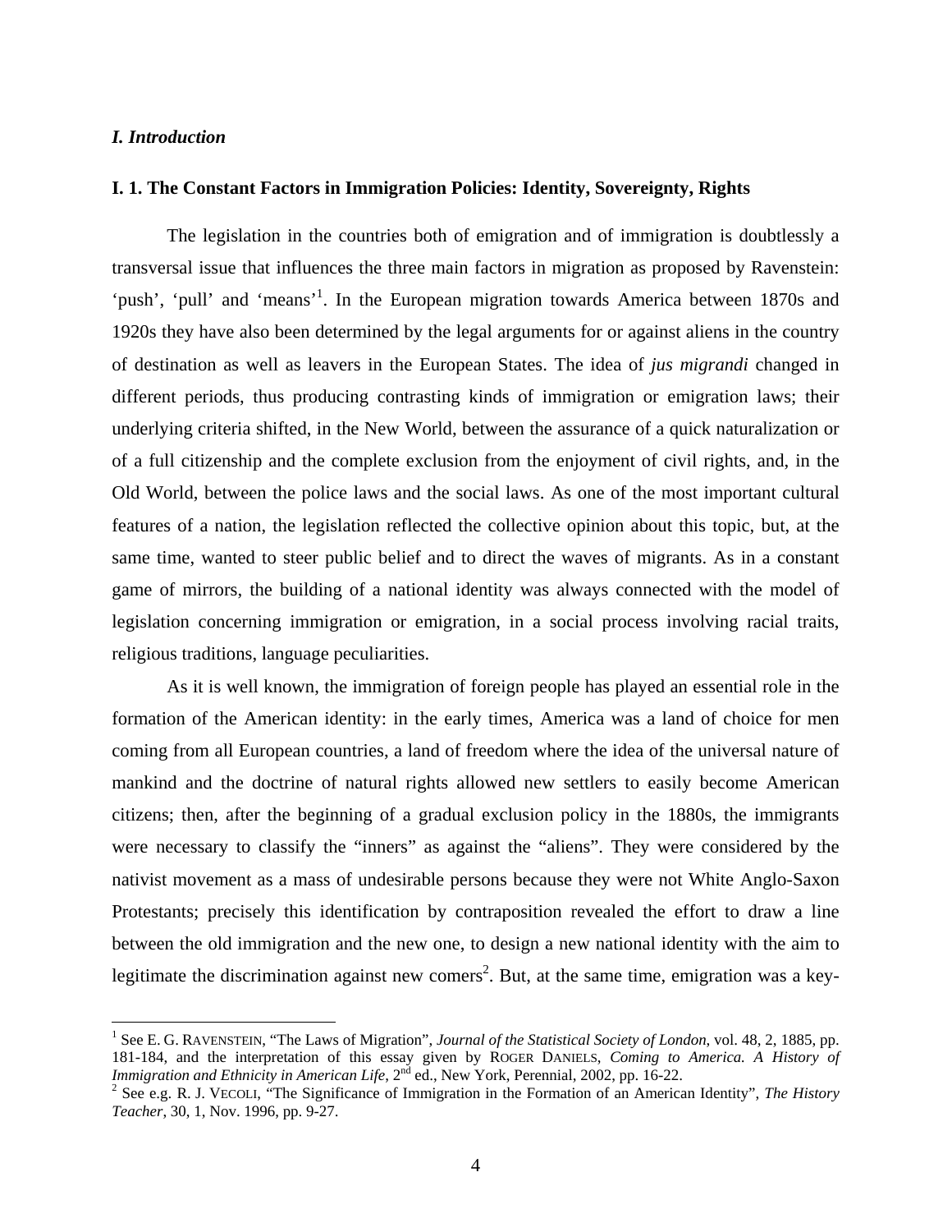## *I. Introduction*

### I. 1. The Constant Factors in Immigration Policies: Identity, Sovereignty, Rights

The legislation in the countries both of emigration and of immigration is doubtlessly a transversal issue that influences the three main factors in migration as proposed by Ravenstein: 'push', 'pull' and 'means'[1]. In the European migration towards America between 1870s and 1920s they have also been determined by the legal arguments for or against aliens in the country of destination as well as leavers in the European States. The idea of *jus migrandi* changed in different periods, thus producing contrasting kinds of immigration or emigration laws; their underlying criteria shifted, in the New World, between the assurance of a quick naturalization or of a full citizenship and the complete exclusion from the enjoyment of civil rights, and, in the Old World, between the police laws and the social laws. As one of the most important cultural features of a nation, the legislation reflected the collective opinion about this topic, but, at the same time, wanted to steer public belief and to direct the waves of migrants. As in a constant game of mirrors, the building of a national identity was always connected with the model of legislation concerning immigration or emigration, in a social process involving racial traits, religious traditions, language peculiarities.

As it is well known, the immigration of foreign people has played an essential role in the formation of the American identity: in the early times, America was a land of choice for men coming from all European countries, a land of freedom where the idea of the universal nature of mankind and the doctrine of natural rights allowed new settlers to easily become American citizens; then, after the beginning of a gradual exclusion policy in the 1880s, the immigrants were necessary to classify the "inners" as against the "aliens". They were considered by the nativist movement as a mass of undesirable persons because they were not White Anglo-Saxon Protestants; precisely this identification by contraposition revealed the effort to draw a line between the old immigration and the new one, to design a new national identity with the aim to legitimate the discrimination against new comers[2]. But, at the same time, emigration was a key-

---

[1] See E. G. RAVENSTEIN, "The Laws of Migration", *Journal of the Statistical Society of London*, vol. 48, 2, 1885, pp. 181-184, and the interpretation of this essay given by ROGER DANIELS, *Coming to America. A History of Immigration and Ethnicity in American Life*, 2nd ed., New York, Perennial, 2002, pp. 16-22.

[2] See e.g. R. J. VECOLI, "The Significance of Immigration in the Formation of an American Identity", *The History Teacher*, 30, 1, Nov. 1996, pp. 9-27.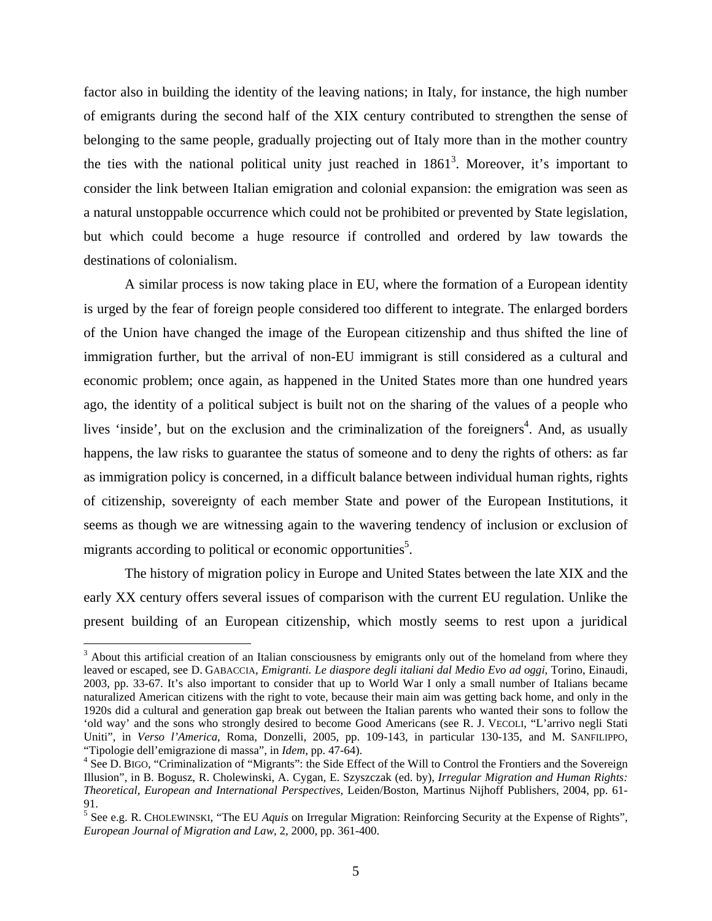factor also in building the identity of the leaving nations; in Italy, for instance, the high number of emigrants during the second half of the XIX century contributed to strengthen the sense of belonging to the same people, gradually projecting out of Italy more than in the mother country the ties with the national political unity just reached in 1861[3]. Moreover, it's important to consider the link between Italian emigration and colonial expansion: the emigration was seen as a natural unstoppable occurrence which could not be prohibited or prevented by State legislation, but which could become a huge resource if controlled and ordered by law towards the destinations of colonialism.

A similar process is now taking place in EU, where the formation of a European identity is urged by the fear of foreign people considered too different to integrate. The enlarged borders of the Union have changed the image of the European citizenship and thus shifted the line of immigration further, but the arrival of non-EU immigrant is still considered as a cultural and economic problem; once again, as happened in the United States more than one hundred years ago, the identity of a political subject is built not on the sharing of the values of a people who lives 'inside', but on the exclusion and the criminalization of the foreigners[4]. And, as usually happens, the law risks to guarantee the status of someone and to deny the rights of others: as far as immigration policy is concerned, in a difficult balance between individual human rights, rights of citizenship, sovereignty of each member State and power of the European Institutions, it seems as though we are witnessing again to the wavering tendency of inclusion or exclusion of migrants according to political or economic opportunities[5].

The history of migration policy in Europe and United States between the late XIX and the early XX century offers several issues of comparison with the current EU regulation. Unlike the present building of an European citizenship, which mostly seems to rest upon a juridical

---

[3] About this artificial creation of an Italian consciousness by emigrants only out of the homeland from where they leaved or escaped, see D. GABACCIA, *Emigranti. Le diaspore degli italiani dal Medio Evo ad oggi*, Torino, Einaudi, 2003, pp. 33-67. It's also important to consider that up to World War I only a small number of Italians became naturalized American citizens with the right to vote, because their main aim was getting back home, and only in the 1920s did a cultural and generation gap break out between the Italian parents who wanted their sons to follow the 'old way' and the sons who strongly desired to become Good Americans (see R. J. VECOLI, "L'arrivo negli Stati Uniti", in *Verso l'America*, Roma, Donzelli, 2005, pp. 109-143, in particular 130-135, and M. SANFILIPPO, "Tipologie dell'emigrazione di massa", in *Idem*, pp. 47-64).

[4] See D. BIGO, "Criminalization of "Migrants": the Side Effect of the Will to Control the Frontiers and the Sovereign Illusion", in B. Bogusz, R. Cholewinski, A. Cygan, E. Szyszczak (ed. by), *Irregular Migration and Human Rights: Theoretical, European and International Perspectives*, Leiden/Boston, Martinus Nijhoff Publishers, 2004, pp. 61-91.

[5] See e.g. R. CHOLEWINSKI, "The EU *Aquis* on Irregular Migration: Reinforcing Security at the Expense of Rights", *European Journal of Migration and Law*, 2, 2000, pp. 361-400.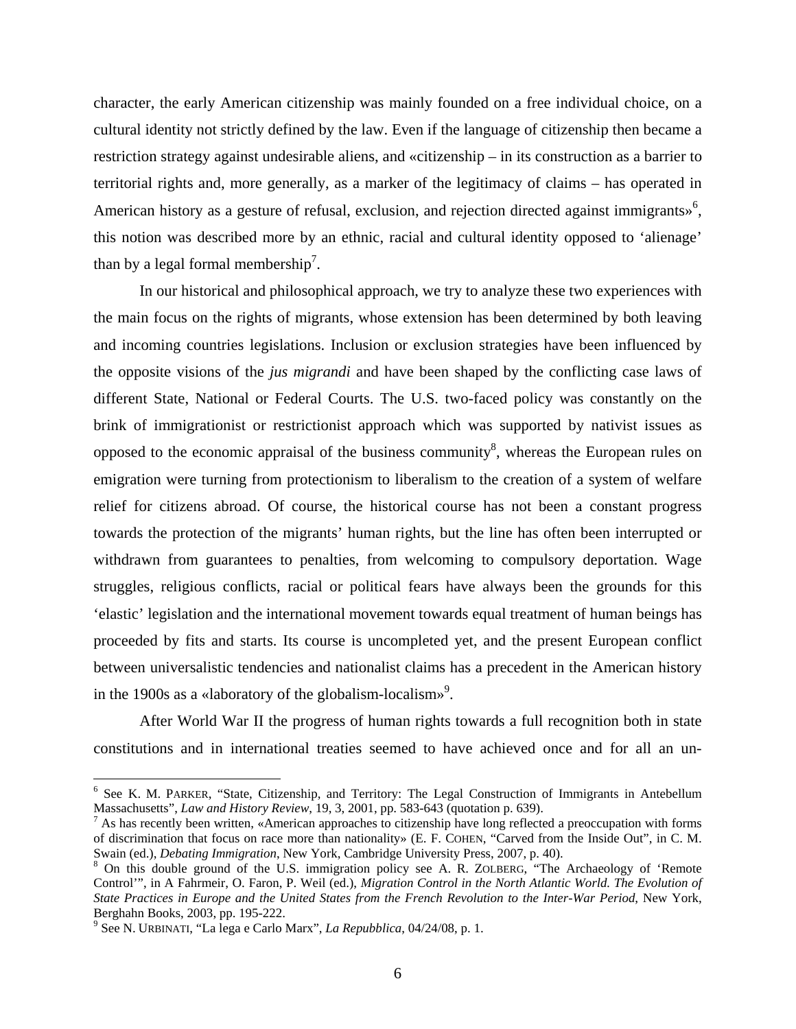character, the early American citizenship was mainly founded on a free individual choice, on a cultural identity not strictly defined by the law. Even if the language of citizenship then became a restriction strategy against undesirable aliens, and «citizenship – in its construction as a barrier to territorial rights and, more generally, as a marker of the legitimacy of claims – has operated in American history as a gesture of refusal, exclusion, and rejection directed against immigrants»[6], this notion was described more by an ethnic, racial and cultural identity opposed to 'alienage' than by a legal formal membership[7].

In our historical and philosophical approach, we try to analyze these two experiences with the main focus on the rights of migrants, whose extension has been determined by both leaving and incoming countries legislations. Inclusion or exclusion strategies have been influenced by the opposite visions of the *jus migrandi* and have been shaped by the conflicting case laws of different State, National or Federal Courts. The U.S. two-faced policy was constantly on the brink of immigrationist or restrictionist approach which was supported by nativist issues as opposed to the economic appraisal of the business community[8], whereas the European rules on emigration were turning from protectionism to liberalism to the creation of a system of welfare relief for citizens abroad. Of course, the historical course has not been a constant progress towards the protection of the migrants' human rights, but the line has often been interrupted or withdrawn from guarantees to penalties, from welcoming to compulsory deportation. Wage struggles, religious conflicts, racial or political fears have always been the grounds for this 'elastic' legislation and the international movement towards equal treatment of human beings has proceeded by fits and starts. Its course is uncompleted yet, and the present European conflict between universalistic tendencies and nationalist claims has a precedent in the American history in the 1900s as a «laboratory of the globalism-localism»[9].

After World War II the progress of human rights towards a full recognition both in state constitutions and in international treaties seemed to have achieved once and for all an un-

---

[6] See K. M. PARKER, "State, Citizenship, and Territory: The Legal Construction of Immigrants in Antebellum Massachusetts", *Law and History Review*, 19, 3, 2001, pp. 583-643 (quotation p. 639).

[7] As has recently been written, «American approaches to citizenship have long reflected a preoccupation with forms of discrimination that focus on race more than nationality» (E. F. COHEN, "Carved from the Inside Out", in C. M. Swain (ed.), *Debating Immigration*, New York, Cambridge University Press, 2007, p. 40).

[8] On this double ground of the U.S. immigration policy see A. R. ZOLBERG, "The Archaeology of 'Remote Control'", in A Fahrmeir, O. Faron, P. Weil (ed.), *Migration Control in the North Atlantic World. The Evolution of State Practices in Europe and the United States from the French Revolution to the Inter-War Period*, New York, Berghahn Books, 2003, pp. 195-222.

[9] See N. URBINATI, "La lega e Carlo Marx", *La Repubblica*, 04/24/08, p. 1.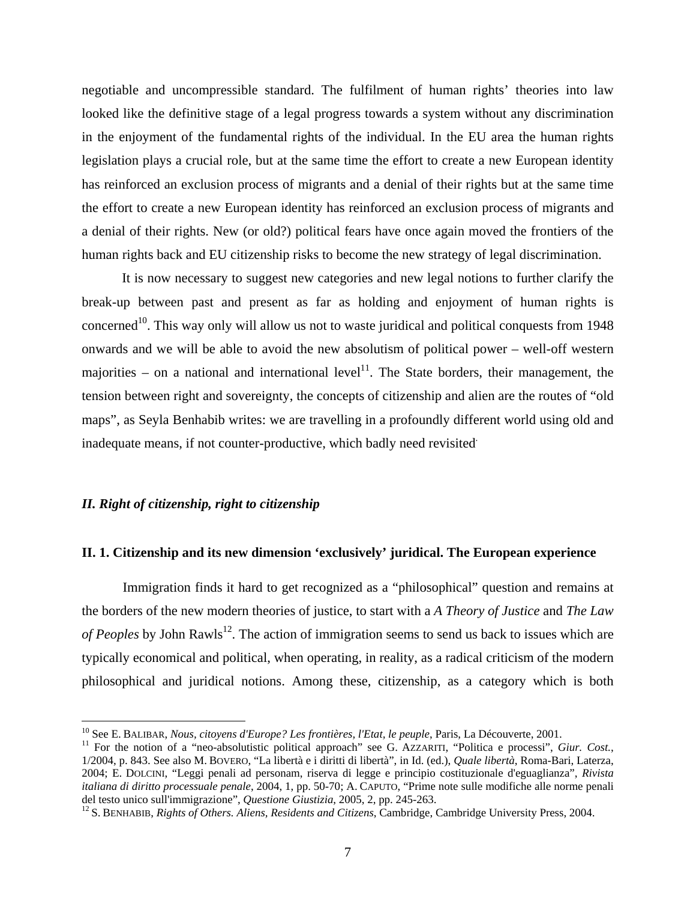negotiable and uncompressible standard. The fulfilment of human rights' theories into law looked like the definitive stage of a legal progress towards a system without any discrimination in the enjoyment of the fundamental rights of the individual. In the EU area the human rights legislation plays a crucial role, but at the same time the effort to create a new European identity has reinforced an exclusion process of migrants and a denial of their rights but at the same time the effort to create a new European identity has reinforced an exclusion process of migrants and a denial of their rights. New (or old?) political fears have once again moved the frontiers of the human rights back and EU citizenship risks to become the new strategy of legal discrimination.

It is now necessary to suggest new categories and new legal notions to further clarify the break-up between past and present as far as holding and enjoyment of human rights is concerned[10]. This way only will allow us not to waste juridical and political conquests from 1948 onwards and we will be able to avoid the new absolutism of political power – well-off western majorities – on a national and international level[11]. The State borders, their management, the tension between right and sovereignty, the concepts of citizenship and alien are the routes of "old maps", as Seyla Benhabib writes: we are travelling in a profoundly different world using old and inadequate means, if not counter-productive, which badly need revisited.

## *II. Right of citizenship, right to citizenship*

### II. 1. Citizenship and its new dimension 'exclusively' juridical. The European experience

Immigration finds it hard to get recognized as a "philosophical" question and remains at the borders of the new modern theories of justice, to start with a *A Theory of Justice* and *The Law of Peoples* by John Rawls[12]. The action of immigration seems to send us back to issues which are typically economical and political, when operating, in reality, as a radical criticism of the modern philosophical and juridical notions. Among these, citizenship, as a category which is both

---

[10] See E. BALIBAR, *Nous, citoyens d'Europe? Les frontières, l'Etat, le peuple*, Paris, La Découverte, 2001.

[11] For the notion of a "neo-absolutistic political approach" see G. AZZARITI, "Politica e processi", *Giur. Cost.*, 1/2004, p. 843. See also M. BOVERO, "La libertà e i diritti di libertà", in Id. (ed.), *Quale libertà*, Roma-Bari, Laterza, 2004; E. DOLCINI, "Leggi penali ad personam, riserva di legge e principio costituzionale d'eguaglianza", *Rivista italiana di diritto processuale penale*, 2004, 1, pp. 50-70; A. CAPUTO, "Prime note sulle modifiche alle norme penali del testo unico sull'immigrazione", *Questione Giustizia*, 2005, 2, pp. 245-263.

[12] S. BENHABIB, *Rights of Others. Aliens, Residents and Citizens*, Cambridge, Cambridge University Press, 2004.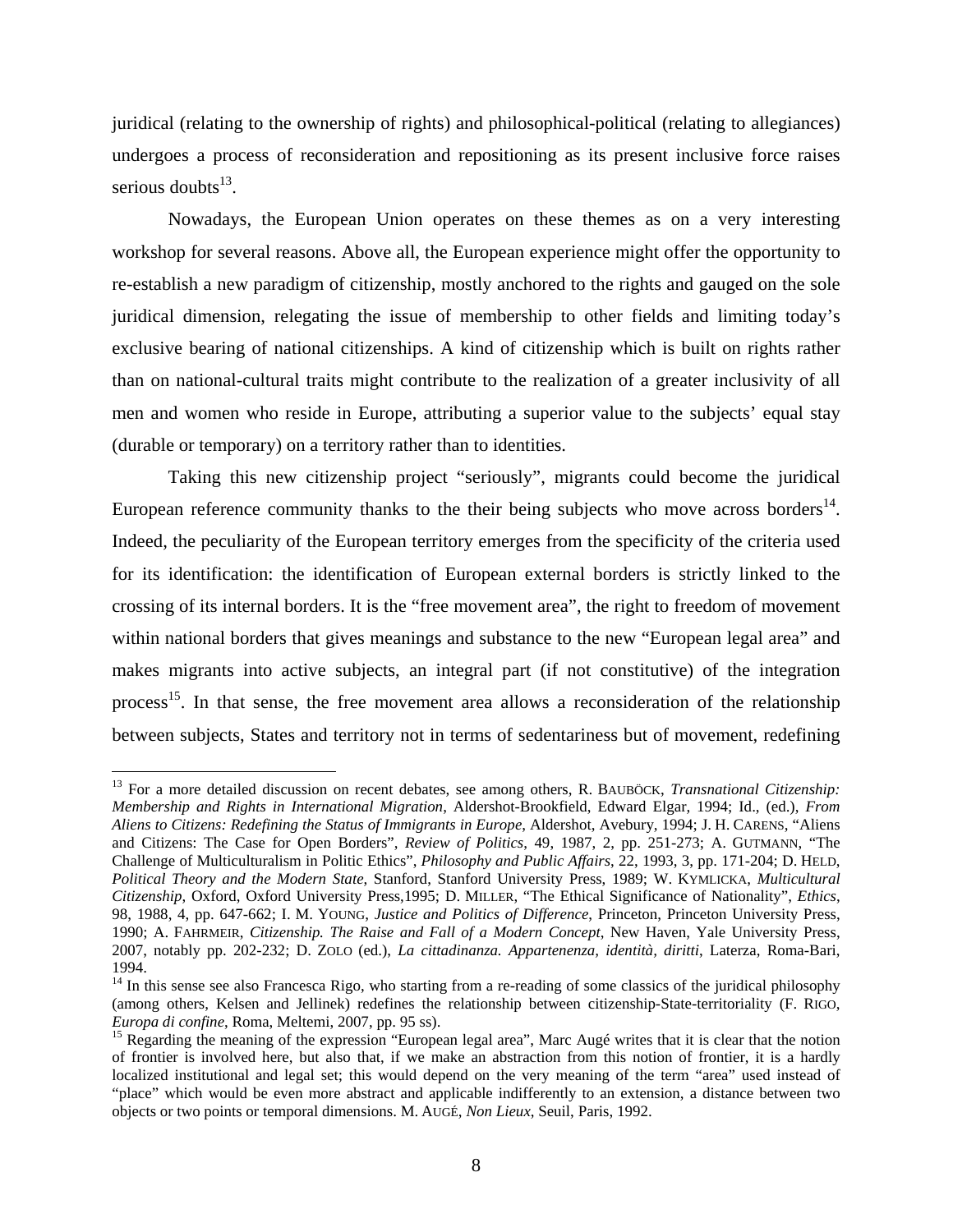juridical (relating to the ownership of rights) and philosophical-political (relating to allegiances) undergoes a process of reconsideration and repositioning as its present inclusive force raises serious doubts[13].

Nowadays, the European Union operates on these themes as on a very interesting workshop for several reasons. Above all, the European experience might offer the opportunity to re-establish a new paradigm of citizenship, mostly anchored to the rights and gauged on the sole juridical dimension, relegating the issue of membership to other fields and limiting today's exclusive bearing of national citizenships. A kind of citizenship which is built on rights rather than on national-cultural traits might contribute to the realization of a greater inclusivity of all men and women who reside in Europe, attributing a superior value to the subjects' equal stay (durable or temporary) on a territory rather than to identities.

Taking this new citizenship project "seriously", migrants could become the juridical European reference community thanks to the their being subjects who move across borders[14]. Indeed, the peculiarity of the European territory emerges from the specificity of the criteria used for its identification: the identification of European external borders is strictly linked to the crossing of its internal borders. It is the "free movement area", the right to freedom of movement within national borders that gives meanings and substance to the new "European legal area" and makes migrants into active subjects, an integral part (if not constitutive) of the integration process[15]. In that sense, the free movement area allows a reconsideration of the relationship between subjects, States and territory not in terms of sedentariness but of movement, redefining

---

[13] For a more detailed discussion on recent debates, see among others, R. BAUBÖCK, *Transnational Citizenship: Membership and Rights in International Migration*, Aldershot-Brookfield, Edward Elgar, 1994; Id., (ed.), *From Aliens to Citizens: Redefining the Status of Immigrants in Europe*, Aldershot, Avebury, 1994; J. H. CARENS, "Aliens and Citizens: The Case for Open Borders", *Review of Politics*, 49, 1987, 2, pp. 251-273; A. GUTMANN, "The Challenge of Multiculturalism in Politic Ethics", *Philosophy and Public Affairs*, 22, 1993, 3, pp. 171-204; D. HELD, *Political Theory and the Modern State*, Stanford, Stanford University Press, 1989; W. KYMLICKA, *Multicultural Citizenship*, Oxford, Oxford University Press,1995; D. MILLER, "The Ethical Significance of Nationality", *Ethics*, 98, 1988, 4, pp. 647-662; I. M. YOUNG, *Justice and Politics of Difference*, Princeton, Princeton University Press, 1990; A. FAHRMEIR, *Citizenship. The Raise and Fall of a Modern Concept*, New Haven, Yale University Press, 2007, notably pp. 202-232; D. ZOLO (ed.), *La cittadinanza. Appartenenza, identità, diritti*, Laterza, Roma-Bari, 1994.

[14] In this sense see also Francesca Rigo, who starting from a re-reading of some classics of the juridical philosophy (among others, Kelsen and Jellinek) redefines the relationship between citizenship-State-territoriality (F. RIGO, *Europa di confine*, Roma, Meltemi, 2007, pp. 95 ss).

[15] Regarding the meaning of the expression "European legal area", Marc Augé writes that it is clear that the notion of frontier is involved here, but also that, if we make an abstraction from this notion of frontier, it is a hardly localized institutional and legal set; this would depend on the very meaning of the term "area" used instead of "place" which would be even more abstract and applicable indifferently to an extension, a distance between two objects or two points or temporal dimensions. M. AUGÉ, *Non Lieux*, Seuil, Paris, 1992.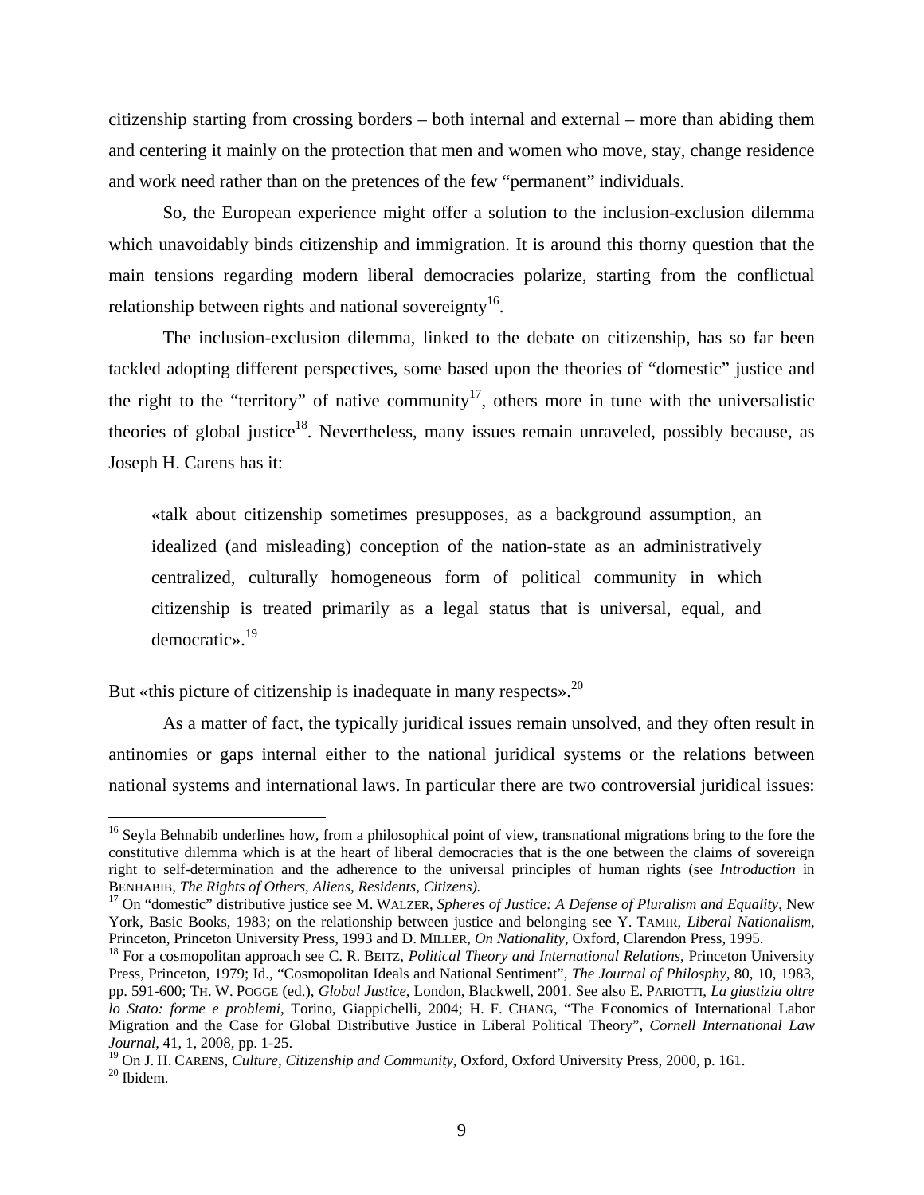citizenship starting from crossing borders – both internal and external – more than abiding them and centering it mainly on the protection that men and women who move, stay, change residence and work need rather than on the pretences of the few "permanent" individuals.

So, the European experience might offer a solution to the inclusion-exclusion dilemma which unavoidably binds citizenship and immigration. It is around this thorny question that the main tensions regarding modern liberal democracies polarize, starting from the conflictual relationship between rights and national sovereignty[16].

The inclusion-exclusion dilemma, linked to the debate on citizenship, has so far been tackled adopting different perspectives, some based upon the theories of "domestic" justice and the right to the "territory" of native community[17], others more in tune with the universalistic theories of global justice[18]. Nevertheless, many issues remain unraveled, possibly because, as Joseph H. Carens has it:

> «talk about citizenship sometimes presupposes, as a background assumption, an idealized (and misleading) conception of the nation-state as an administratively centralized, culturally homogeneous form of political community in which citizenship is treated primarily as a legal status that is universal, equal, and democratic».[19]

But «this picture of citizenship is inadequate in many respects».[20]

As a matter of fact, the typically juridical issues remain unsolved, and they often result in antinomies or gaps internal either to the national juridical systems or the relations between national systems and international laws. In particular there are two controversial juridical issues:

---

[16] Seyla Behnabib underlines how, from a philosophical point of view, transnational migrations bring to the fore the constitutive dilemma which is at the heart of liberal democracies that is the one between the claims of sovereign right to self-determination and the adherence to the universal principles of human rights (see *Introduction* in BENHABIB, *The Rights of Others, Aliens, Residents, Citizens).*

[17] On "domestic" distributive justice see M. WALZER, *Spheres of Justice: A Defense of Pluralism and Equality*, New York, Basic Books, 1983; on the relationship between justice and belonging see Y. TAMIR, *Liberal Nationalism*, Princeton, Princeton University Press, 1993 and D. MILLER, *On Nationality*, Oxford, Clarendon Press, 1995.

[18] For a cosmopolitan approach see C. R. BEITZ, *Political Theory and International Relations*, Princeton University Press, Princeton, 1979; Id., "Cosmopolitan Ideals and National Sentiment", *The Journal of Philosphy*, 80, 10, 1983, pp. 591-600; TH. W. POGGE (ed.), *Global Justice*, London, Blackwell, 2001. See also E. PARIOTTI, *La giustizia oltre lo Stato: forme e problemi*, Torino, Giappichelli, 2004; H. F. CHANG, "The Economics of International Labor Migration and the Case for Global Distributive Justice in Liberal Political Theory", *Cornell International Law Journal*, 41, 1, 2008, pp. 1-25.

[19] On J. H. CARENS, *Culture, Citizenship and Community*, Oxford, Oxford University Press, 2000, p. 161.

[20] Ibidem.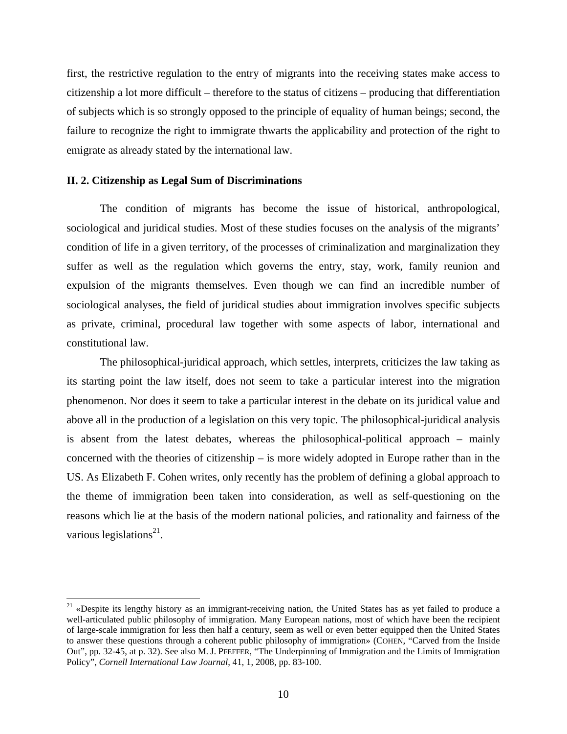first, the restrictive regulation to the entry of migrants into the receiving states make access to citizenship a lot more difficult – therefore to the status of citizens – producing that differentiation of subjects which is so strongly opposed to the principle of equality of human beings; second, the failure to recognize the right to immigrate thwarts the applicability and protection of the right to emigrate as already stated by the international law.

### II. 2. Citizenship as Legal Sum of Discriminations

The condition of migrants has become the issue of historical, anthropological, sociological and juridical studies. Most of these studies focuses on the analysis of the migrants' condition of life in a given territory, of the processes of criminalization and marginalization they suffer as well as the regulation which governs the entry, stay, work, family reunion and expulsion of the migrants themselves. Even though we can find an incredible number of sociological analyses, the field of juridical studies about immigration involves specific subjects as private, criminal, procedural law together with some aspects of labor, international and constitutional law.

The philosophical-juridical approach, which settles, interprets, criticizes the law taking as its starting point the law itself, does not seem to take a particular interest into the migration phenomenon. Nor does it seem to take a particular interest in the debate on its juridical value and above all in the production of a legislation on this very topic. The philosophical-juridical analysis is absent from the latest debates, whereas the philosophical-political approach – mainly concerned with the theories of citizenship – is more widely adopted in Europe rather than in the US. As Elizabeth F. Cohen writes, only recently has the problem of defining a global approach to the theme of immigration been taken into consideration, as well as self-questioning on the reasons which lie at the basis of the modern national policies, and rationality and fairness of the various legislations[21].

---

[21] «Despite its lengthy history as an immigrant-receiving nation, the United States has as yet failed to produce a well-articulated public philosophy of immigration. Many European nations, most of which have been the recipient of large-scale immigration for less then half a century, seem as well or even better equipped then the United States to answer these questions through a coherent public philosophy of immigration» (COHEN, "Carved from the Inside Out", pp. 32-45, at p. 32). See also M. J. PFEFFER, "The Underpinning of Immigration and the Limits of Immigration Policy", *Cornell International Law Journal*, 41, 1, 2008, pp. 83-100.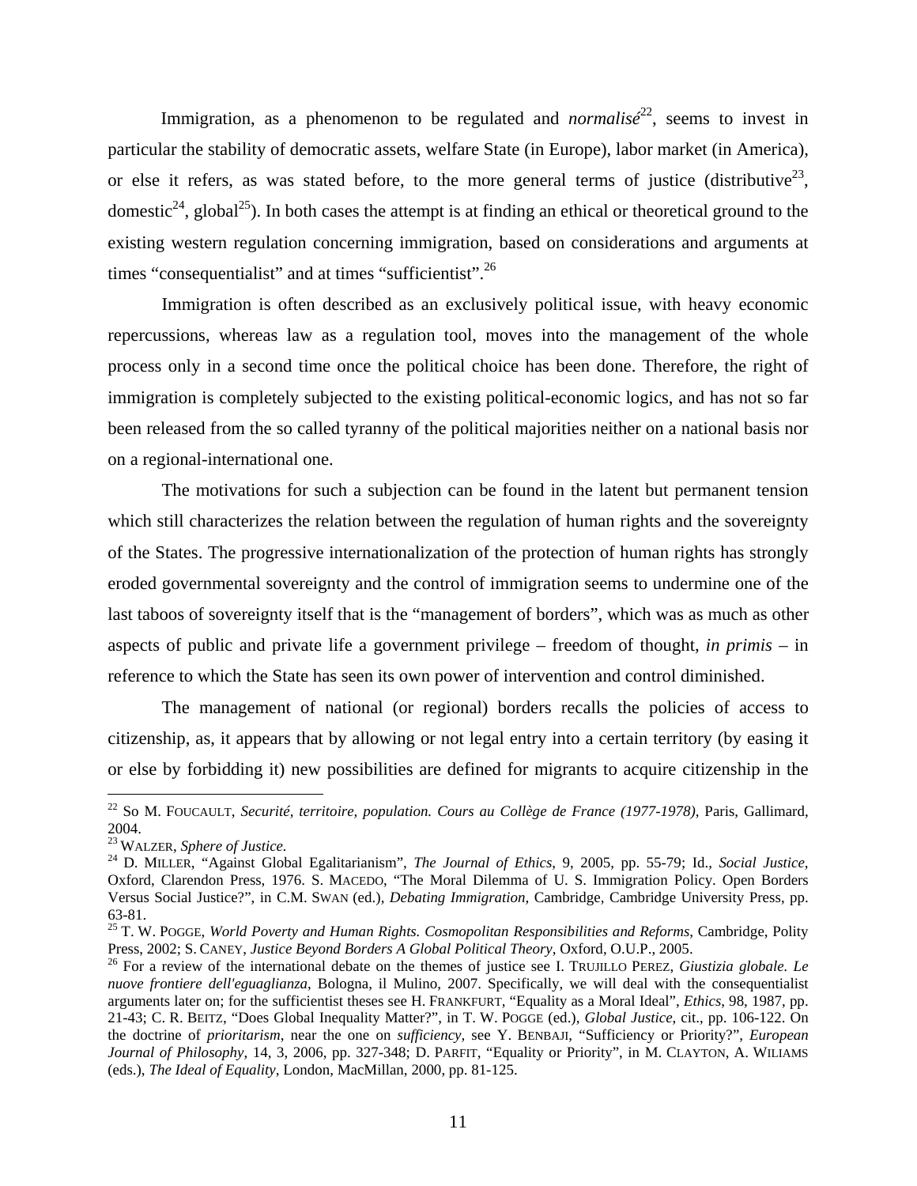Immigration, as a phenomenon to be regulated and *normalisé*[22], seems to invest in particular the stability of democratic assets, welfare State (in Europe), labor market (in America), or else it refers, as was stated before, to the more general terms of justice (distributive[23], domestic[24], global[25]). In both cases the attempt is at finding an ethical or theoretical ground to the existing western regulation concerning immigration, based on considerations and arguments at times "consequentialist" and at times "sufficientist".[26]

Immigration is often described as an exclusively political issue, with heavy economic repercussions, whereas law as a regulation tool, moves into the management of the whole process only in a second time once the political choice has been done. Therefore, the right of immigration is completely subjected to the existing political-economic logics, and has not so far been released from the so called tyranny of the political majorities neither on a national basis nor on a regional-international one.

The motivations for such a subjection can be found in the latent but permanent tension which still characterizes the relation between the regulation of human rights and the sovereignty of the States. The progressive internationalization of the protection of human rights has strongly eroded governmental sovereignty and the control of immigration seems to undermine one of the last taboos of sovereignty itself that is the "management of borders", which was as much as other aspects of public and private life a government privilege – freedom of thought, *in primis* – in reference to which the State has seen its own power of intervention and control diminished.

The management of national (or regional) borders recalls the policies of access to citizenship, as, it appears that by allowing or not legal entry into a certain territory (by easing it or else by forbidding it) new possibilities are defined for migrants to acquire citizenship in the

---

[22] So M. FOUCAULT, *Securité, territoire, population. Cours au Collège de France (1977-1978)*, Paris, Gallimard, 2004.

[23] WALZER, *Sphere of Justice.*

[24] D. MILLER, "Against Global Egalitarianism", *The Journal of Ethics*, 9, 2005, pp. 55-79; Id., *Social Justice*, Oxford, Clarendon Press, 1976. S. MACEDO, "The Moral Dilemma of U. S. Immigration Policy. Open Borders Versus Social Justice?", in C.M. SWAN (ed.), *Debating Immigration*, Cambridge, Cambridge University Press, pp. 63-81.

[25] T. W. POGGE, *World Poverty and Human Rights. Cosmopolitan Responsibilities and Reforms*, Cambridge, Polity Press, 2002; S. CANEY, *Justice Beyond Borders A Global Political Theory*, Oxford, O.U.P., 2005.

[26] For a review of the international debate on the themes of justice see I. TRUJILLO PEREZ, *Giustizia globale. Le nuove frontiere dell'eguaglianza*, Bologna, il Mulino, 2007. Specifically, we will deal with the consequentialist arguments later on; for the sufficientist theses see H. FRANKFURT, "Equality as a Moral Ideal", *Ethics*, 98, 1987, pp. 21-43; C. R. BEITZ, "Does Global Inequality Matter?", in T. W. POGGE (ed.), *Global Justice*, cit., pp. 106-122. On the doctrine of *prioritarism*, near the one on *sufficiency*, see Y. BENBAJI, "Sufficiency or Priority?", *European Journal of Philosophy*, 14, 3, 2006, pp. 327-348; D. PARFIT, "Equality or Priority", in M. CLAYTON, A. WILIAMS (eds.), *The Ideal of Equality*, London, MacMillan, 2000, pp. 81-125.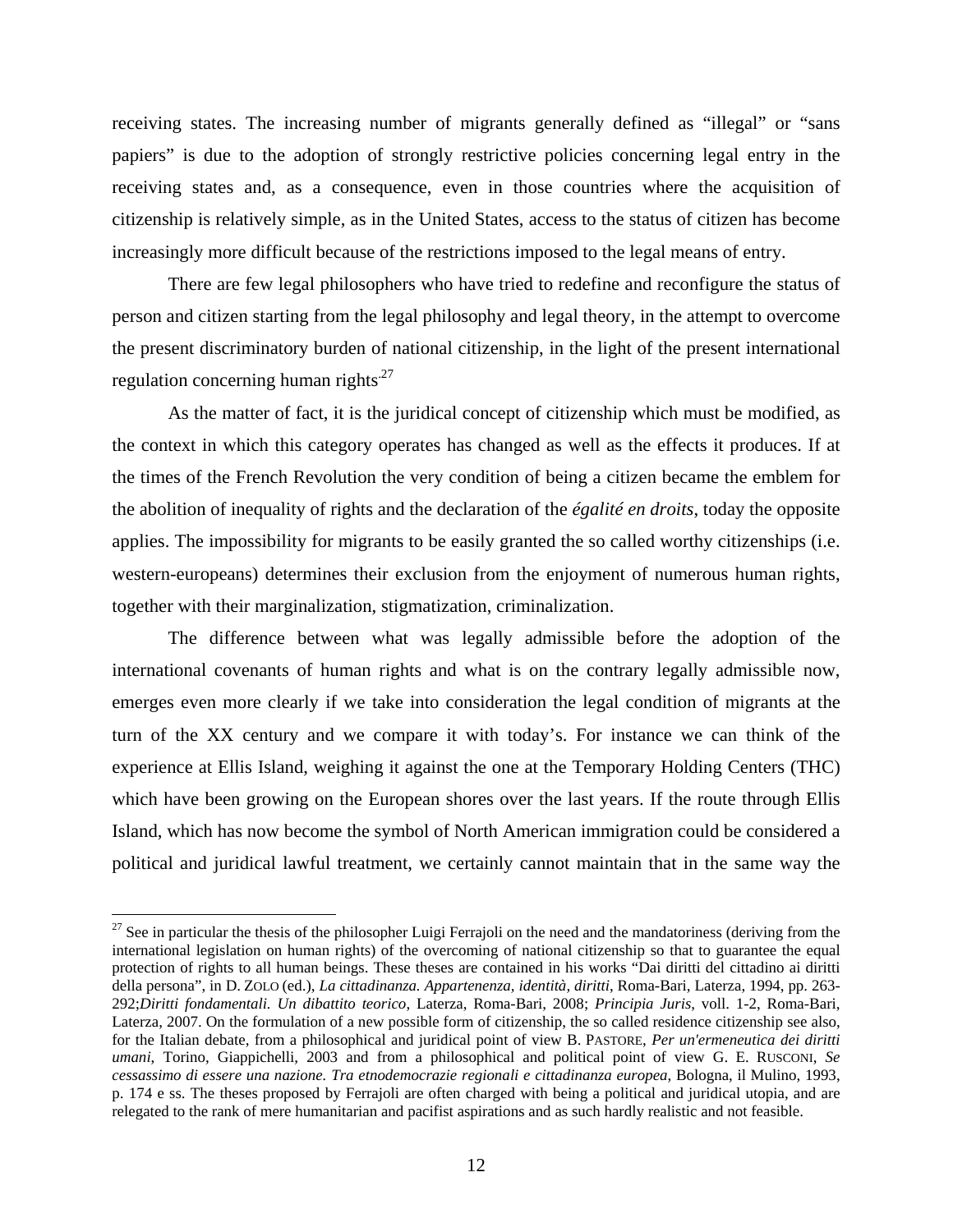receiving states. The increasing number of migrants generally defined as "illegal" or "sans papiers" is due to the adoption of strongly restrictive policies concerning legal entry in the receiving states and, as a consequence, even in those countries where the acquisition of citizenship is relatively simple, as in the United States, access to the status of citizen has become increasingly more difficult because of the restrictions imposed to the legal means of entry.

There are few legal philosophers who have tried to redefine and reconfigure the status of person and citizen starting from the legal philosophy and legal theory, in the attempt to overcome the present discriminatory burden of national citizenship, in the light of the present international regulation concerning human rights.[27]

As the matter of fact, it is the juridical concept of citizenship which must be modified, as the context in which this category operates has changed as well as the effects it produces. If at the times of the French Revolution the very condition of being a citizen became the emblem for the abolition of inequality of rights and the declaration of the *égalité en droits*, today the opposite applies. The impossibility for migrants to be easily granted the so called worthy citizenships (i.e. western-europeans) determines their exclusion from the enjoyment of numerous human rights, together with their marginalization, stigmatization, criminalization.

The difference between what was legally admissible before the adoption of the international covenants of human rights and what is on the contrary legally admissible now, emerges even more clearly if we take into consideration the legal condition of migrants at the turn of the XX century and we compare it with today's. For instance we can think of the experience at Ellis Island, weighing it against the one at the Temporary Holding Centers (THC) which have been growing on the European shores over the last years. If the route through Ellis Island, which has now become the symbol of North American immigration could be considered a political and juridical lawful treatment, we certainly cannot maintain that in the same way the

---

[27] See in particular the thesis of the philosopher Luigi Ferrajoli on the need and the mandatoriness (deriving from the international legislation on human rights) of the overcoming of national citizenship so that to guarantee the equal protection of rights to all human beings. These theses are contained in his works "Dai diritti del cittadino ai diritti della persona", in D. ZOLO (ed.), *La cittadinanza. Appartenenza, identità, diritti*, Roma-Bari, Laterza, 1994, pp. 263-292;*Diritti fondamentali. Un dibattito teorico,* Laterza, Roma-Bari, 2008; *Principia Juris*, voll. 1-2, Roma-Bari, Laterza, 2007. On the formulation of a new possible form of citizenship, the so called residence citizenship see also, for the Italian debate, from a philosophical and juridical point of view B. PASTORE, *Per un'ermeneutica dei diritti umani*, Torino, Giappichelli, 2003 and from a philosophical and political point of view G. E. RUSCONI, *Se cessassimo di essere una nazione. Tra etnodemocrazie regionali e cittadinanza europea*, Bologna, il Mulino, 1993, p. 174 e ss. The theses proposed by Ferrajoli are often charged with being a political and juridical utopia, and are relegated to the rank of mere humanitarian and pacifist aspirations and as such hardly realistic and not feasible.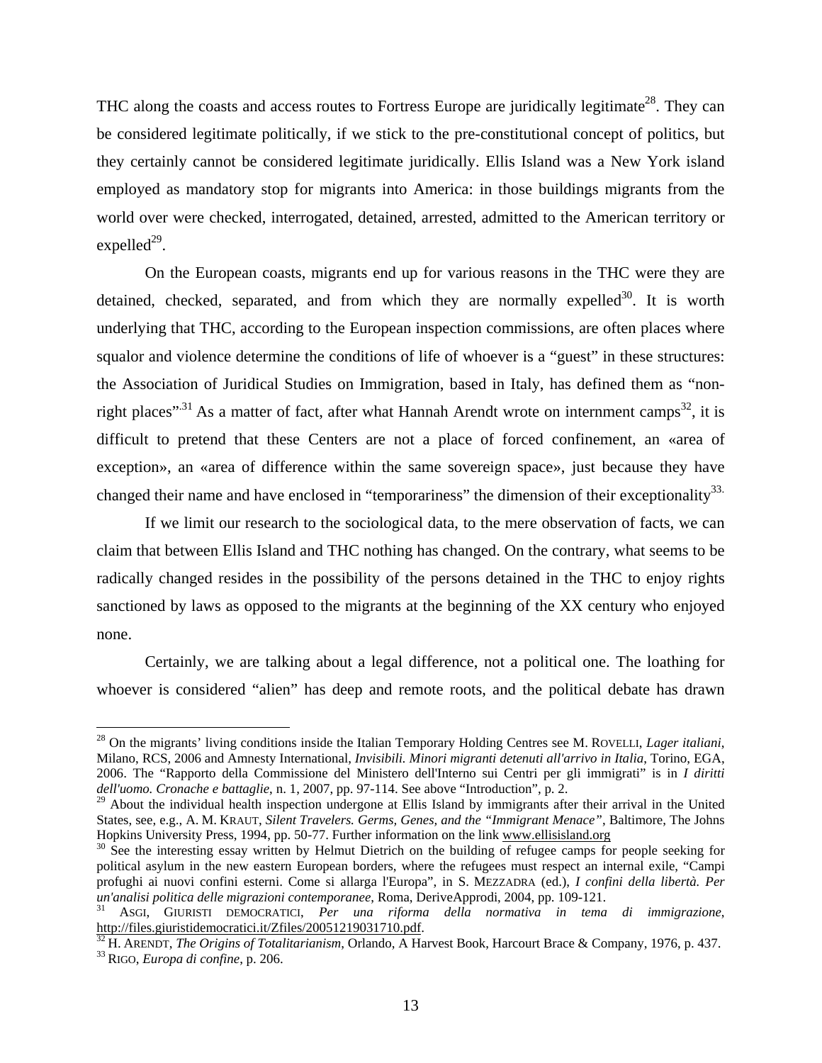THC along the coasts and access routes to Fortress Europe are juridically legitimate[28]. They can be considered legitimate politically, if we stick to the pre-constitutional concept of politics, but they certainly cannot be considered legitimate juridically. Ellis Island was a New York island employed as mandatory stop for migrants into America: in those buildings migrants from the world over were checked, interrogated, detained, arrested, admitted to the American territory or expelled[29].

On the European coasts, migrants end up for various reasons in the THC were they are detained, checked, separated, and from which they are normally expelled[30]. It is worth underlying that THC, according to the European inspection commissions, are often places where squalor and violence determine the conditions of life of whoever is a "guest" in these structures: the Association of Juridical Studies on Immigration, based in Italy, has defined them as "non-right places".[31] As a matter of fact, after what Hannah Arendt wrote on internment camps[32], it is difficult to pretend that these Centers are not a place of forced confinement, an «area of exception», an «area of difference within the same sovereign space», just because they have changed their name and have enclosed in "temporariness" the dimension of their exceptionality[33].

If we limit our research to the sociological data, to the mere observation of facts, we can claim that between Ellis Island and THC nothing has changed. On the contrary, what seems to be radically changed resides in the possibility of the persons detained in the THC to enjoy rights sanctioned by laws as opposed to the migrants at the beginning of the XX century who enjoyed none.

Certainly, we are talking about a legal difference, not a political one. The loathing for whoever is considered "alien" has deep and remote roots, and the political debate has drawn

---

[28] On the migrants' living conditions inside the Italian Temporary Holding Centres see M. ROVELLI, *Lager italiani*, Milano, RCS, 2006 and Amnesty International, *Invisibili. Minori migranti detenuti all'arrivo in Italia*, Torino, EGA, 2006. The "Rapporto della Commissione del Ministero dell'Interno sui Centri per gli immigrati" is in *I diritti dell'uomo. Cronache e battaglie*, n. 1, 2007, pp. 97-114. See above "Introduction", p. 2.

[29] About the individual health inspection undergone at Ellis Island by immigrants after their arrival in the United States, see, e.g., A. M. KRAUT, *Silent Travelers. Germs, Genes, and the "Immigrant Menace"*, Baltimore, The Johns Hopkins University Press, 1994, pp. 50-77. Further information on the link www.ellisisland.org

[30] See the interesting essay written by Helmut Dietrich on the building of refugee camps for people seeking for political asylum in the new eastern European borders, where the refugees must respect an internal exile, "Campi profughi ai nuovi confini esterni. Come si allarga l'Europa", in S. MEZZADRA (ed.), *I confini della libertà. Per un'analisi politica delle migrazioni contemporanee*, Roma, DeriveApprodi, 2004, pp. 109-121.

[31] ASGI, GIURISTI DEMOCRATICI, *Per una riforma della normativa in tema di immigrazione*, http://files.giuristidemocratici.it/Zfiles/20051219031710.pdf.

[32] H. ARENDT, *The Origins of Totalitarianism*, Orlando, A Harvest Book, Harcourt Brace & Company, 1976, p. 437.

[33] RIGO, *Europa di confine*, p. 206.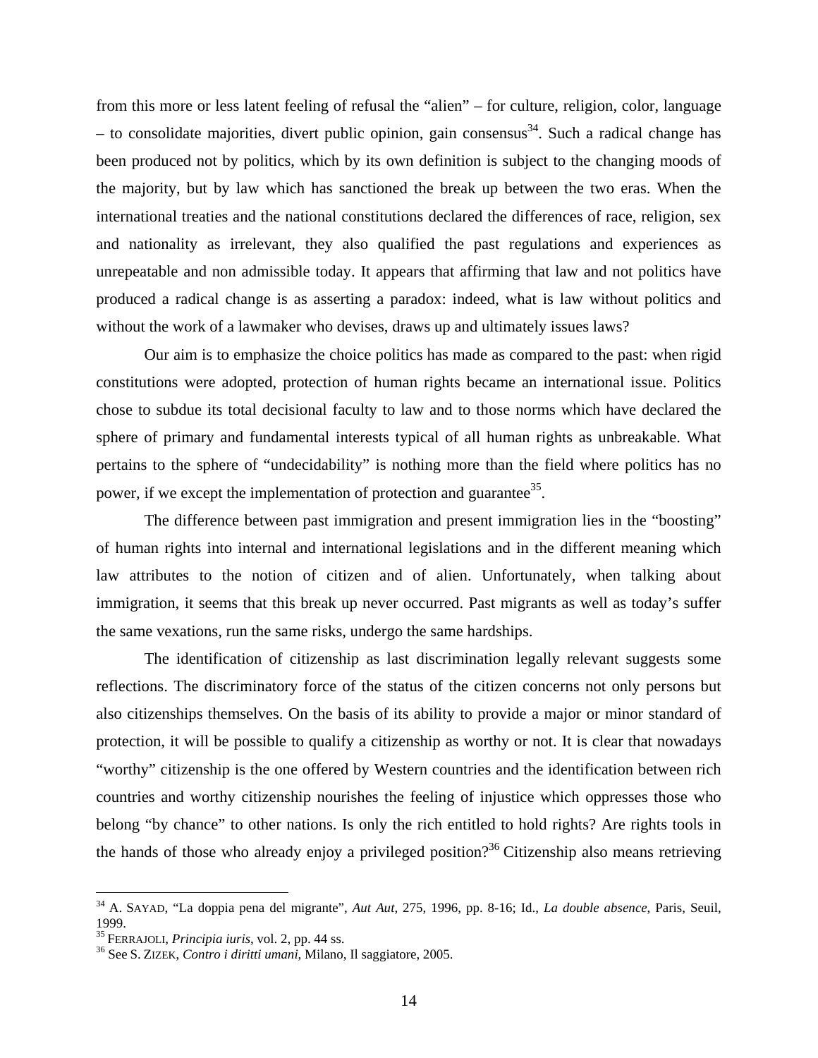from this more or less latent feeling of refusal the "alien" – for culture, religion, color, language – to consolidate majorities, divert public opinion, gain consensus[34]. Such a radical change has been produced not by politics, which by its own definition is subject to the changing moods of the majority, but by law which has sanctioned the break up between the two eras. When the international treaties and the national constitutions declared the differences of race, religion, sex and nationality as irrelevant, they also qualified the past regulations and experiences as unrepeatable and non admissible today. It appears that affirming that law and not politics have produced a radical change is as asserting a paradox: indeed, what is law without politics and without the work of a lawmaker who devises, draws up and ultimately issues laws?

Our aim is to emphasize the choice politics has made as compared to the past: when rigid constitutions were adopted, protection of human rights became an international issue. Politics chose to subdue its total decisional faculty to law and to those norms which have declared the sphere of primary and fundamental interests typical of all human rights as unbreakable. What pertains to the sphere of "undecidability" is nothing more than the field where politics has no power, if we except the implementation of protection and guarantee[35].

The difference between past immigration and present immigration lies in the "boosting" of human rights into internal and international legislations and in the different meaning which law attributes to the notion of citizen and of alien. Unfortunately, when talking about immigration, it seems that this break up never occurred. Past migrants as well as today's suffer the same vexations, run the same risks, undergo the same hardships.

The identification of citizenship as last discrimination legally relevant suggests some reflections. The discriminatory force of the status of the citizen concerns not only persons but also citizenships themselves. On the basis of its ability to provide a major or minor standard of protection, it will be possible to qualify a citizenship as worthy or not. It is clear that nowadays "worthy" citizenship is the one offered by Western countries and the identification between rich countries and worthy citizenship nourishes the feeling of injustice which oppresses those who belong "by chance" to other nations. Is only the rich entitled to hold rights? Are rights tools in the hands of those who already enjoy a privileged position?[36] Citizenship also means retrieving

---

[34] A. SAYAD, "La doppia pena del migrante", *Aut Aut*, 275, 1996, pp. 8-16; Id., *La double absence*, Paris, Seuil, 1999.

[35] FERRAJOLI, *Principia iuris*, vol. 2, pp. 44 ss.

[36] See S. ZIZEK, *Contro i diritti umani*, Milano, Il saggiatore, 2005.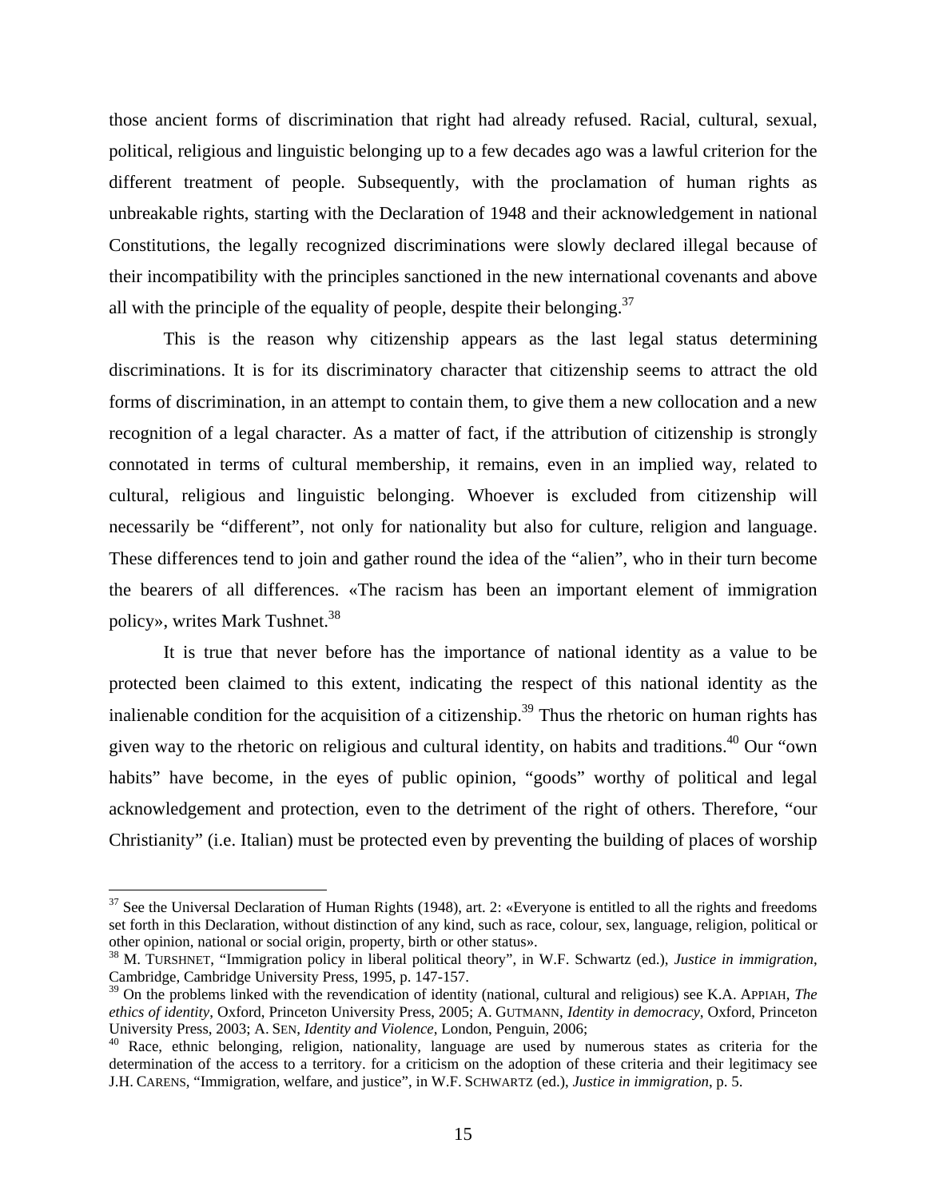those ancient forms of discrimination that right had already refused. Racial, cultural, sexual, political, religious and linguistic belonging up to a few decades ago was a lawful criterion for the different treatment of people. Subsequently, with the proclamation of human rights as unbreakable rights, starting with the Declaration of 1948 and their acknowledgement in national Constitutions, the legally recognized discriminations were slowly declared illegal because of their incompatibility with the principles sanctioned in the new international covenants and above all with the principle of the equality of people, despite their belonging.[37]

This is the reason why citizenship appears as the last legal status determining discriminations. It is for its discriminatory character that citizenship seems to attract the old forms of discrimination, in an attempt to contain them, to give them a new collocation and a new recognition of a legal character. As a matter of fact, if the attribution of citizenship is strongly connotated in terms of cultural membership, it remains, even in an implied way, related to cultural, religious and linguistic belonging. Whoever is excluded from citizenship will necessarily be "different", not only for nationality but also for culture, religion and language. These differences tend to join and gather round the idea of the "alien", who in their turn become the bearers of all differences. «The racism has been an important element of immigration policy», writes Mark Tushnet.[38]

It is true that never before has the importance of national identity as a value to be protected been claimed to this extent, indicating the respect of this national identity as the inalienable condition for the acquisition of a citizenship.[39] Thus the rhetoric on human rights has given way to the rhetoric on religious and cultural identity, on habits and traditions.[40] Our "own habits" have become, in the eyes of public opinion, "goods" worthy of political and legal acknowledgement and protection, even to the detriment of the right of others. Therefore, "our Christianity" (i.e. Italian) must be protected even by preventing the building of places of worship

---

[37] See the Universal Declaration of Human Rights (1948), art. 2: «Everyone is entitled to all the rights and freedoms set forth in this Declaration, without distinction of any kind, such as race, colour, sex, language, religion, political or other opinion, national or social origin, property, birth or other status».

[38] M. TURSHNET, "Immigration policy in liberal political theory", in W.F. Schwartz (ed.), *Justice in immigration*, Cambridge, Cambridge University Press, 1995, p. 147-157.

[39] On the problems linked with the revendication of identity (national, cultural and religious) see K.A. APPIAH, *The ethics of identity*, Oxford, Princeton University Press, 2005; A. GUTMANN, *Identity in democracy*, Oxford, Princeton University Press, 2003; A. SEN, *Identity and Violence*, London, Penguin, 2006;

[40] Race, ethnic belonging, religion, nationality, language are used by numerous states as criteria for the determination of the access to a territory. for a criticism on the adoption of these criteria and their legitimacy see J.H. CARENS, "Immigration, welfare, and justice", in W.F. SCHWARTZ (ed.), *Justice in immigration*, p. 5.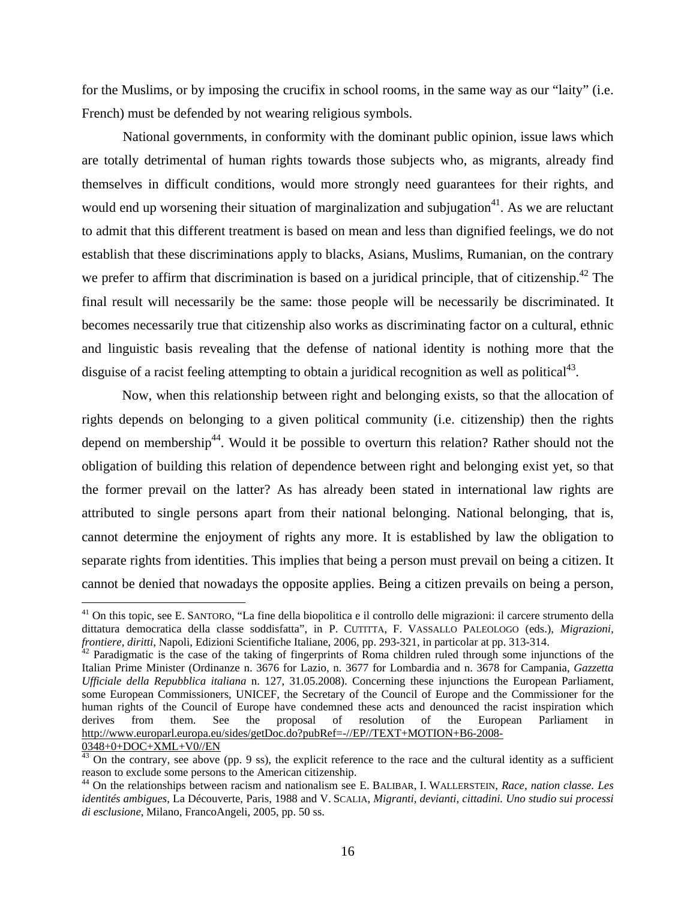for the Muslims, or by imposing the crucifix in school rooms, in the same way as our "laity" (i.e. French) must be defended by not wearing religious symbols.

National governments, in conformity with the dominant public opinion, issue laws which are totally detrimental of human rights towards those subjects who, as migrants, already find themselves in difficult conditions, would more strongly need guarantees for their rights, and would end up worsening their situation of marginalization and subjugation[41]. As we are reluctant to admit that this different treatment is based on mean and less than dignified feelings, we do not establish that these discriminations apply to blacks, Asians, Muslims, Rumanian, on the contrary we prefer to affirm that discrimination is based on a juridical principle, that of citizenship.[42] The final result will necessarily be the same: those people will be necessarily be discriminated. It becomes necessarily true that citizenship also works as discriminating factor on a cultural, ethnic and linguistic basis revealing that the defense of national identity is nothing more that the disguise of a racist feeling attempting to obtain a juridical recognition as well as political[43].

Now, when this relationship between right and belonging exists, so that the allocation of rights depends on belonging to a given political community (i.e. citizenship) then the rights depend on membership[44]. Would it be possible to overturn this relation? Rather should not the obligation of building this relation of dependence between right and belonging exist yet, so that the former prevail on the latter? As has already been stated in international law rights are attributed to single persons apart from their national belonging. National belonging, that is, cannot determine the enjoyment of rights any more. It is established by law the obligation to separate rights from identities. This implies that being a person must prevail on being a citizen. It cannot be denied that nowadays the opposite applies. Being a citizen prevails on being a person,

---

[41] On this topic, see E. SANTORO, "La fine della biopolitica e il controllo delle migrazioni: il carcere strumento della dittatura democratica della classe soddisfatta", in P. CUTITTA, F. VASSALLO PALEOLOGO (eds.), *Migrazioni, frontiere, diritti,* Napoli, Edizioni Scientifiche Italiane, 2006, pp. 293-321, in particolar at pp. 313-314.

[42] Paradigmatic is the case of the taking of fingerprints of Roma children ruled through some injunctions of the Italian Prime Minister (Ordinanze n. 3676 for Lazio, n. 3677 for Lombardia and n. 3678 for Campania, *Gazzetta Ufficiale della Repubblica italiana* n. 127, 31.05.2008). Concerning these injunctions the European Parliament, some European Commissioners, UNICEF, the Secretary of the Council of Europe and the Commissioner for the human rights of the Council of Europe have condemned these acts and denounced the racist inspiration which derives from them. See the proposal of resolution of the European Parliament in http://www.europarl.europa.eu/sides/getDoc.do?pubRef=-//EP//TEXT+MOTION+B6-2008-0348+0+DOC+XML+V0//EN

[43] On the contrary, see above (pp. 9 ss), the explicit reference to the race and the cultural identity as a sufficient reason to exclude some persons to the American citizenship.

[44] On the relationships between racism and nationalism see E. BALIBAR, I. WALLERSTEIN, *Race, nation classe. Les identités ambigues*, La Découverte, Paris, 1988 and V. SCALIA, *Migranti, devianti, cittadini. Uno studio sui processi di esclusione*, Milano, FrancoAngeli, 2005, pp. 50 ss.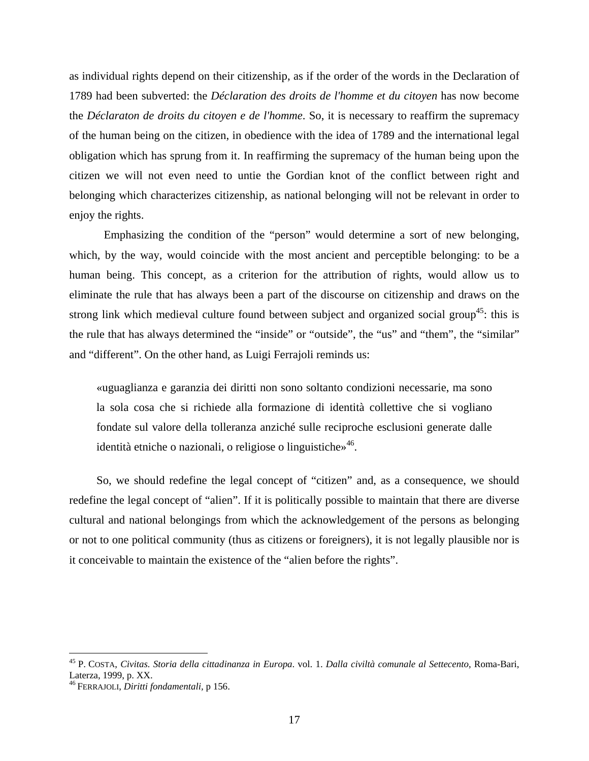as individual rights depend on their citizenship, as if the order of the words in the Declaration of 1789 had been subverted: the *Déclaration des droits de l'homme et du citoyen* has now become the *Déclaraton de droits du citoyen e de l'homme*. So, it is necessary to reaffirm the supremacy of the human being on the citizen, in obedience with the idea of 1789 and the international legal obligation which has sprung from it. In reaffirming the supremacy of the human being upon the citizen we will not even need to untie the Gordian knot of the conflict between right and belonging which characterizes citizenship, as national belonging will not be relevant in order to enjoy the rights.

Emphasizing the condition of the "person" would determine a sort of new belonging, which, by the way, would coincide with the most ancient and perceptible belonging: to be a human being. This concept, as a criterion for the attribution of rights, would allow us to eliminate the rule that has always been a part of the discourse on citizenship and draws on the strong link which medieval culture found between subject and organized social group[45]: this is the rule that has always determined the "inside" or "outside", the "us" and "them", the "similar" and "different". On the other hand, as Luigi Ferrajoli reminds us:

> «uguaglianza e garanzia dei diritti non sono soltanto condizioni necessarie, ma sono la sola cosa che si richiede alla formazione di identità collettive che si vogliano fondate sul valore della tolleranza anziché sulle reciproche esclusioni generate dalle identità etniche o nazionali, o religiose o linguistiche»[46].

So, we should redefine the legal concept of "citizen" and, as a consequence, we should redefine the legal concept of "alien". If it is politically possible to maintain that there are diverse cultural and national belongings from which the acknowledgement of the persons as belonging or not to one political community (thus as citizens or foreigners), it is not legally plausible nor is it conceivable to maintain the existence of the "alien before the rights".

---

[45] P. Costa, *Civitas. Storia della cittadinanza in Europa*. vol. 1. *Dalla civiltà comunale al Settecento*, Roma-Bari, Laterza, 1999, p. XX.

[46] Ferrajoli, *Diritti fondamentali,* p 156.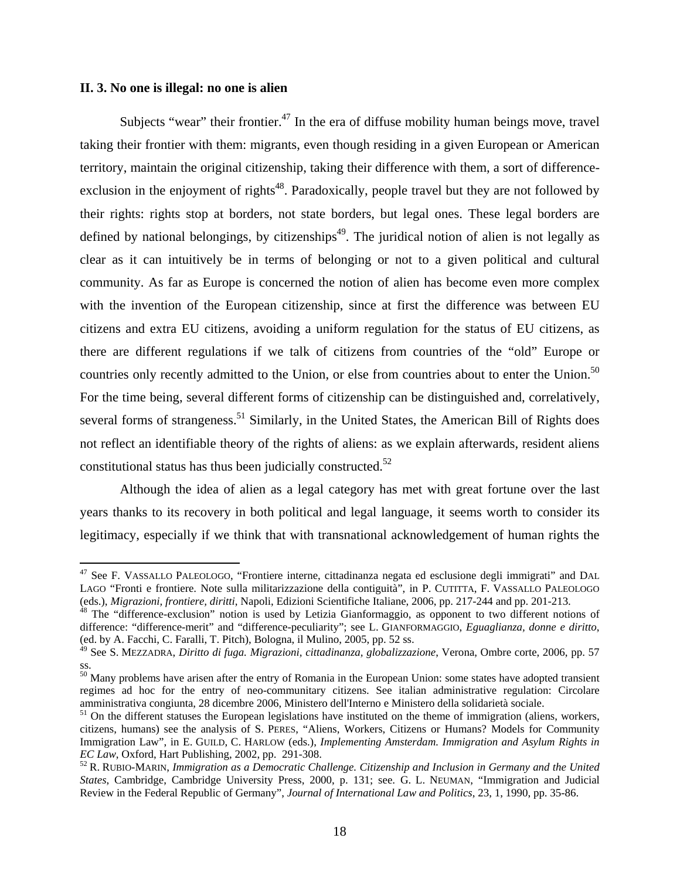### II. 3. No one is illegal: no one is alien

Subjects "wear" their frontier.[47] In the era of diffuse mobility human beings move, travel taking their frontier with them: migrants, even though residing in a given European or American territory, maintain the original citizenship, taking their difference with them, a sort of difference-exclusion in the enjoyment of rights[48]. Paradoxically, people travel but they are not followed by their rights: rights stop at borders, not state borders, but legal ones. These legal borders are defined by national belongings, by citizenships[49]. The juridical notion of alien is not legally as clear as it can intuitively be in terms of belonging or not to a given political and cultural community. As far as Europe is concerned the notion of alien has become even more complex with the invention of the European citizenship, since at first the difference was between EU citizens and extra EU citizens, avoiding a uniform regulation for the status of EU citizens, as there are different regulations if we talk of citizens from countries of the "old" Europe or countries only recently admitted to the Union, or else from countries about to enter the Union.[50] For the time being, several different forms of citizenship can be distinguished and, correlatively, several forms of strangeness.[51] Similarly, in the United States, the American Bill of Rights does not reflect an identifiable theory of the rights of aliens: as we explain afterwards, resident aliens constitutional status has thus been judicially constructed.[52]

Although the idea of alien as a legal category has met with great fortune over the last years thanks to its recovery in both political and legal language, it seems worth to consider its legitimacy, especially if we think that with transnational acknowledgement of human rights the

---

[47] See F. VASSALLO PALEOLOGO, "Frontiere interne, cittadinanza negata ed esclusione degli immigrati" and DAL LAGO "Fronti e frontiere. Note sulla militarizzazione della contiguità", in P. CUTITTA, F. VASSALLO PALEOLOGO (eds.), *Migrazioni, frontiere, diritti*, Napoli, Edizioni Scientifiche Italiane, 2006, pp. 217-244 and pp. 201-213.

[48] The "difference-exclusion" notion is used by Letizia Gianformaggio, as opponent to two different notions of difference: "difference-merit" and "difference-peculiarity"; see L. GIANFORMAGGIO, *Eguaglianza, donne e diritto*, (ed. by A. Facchi, C. Faralli, T. Pitch), Bologna, il Mulino, 2005, pp. 52 ss.

[49] See S. MEZZADRA, *Diritto di fuga. Migrazioni, cittadinanza, globalizzazione*, Verona, Ombre corte, 2006, pp. 57 ss.

[50] Many problems have arisen after the entry of Romania in the European Union: some states have adopted transient regimes ad hoc for the entry of neo-communitary citizens. See italian administrative regulation: Circolare amministrativa congiunta, 28 dicembre 2006, Ministero dell'Interno e Ministero della solidarietà sociale.

[51] On the different statuses the European legislations have instituted on the theme of immigration (aliens, workers, citizens, humans) see the analysis of S. PERES, "Aliens, Workers, Citizens or Humans? Models for Community Immigration Law", in E. GUILD, C. HARLOW (eds.), *Implementing Amsterdam. Immigration and Asylum Rights in EC Law*, Oxford, Hart Publishing, 2002, pp. 291-308.

[52] R. RUBIO-MARIN, *Immigration as a Democratic Challenge. Citizenship and Inclusion in Germany and the United States*, Cambridge, Cambridge University Press, 2000, p. 131; see. G. L. NEUMAN, "Immigration and Judicial Review in the Federal Republic of Germany", *Journal of International Law and Politics*, 23, 1, 1990, pp. 35-86.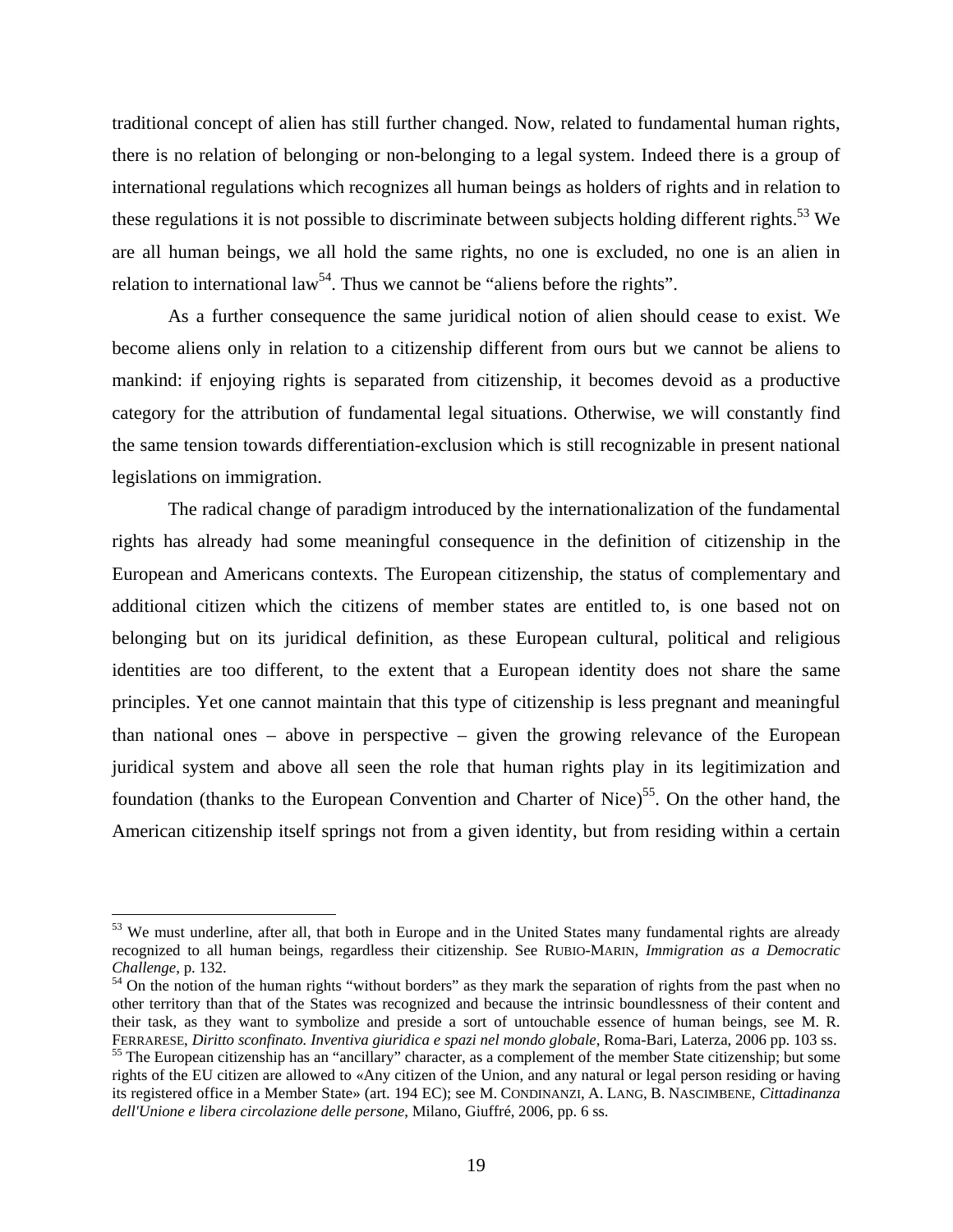traditional concept of alien has still further changed. Now, related to fundamental human rights, there is no relation of belonging or non-belonging to a legal system. Indeed there is a group of international regulations which recognizes all human beings as holders of rights and in relation to these regulations it is not possible to discriminate between subjects holding different rights.[53] We are all human beings, we all hold the same rights, no one is excluded, no one is an alien in relation to international law[54]. Thus we cannot be "aliens before the rights".

As a further consequence the same juridical notion of alien should cease to exist. We become aliens only in relation to a citizenship different from ours but we cannot be aliens to mankind: if enjoying rights is separated from citizenship, it becomes devoid as a productive category for the attribution of fundamental legal situations. Otherwise, we will constantly find the same tension towards differentiation-exclusion which is still recognizable in present national legislations on immigration.

The radical change of paradigm introduced by the internationalization of the fundamental rights has already had some meaningful consequence in the definition of citizenship in the European and Americans contexts. The European citizenship, the status of complementary and additional citizen which the citizens of member states are entitled to, is one based not on belonging but on its juridical definition, as these European cultural, political and religious identities are too different, to the extent that a European identity does not share the same principles. Yet one cannot maintain that this type of citizenship is less pregnant and meaningful than national ones – above in perspective – given the growing relevance of the European juridical system and above all seen the role that human rights play in its legitimization and foundation (thanks to the European Convention and Charter of Nice)[55]. On the other hand, the American citizenship itself springs not from a given identity, but from residing within a certain

---

[53] We must underline, after all, that both in Europe and in the United States many fundamental rights are already recognized to all human beings, regardless their citizenship. See RUBIO-MARIN, *Immigration as a Democratic Challenge*, p. 132.

[54] On the notion of the human rights "without borders" as they mark the separation of rights from the past when no other territory than that of the States was recognized and because the intrinsic boundlessness of their content and their task, as they want to symbolize and preside a sort of untouchable essence of human beings, see M. R. FERRARESE, *Diritto sconfinato. Inventiva giuridica e spazi nel mondo globale*, Roma-Bari, Laterza, 2006 pp. 103 ss.

[55] The European citizenship has an "ancillary" character, as a complement of the member State citizenship; but some rights of the EU citizen are allowed to «Any citizen of the Union, and any natural or legal person residing or having its registered office in a Member State» (art. 194 EC); see M. CONDINANZI, A. LANG, B. NASCIMBENE, *Cittadinanza dell'Unione e libera circolazione delle persone*, Milano, Giuffré, 2006, pp. 6 ss.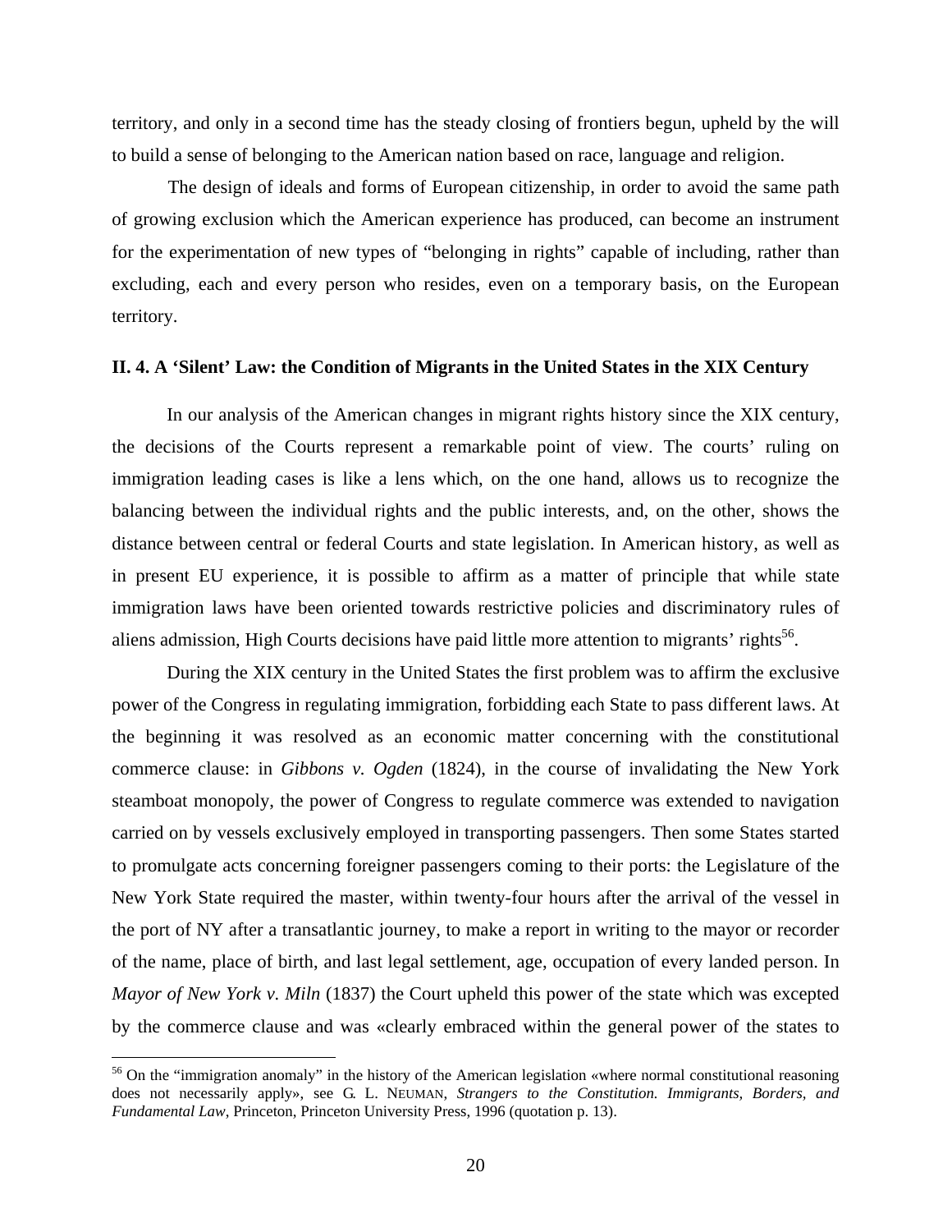territory, and only in a second time has the steady closing of frontiers begun, upheld by the will to build a sense of belonging to the American nation based on race, language and religion.

The design of ideals and forms of European citizenship, in order to avoid the same path of growing exclusion which the American experience has produced, can become an instrument for the experimentation of new types of "belonging in rights" capable of including, rather than excluding, each and every person who resides, even on a temporary basis, on the European territory.

### II. 4. A 'Silent' Law: the Condition of Migrants in the United States in the XIX Century

In our analysis of the American changes in migrant rights history since the XIX century, the decisions of the Courts represent a remarkable point of view. The courts' ruling on immigration leading cases is like a lens which, on the one hand, allows us to recognize the balancing between the individual rights and the public interests, and, on the other, shows the distance between central or federal Courts and state legislation. In American history, as well as in present EU experience, it is possible to affirm as a matter of principle that while state immigration laws have been oriented towards restrictive policies and discriminatory rules of aliens admission, High Courts decisions have paid little more attention to migrants' rights[56].

During the XIX century in the United States the first problem was to affirm the exclusive power of the Congress in regulating immigration, forbidding each State to pass different laws. At the beginning it was resolved as an economic matter concerning with the constitutional commerce clause: in *Gibbons v. Ogden* (1824), in the course of invalidating the New York steamboat monopoly, the power of Congress to regulate commerce was extended to navigation carried on by vessels exclusively employed in transporting passengers. Then some States started to promulgate acts concerning foreigner passengers coming to their ports: the Legislature of the New York State required the master, within twenty-four hours after the arrival of the vessel in the port of NY after a transatlantic journey, to make a report in writing to the mayor or recorder of the name, place of birth, and last legal settlement, age, occupation of every landed person. In *Mayor of New York v. Miln* (1837) the Court upheld this power of the state which was excepted by the commerce clause and was «clearly embraced within the general power of the states to

[56] On the "immigration anomaly" in the history of the American legislation «where normal constitutional reasoning does not necessarily apply», see G. L. NEUMAN, *Strangers to the Constitution. Immigrants, Borders, and Fundamental Law*, Princeton, Princeton University Press, 1996 (quotation p. 13).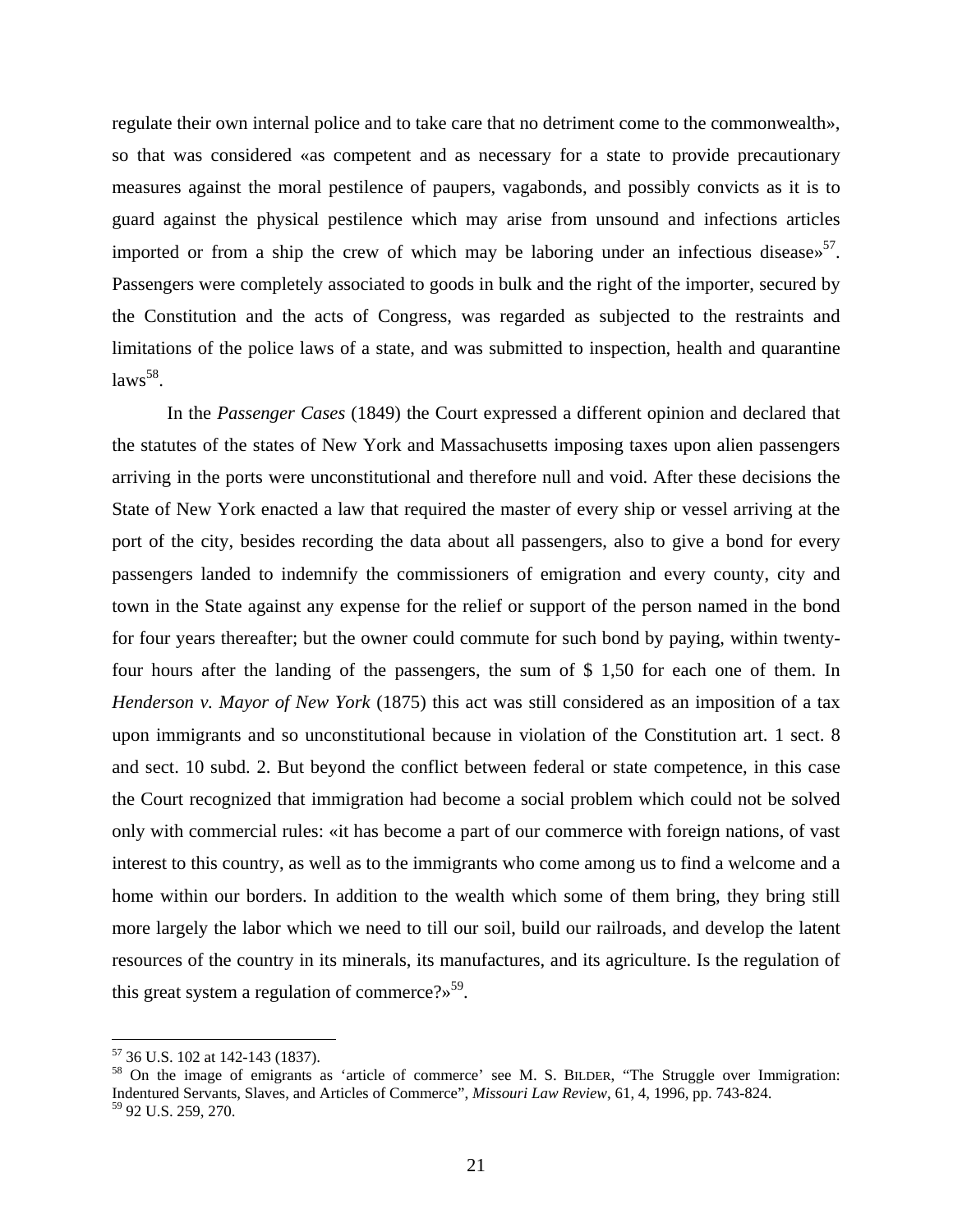regulate their own internal police and to take care that no detriment come to the commonwealth», so that was considered «as competent and as necessary for a state to provide precautionary measures against the moral pestilence of paupers, vagabonds, and possibly convicts as it is to guard against the physical pestilence which may arise from unsound and infections articles imported or from a ship the crew of which may be laboring under an infectious disease»[57]. Passengers were completely associated to goods in bulk and the right of the importer, secured by the Constitution and the acts of Congress, was regarded as subjected to the restraints and limitations of the police laws of a state, and was submitted to inspection, health and quarantine laws[58].

In the *Passenger Cases* (1849) the Court expressed a different opinion and declared that the statutes of the states of New York and Massachusetts imposing taxes upon alien passengers arriving in the ports were unconstitutional and therefore null and void. After these decisions the State of New York enacted a law that required the master of every ship or vessel arriving at the port of the city, besides recording the data about all passengers, also to give a bond for every passengers landed to indemnify the commissioners of emigration and every county, city and town in the State against any expense for the relief or support of the person named in the bond for four years thereafter; but the owner could commute for such bond by paying, within twenty-four hours after the landing of the passengers, the sum of $ 1,50 for each one of them. In *Henderson v. Mayor of New York* (1875) this act was still considered as an imposition of a tax upon immigrants and so unconstitutional because in violation of the Constitution art. 1 sect. 8 and sect. 10 subd. 2. But beyond the conflict between federal or state competence, in this case the Court recognized that immigration had become a social problem which could not be solved only with commercial rules: «it has become a part of our commerce with foreign nations, of vast interest to this country, as well as to the immigrants who come among us to find a welcome and a home within our borders. In addition to the wealth which some of them bring, they bring still more largely the labor which we need to till our soil, build our railroads, and develop the latent resources of the country in its minerals, its manufactures, and its agriculture. Is the regulation of this great system a regulation of commerce?»[59].

---

[57] 36 U.S. 102 at 142-143 (1837).

[58] On the image of emigrants as 'article of commerce' see M. S. BILDER, "The Struggle over Immigration: Indentured Servants, Slaves, and Articles of Commerce", *Missouri Law Review*, 61, 4, 1996, pp. 743-824.

[59] 92 U.S. 259, 270.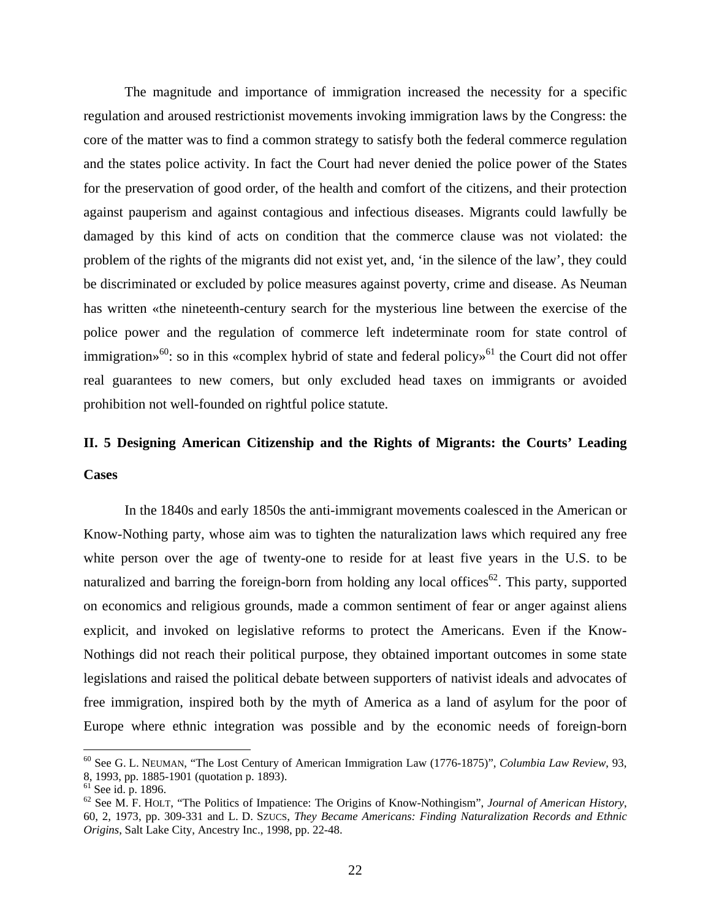The magnitude and importance of immigration increased the necessity for a specific regulation and aroused restrictionist movements invoking immigration laws by the Congress: the core of the matter was to find a common strategy to satisfy both the federal commerce regulation and the states police activity. In fact the Court had never denied the police power of the States for the preservation of good order, of the health and comfort of the citizens, and their protection against pauperism and against contagious and infectious diseases. Migrants could lawfully be damaged by this kind of acts on condition that the commerce clause was not violated: the problem of the rights of the migrants did not exist yet, and, 'in the silence of the law', they could be discriminated or excluded by police measures against poverty, crime and disease. As Neuman has written «the nineteenth-century search for the mysterious line between the exercise of the police power and the regulation of commerce left indeterminate room for state control of immigration»[60]: so in this «complex hybrid of state and federal policy»[61] the Court did not offer real guarantees to new comers, but only excluded head taxes on immigrants or avoided prohibition not well-founded on rightful police statute.

## II. 5 Designing American Citizenship and the Rights of Migrants: the Courts' Leading Cases

In the 1840s and early 1850s the anti-immigrant movements coalesced in the American or Know-Nothing party, whose aim was to tighten the naturalization laws which required any free white person over the age of twenty-one to reside for at least five years in the U.S. to be naturalized and barring the foreign-born from holding any local offices[62]. This party, supported on economics and religious grounds, made a common sentiment of fear or anger against aliens explicit, and invoked on legislative reforms to protect the Americans. Even if the Know-Nothings did not reach their political purpose, they obtained important outcomes in some state legislations and raised the political debate between supporters of nativist ideals and advocates of free immigration, inspired both by the myth of America as a land of asylum for the poor of Europe where ethnic integration was possible and by the economic needs of foreign-born

---

[60] See G. L. NEUMAN, "The Lost Century of American Immigration Law (1776-1875)", *Columbia Law Review*, 93, 8, 1993, pp. 1885-1901 (quotation p. 1893).

[61] See id. p. 1896.

[62] See M. F. HOLT, "The Politics of Impatience: The Origins of Know-Nothingism", *Journal of American History*, 60, 2, 1973, pp. 309-331 and L. D. SZUCS, *They Became Americans: Finding Naturalization Records and Ethnic Origins*, Salt Lake City, Ancestry Inc., 1998, pp. 22-48.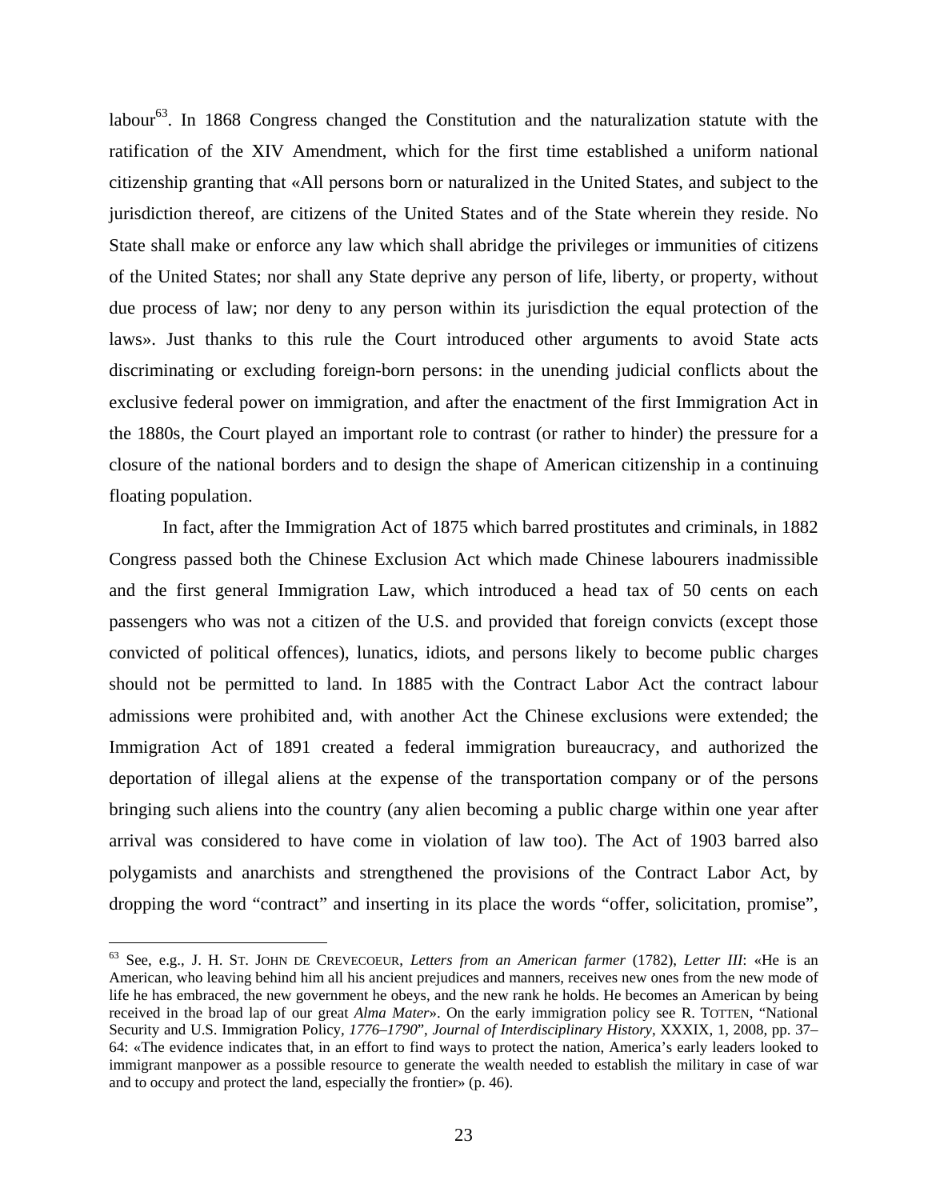labour[63]. In 1868 Congress changed the Constitution and the naturalization statute with the ratification of the XIV Amendment, which for the first time established a uniform national citizenship granting that «All persons born or naturalized in the United States, and subject to the jurisdiction thereof, are citizens of the United States and of the State wherein they reside. No State shall make or enforce any law which shall abridge the privileges or immunities of citizens of the United States; nor shall any State deprive any person of life, liberty, or property, without due process of law; nor deny to any person within its jurisdiction the equal protection of the laws». Just thanks to this rule the Court introduced other arguments to avoid State acts discriminating or excluding foreign-born persons: in the unending judicial conflicts about the exclusive federal power on immigration, and after the enactment of the first Immigration Act in the 1880s, the Court played an important role to contrast (or rather to hinder) the pressure for a closure of the national borders and to design the shape of American citizenship in a continuing floating population.

In fact, after the Immigration Act of 1875 which barred prostitutes and criminals, in 1882 Congress passed both the Chinese Exclusion Act which made Chinese labourers inadmissible and the first general Immigration Law, which introduced a head tax of 50 cents on each passengers who was not a citizen of the U.S. and provided that foreign convicts (except those convicted of political offences), lunatics, idiots, and persons likely to become public charges should not be permitted to land. In 1885 with the Contract Labor Act the contract labour admissions were prohibited and, with another Act the Chinese exclusions were extended; the Immigration Act of 1891 created a federal immigration bureaucracy, and authorized the deportation of illegal aliens at the expense of the transportation company or of the persons bringing such aliens into the country (any alien becoming a public charge within one year after arrival was considered to have come in violation of law too). The Act of 1903 barred also polygamists and anarchists and strengthened the provisions of the Contract Labor Act, by dropping the word "contract" and inserting in its place the words "offer, solicitation, promise",

---

[63] See, e.g., J. H. ST. JOHN DE CREVECOEUR, *Letters from an American farmer* (1782), *Letter III*: «He is an American, who leaving behind him all his ancient prejudices and manners, receives new ones from the new mode of life he has embraced, the new government he obeys, and the new rank he holds. He becomes an American by being received in the broad lap of our great *Alma Mater*». On the early immigration policy see R. TOTTEN, "National Security and U.S. Immigration Policy, *1776–1790*", *Journal of Interdisciplinary History*, XXXIX, 1, 2008, pp. 37–64: «The evidence indicates that, in an effort to find ways to protect the nation, America's early leaders looked to immigrant manpower as a possible resource to generate the wealth needed to establish the military in case of war and to occupy and protect the land, especially the frontier» (p. 46).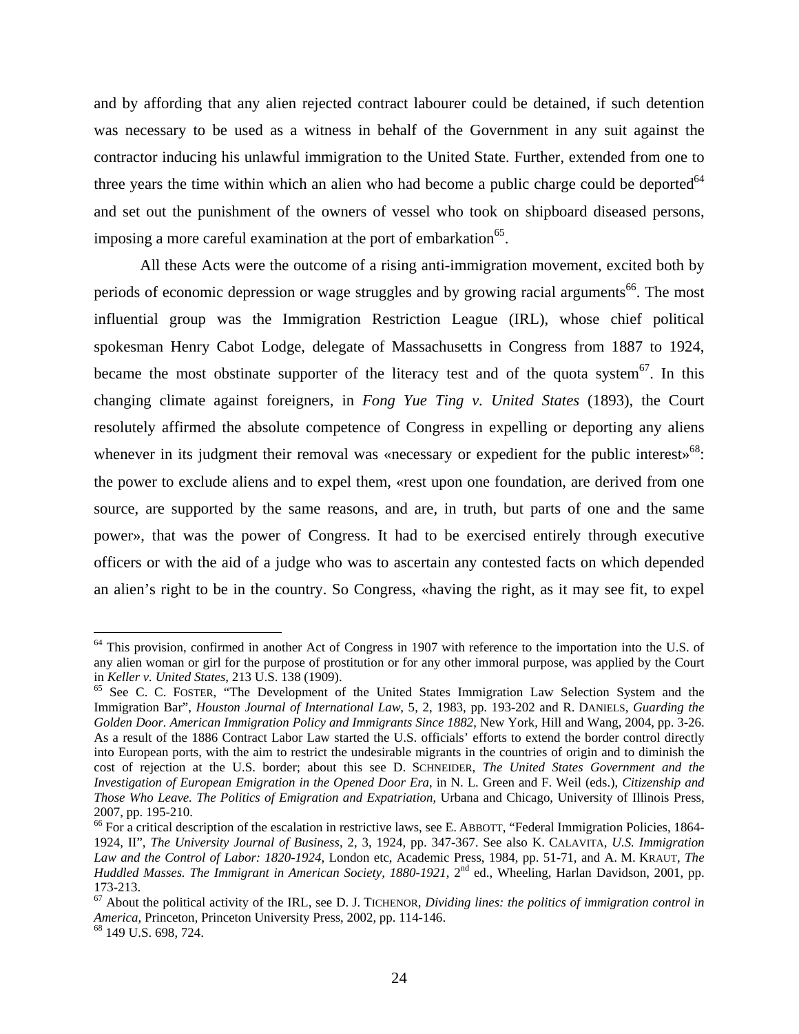and by affording that any alien rejected contract labourer could be detained, if such detention was necessary to be used as a witness in behalf of the Government in any suit against the contractor inducing his unlawful immigration to the United State. Further, extended from one to three years the time within which an alien who had become a public charge could be deported[64] and set out the punishment of the owners of vessel who took on shipboard diseased persons, imposing a more careful examination at the port of embarkation[65].

All these Acts were the outcome of a rising anti-immigration movement, excited both by periods of economic depression or wage struggles and by growing racial arguments[66]. The most influential group was the Immigration Restriction League (IRL), whose chief political spokesman Henry Cabot Lodge, delegate of Massachusetts in Congress from 1887 to 1924, became the most obstinate supporter of the literacy test and of the quota system[67]. In this changing climate against foreigners, in *Fong Yue Ting v. United States* (1893), the Court resolutely affirmed the absolute competence of Congress in expelling or deporting any aliens whenever in its judgment their removal was «necessary or expedient for the public interest»[68]: the power to exclude aliens and to expel them, «rest upon one foundation, are derived from one source, are supported by the same reasons, and are, in truth, but parts of one and the same power», that was the power of Congress. It had to be exercised entirely through executive officers or with the aid of a judge who was to ascertain any contested facts on which depended an alien's right to be in the country. So Congress, «having the right, as it may see fit, to expel

---

[64] This provision, confirmed in another Act of Congress in 1907 with reference to the importation into the U.S. of any alien woman or girl for the purpose of prostitution or for any other immoral purpose, was applied by the Court in *Keller v. United States*, 213 U.S. 138 (1909).

[65] See C. C. FOSTER, "The Development of the United States Immigration Law Selection System and the Immigration Bar", *Houston Journal of International Law*, 5, 2, 1983, pp. 193-202 and R. DANIELS, *Guarding the Golden Door. American Immigration Policy and Immigrants Since 1882*, New York, Hill and Wang, 2004, pp. 3-26. As a result of the 1886 Contract Labor Law started the U.S. officials' efforts to extend the border control directly into European ports, with the aim to restrict the undesirable migrants in the countries of origin and to diminish the cost of rejection at the U.S. border; about this see D. SCHNEIDER, *The United States Government and the Investigation of European Emigration in the Opened Door Era*, in N. L. Green and F. Weil (eds.), *Citizenship and Those Who Leave. The Politics of Emigration and Expatriation*, Urbana and Chicago, University of Illinois Press, 2007, pp. 195-210.

[66] For a critical description of the escalation in restrictive laws, see E. ABBOTT, "Federal Immigration Policies, 1864-1924, II", *The University Journal of Business*, 2, 3, 1924, pp. 347-367. See also K. CALAVITA, *U.S. Immigration Law and the Control of Labor: 1820-1924*, London etc, Academic Press, 1984, pp. 51-71, and A. M. KRAUT, *The Huddled Masses. The Immigrant in American Society, 1880-1921*, 2nd ed., Wheeling, Harlan Davidson, 2001, pp. 173-213.

[67] About the political activity of the IRL, see D. J. TICHENOR, *Dividing lines: the politics of immigration control in America*, Princeton, Princeton University Press, 2002, pp. 114-146.

[68] 149 U.S. 698, 724.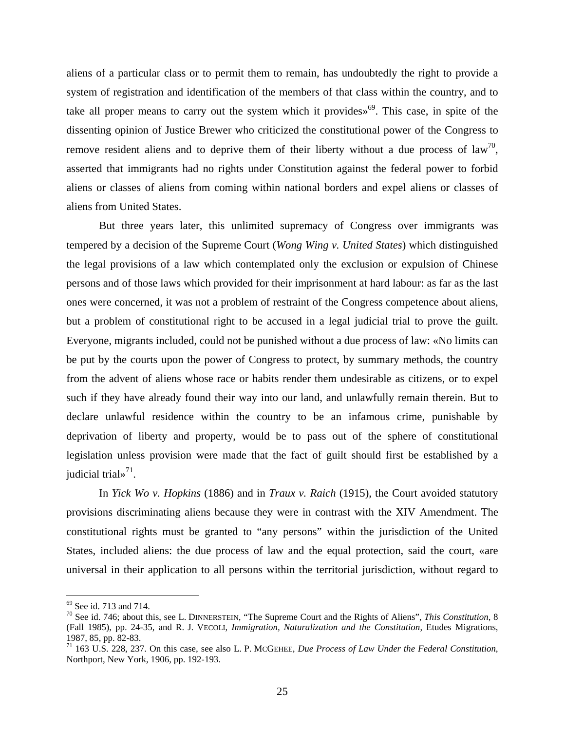aliens of a particular class or to permit them to remain, has undoubtedly the right to provide a system of registration and identification of the members of that class within the country, and to take all proper means to carry out the system which it provides»[69]. This case, in spite of the dissenting opinion of Justice Brewer who criticized the constitutional power of the Congress to remove resident aliens and to deprive them of their liberty without a due process of law[70], asserted that immigrants had no rights under Constitution against the federal power to forbid aliens or classes of aliens from coming within national borders and expel aliens or classes of aliens from United States.

But three years later, this unlimited supremacy of Congress over immigrants was tempered by a decision of the Supreme Court (*Wong Wing v. United States*) which distinguished the legal provisions of a law which contemplated only the exclusion or expulsion of Chinese persons and of those laws which provided for their imprisonment at hard labour: as far as the last ones were concerned, it was not a problem of restraint of the Congress competence about aliens, but a problem of constitutional right to be accused in a legal judicial trial to prove the guilt. Everyone, migrants included, could not be punished without a due process of law: «No limits can be put by the courts upon the power of Congress to protect, by summary methods, the country from the advent of aliens whose race or habits render them undesirable as citizens, or to expel such if they have already found their way into our land, and unlawfully remain therein. But to declare unlawful residence within the country to be an infamous crime, punishable by deprivation of liberty and property, would be to pass out of the sphere of constitutional legislation unless provision were made that the fact of guilt should first be established by a judicial trial»[71].

In *Yick Wo v. Hopkins* (1886) and in *Traux v. Raich* (1915), the Court avoided statutory provisions discriminating aliens because they were in contrast with the XIV Amendment. The constitutional rights must be granted to "any persons" within the jurisdiction of the United States, included aliens: the due process of law and the equal protection, said the court, «are universal in their application to all persons within the territorial jurisdiction, without regard to

---

[69] See id. 713 and 714.

[70] See id. 746; about this, see L. DINNERSTEIN, "The Supreme Court and the Rights of Aliens", *This Constitution*, 8 (Fall 1985), pp. 24-35, and R. J. VECOLI, *Immigration, Naturalization and the Constitution*, Etudes Migrations, 1987, 85, pp. 82-83.

[71] 163 U.S. 228, 237. On this case, see also L. P. MCGEHEE, *Due Process of Law Under the Federal Constitution*, Northport, New York, 1906, pp. 192-193.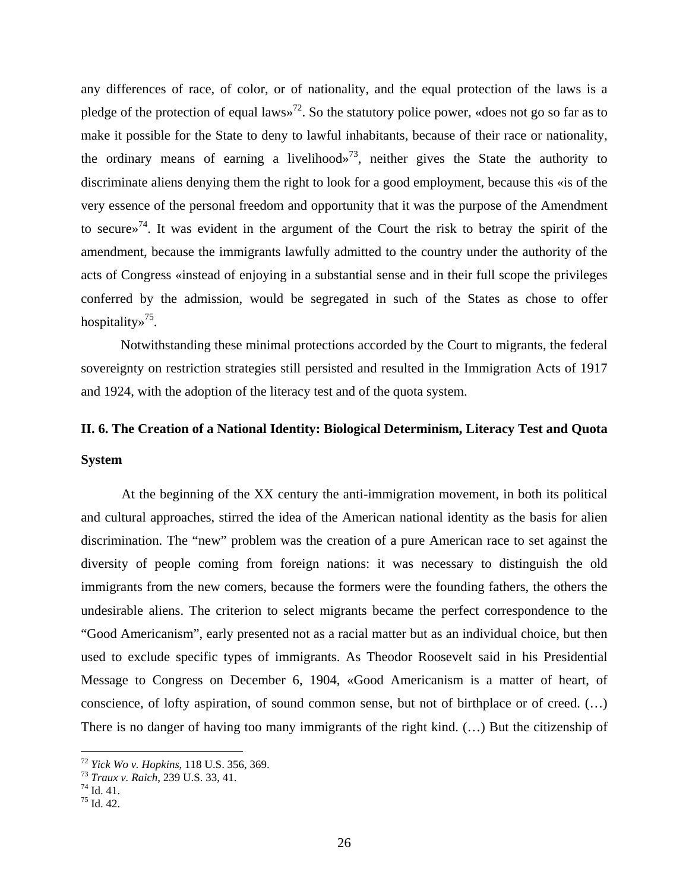any differences of race, of color, or of nationality, and the equal protection of the laws is a pledge of the protection of equal laws»[72]. So the statutory police power, «does not go so far as to make it possible for the State to deny to lawful inhabitants, because of their race or nationality, the ordinary means of earning a livelihood»[73], neither gives the State the authority to discriminate aliens denying them the right to look for a good employment, because this «is of the very essence of the personal freedom and opportunity that it was the purpose of the Amendment to secure»[74]. It was evident in the argument of the Court the risk to betray the spirit of the amendment, because the immigrants lawfully admitted to the country under the authority of the acts of Congress «instead of enjoying in a substantial sense and in their full scope the privileges conferred by the admission, would be segregated in such of the States as chose to offer hospitality»[75].

Notwithstanding these minimal protections accorded by the Court to migrants, the federal sovereignty on restriction strategies still persisted and resulted in the Immigration Acts of 1917 and 1924, with the adoption of the literacy test and of the quota system.

## II. 6. The Creation of a National Identity: Biological Determinism, Literacy Test and Quota System

At the beginning of the XX century the anti-immigration movement, in both its political and cultural approaches, stirred the idea of the American national identity as the basis for alien discrimination. The "new" problem was the creation of a pure American race to set against the diversity of people coming from foreign nations: it was necessary to distinguish the old immigrants from the new comers, because the formers were the founding fathers, the others the undesirable aliens. The criterion to select migrants became the perfect correspondence to the "Good Americanism", early presented not as a racial matter but as an individual choice, but then used to exclude specific types of immigrants. As Theodor Roosevelt said in his Presidential Message to Congress on December 6, 1904, «Good Americanism is a matter of heart, of conscience, of lofty aspiration, of sound common sense, but not of birthplace or of creed. (…) There is no danger of having too many immigrants of the right kind. (…) But the citizenship of

---

[72] *Yick Wo v. Hopkins*, 118 U.S. 356, 369.
[73] *Traux v. Raich*, 239 U.S. 33, 41.
[74] Id. 41.
[75] Id. 42.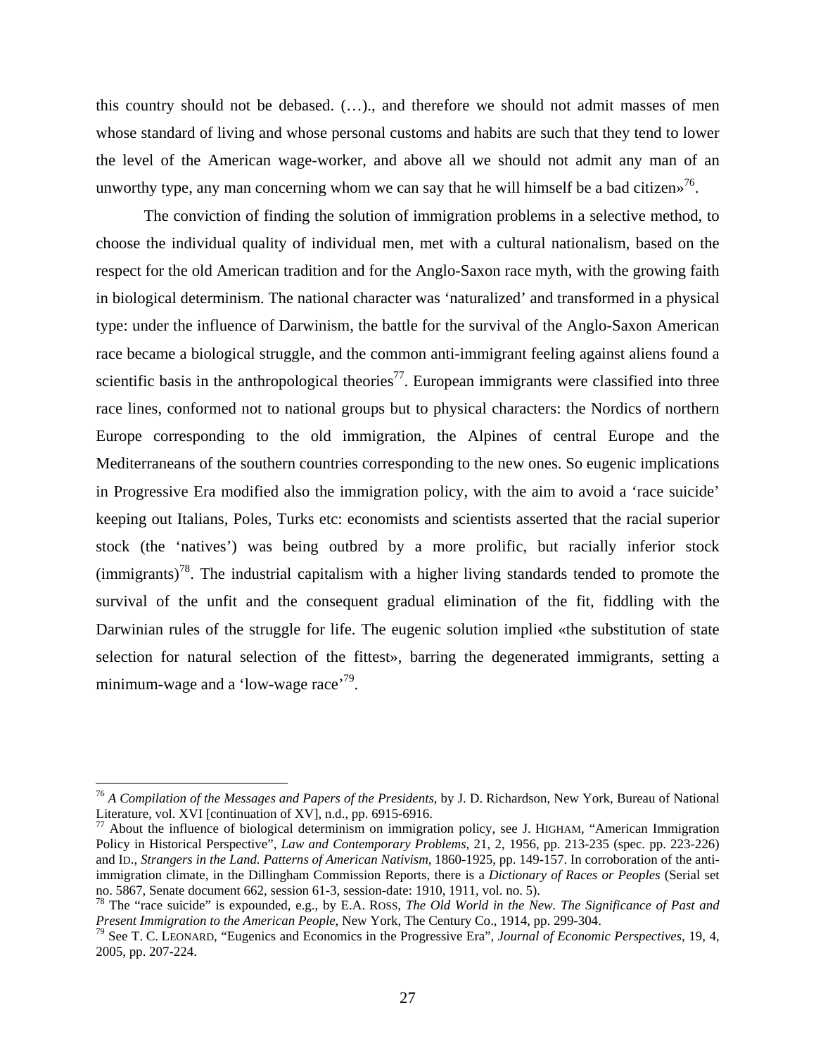this country should not be debased. (…)., and therefore we should not admit masses of men whose standard of living and whose personal customs and habits are such that they tend to lower the level of the American wage-worker, and above all we should not admit any man of an unworthy type, any man concerning whom we can say that he will himself be a bad citizen»[76].

The conviction of finding the solution of immigration problems in a selective method, to choose the individual quality of individual men, met with a cultural nationalism, based on the respect for the old American tradition and for the Anglo-Saxon race myth, with the growing faith in biological determinism. The national character was 'naturalized' and transformed in a physical type: under the influence of Darwinism, the battle for the survival of the Anglo-Saxon American race became a biological struggle, and the common anti-immigrant feeling against aliens found a scientific basis in the anthropological theories[77]. European immigrants were classified into three race lines, conformed not to national groups but to physical characters: the Nordics of northern Europe corresponding to the old immigration, the Alpines of central Europe and the Mediterraneans of the southern countries corresponding to the new ones. So eugenic implications in Progressive Era modified also the immigration policy, with the aim to avoid a 'race suicide' keeping out Italians, Poles, Turks etc: economists and scientists asserted that the racial superior stock (the 'natives') was being outbred by a more prolific, but racially inferior stock (immigrants)[78]. The industrial capitalism with a higher living standards tended to promote the survival of the unfit and the consequent gradual elimination of the fit, fiddling with the Darwinian rules of the struggle for life. The eugenic solution implied «the substitution of state selection for natural selection of the fittest», barring the degenerated immigrants, setting a minimum-wage and a 'low-wage race'[79].

---

[76] *A Compilation of the Messages and Papers of the Presidents*, by J. D. Richardson, New York, Bureau of National Literature, vol. XVI [continuation of XV], n.d., pp. 6915-6916.

[77] About the influence of biological determinism on immigration policy, see J. HIGHAM, "American Immigration Policy in Historical Perspective", *Law and Contemporary Problems*, 21, 2, 1956, pp. 213-235 (spec. pp. 223-226) and ID., *Strangers in the Land. Patterns of American Nativism*, 1860-1925, pp. 149-157. In corroboration of the anti-immigration climate, in the Dillingham Commission Reports, there is a *Dictionary of Races or Peoples* (Serial set no. 5867, Senate document 662, session 61-3, session-date: 1910, 1911, vol. no. 5).

[78] The "race suicide" is expounded, e.g., by E.A. ROSS, *The Old World in the New. The Significance of Past and Present Immigration to the American People*, New York, The Century Co., 1914, pp. 299-304.

[79] See T. C. LEONARD, "Eugenics and Economics in the Progressive Era", *Journal of Economic Perspectives*, 19, 4, 2005, pp. 207-224.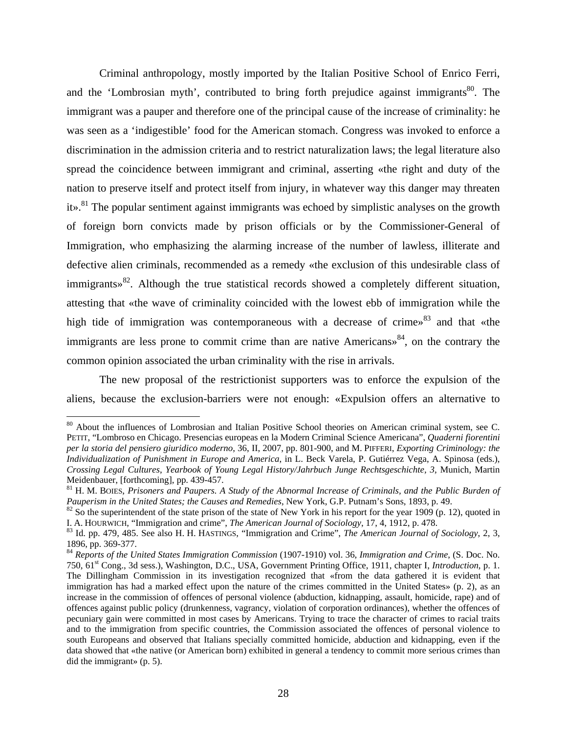Criminal anthropology, mostly imported by the Italian Positive School of Enrico Ferri, and the 'Lombrosian myth', contributed to bring forth prejudice against immigrants[80]. The immigrant was a pauper and therefore one of the principal cause of the increase of criminality: he was seen as a 'indigestible' food for the American stomach. Congress was invoked to enforce a discrimination in the admission criteria and to restrict naturalization laws; the legal literature also spread the coincidence between immigrant and criminal, asserting «the right and duty of the nation to preserve itself and protect itself from injury, in whatever way this danger may threaten it».[81] The popular sentiment against immigrants was echoed by simplistic analyses on the growth of foreign born convicts made by prison officials or by the Commissioner-General of Immigration, who emphasizing the alarming increase of the number of lawless, illiterate and defective alien criminals, recommended as a remedy «the exclusion of this undesirable class of immigrants»[82]. Although the true statistical records showed a completely different situation, attesting that «the wave of criminality coincided with the lowest ebb of immigration while the high tide of immigration was contemporaneous with a decrease of crime»[83] and that «the immigrants are less prone to commit crime than are native Americans»[84], on the contrary the common opinion associated the urban criminality with the rise in arrivals.

The new proposal of the restrictionist supporters was to enforce the expulsion of the aliens, because the exclusion-barriers were not enough: «Expulsion offers an alternative to

---

[80] About the influences of Lombrosian and Italian Positive School theories on American criminal system, see C. PETIT, "Lombroso en Chicago. Presencias europeas en la Modern Criminal Science Americana", *Quaderni fiorentini per la storia del pensiero giuridico moderno*, 36, II, 2007, pp. 801-900, and M. PIFFERI, *Exporting Criminology: the Individualization of Punishment in Europe and America*, in L. Beck Varela, P. Gutiérrez Vega, A. Spinosa (eds.), *Crossing Legal Cultures*, *Yearbook of Young Legal History/Jahrbuch Junge Rechtsgeschichte*, *3*, Munich, Martin Meidenbauer, [forthcoming], pp. 439-457.

[81] H. M. BOIES, *Prisoners and Paupers. A Study of the Abnormal Increase of Criminals, and the Public Burden of Pauperism in the United States; the Causes and Remedies*, New York, G.P. Putnam's Sons, 1893, p. 49.

[82] So the superintendent of the state prison of the state of New York in his report for the year 1909 (p. 12), quoted in I. A. HOURWICH, "Immigration and crime", *The American Journal of Sociology*, 17, 4, 1912, p. 478.

[83] Id. pp. 479, 485. See also H. H. HASTINGS, "Immigration and Crime", *The American Journal of Sociology*, 2, 3, 1896, pp. 369-377.

[84] *Reports of the United States Immigration Commission* (1907-1910) vol. 36, *Immigration and Crime*, (S. Doc. No. 750, 61st Cong., 3d sess.), Washington, D.C., USA, Government Printing Office, 1911, chapter I, *Introduction*, p. 1. The Dillingham Commission in its investigation recognized that «from the data gathered it is evident that immigration has had a marked effect upon the nature of the crimes committed in the United States» (p. 2), as an increase in the commission of offences of personal violence (abduction, kidnapping, assault, homicide, rape) and of offences against public policy (drunkenness, vagrancy, violation of corporation ordinances), whether the offences of pecuniary gain were committed in most cases by Americans. Trying to trace the character of crimes to racial traits and to the immigration from specific countries, the Commission associated the offences of personal violence to south Europeans and observed that Italians specially committed homicide, abduction and kidnapping, even if the data showed that «the native (or American born) exhibited in general a tendency to commit more serious crimes than did the immigrant» (p. 5).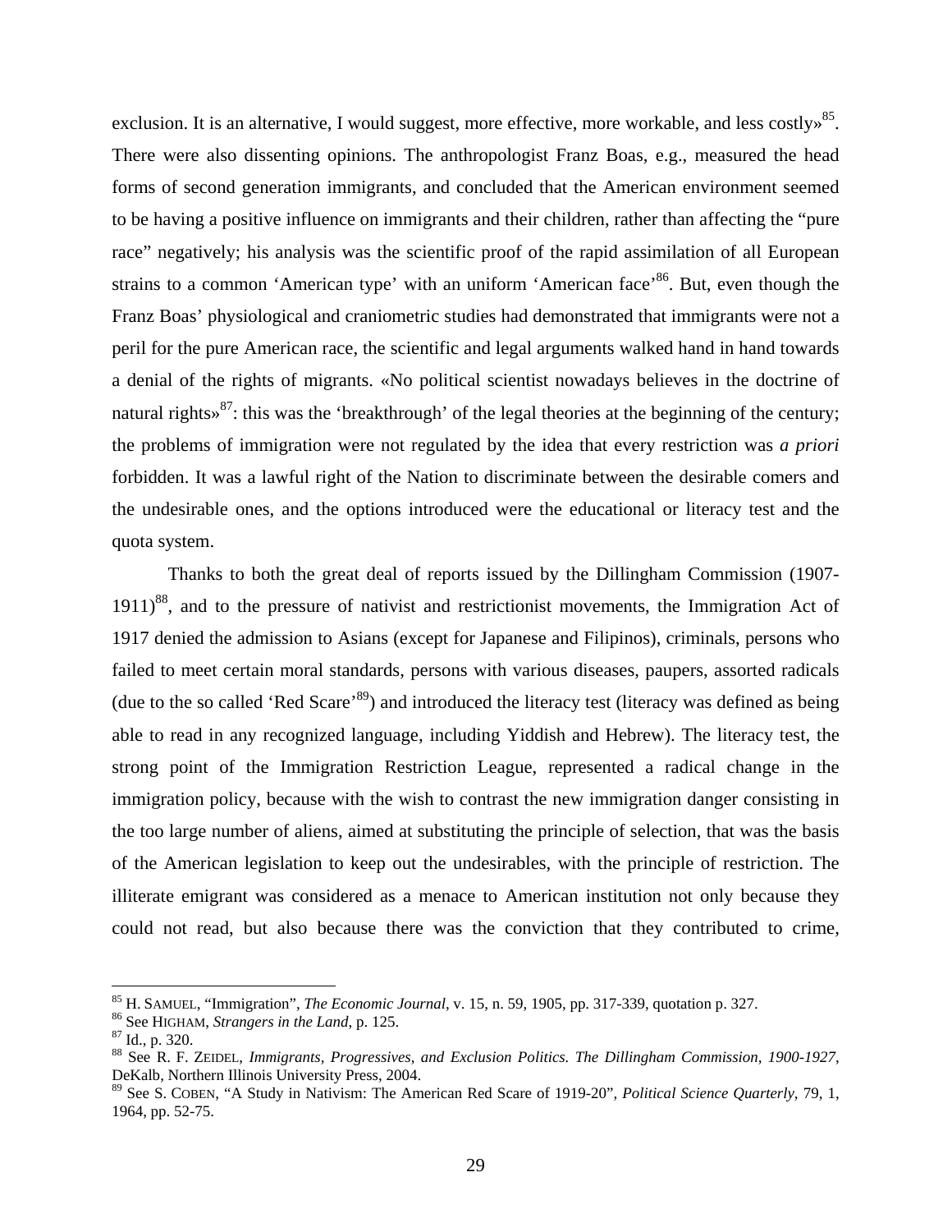exclusion. It is an alternative, I would suggest, more effective, more workable, and less costly»[85]. There were also dissenting opinions. The anthropologist Franz Boas, e.g., measured the head forms of second generation immigrants, and concluded that the American environment seemed to be having a positive influence on immigrants and their children, rather than affecting the "pure race" negatively; his analysis was the scientific proof of the rapid assimilation of all European strains to a common 'American type' with an uniform 'American face'[86]. But, even though the Franz Boas' physiological and craniometric studies had demonstrated that immigrants were not a peril for the pure American race, the scientific and legal arguments walked hand in hand towards a denial of the rights of migrants. «No political scientist nowadays believes in the doctrine of natural rights»[87]: this was the 'breakthrough' of the legal theories at the beginning of the century; the problems of immigration were not regulated by the idea that every restriction was *a priori* forbidden. It was a lawful right of the Nation to discriminate between the desirable comers and the undesirable ones, and the options introduced were the educational or literacy test and the quota system.

Thanks to both the great deal of reports issued by the Dillingham Commission (1907-1911)[88], and to the pressure of nativist and restrictionist movements, the Immigration Act of 1917 denied the admission to Asians (except for Japanese and Filipinos), criminals, persons who failed to meet certain moral standards, persons with various diseases, paupers, assorted radicals (due to the so called 'Red Scare'[89]) and introduced the literacy test (literacy was defined as being able to read in any recognized language, including Yiddish and Hebrew). The literacy test, the strong point of the Immigration Restriction League, represented a radical change in the immigration policy, because with the wish to contrast the new immigration danger consisting in the too large number of aliens, aimed at substituting the principle of selection, that was the basis of the American legislation to keep out the undesirables, with the principle of restriction. The illiterate emigrant was considered as a menace to American institution not only because they could not read, but also because there was the conviction that they contributed to crime,

---

[85] H. SAMUEL, "Immigration", *The Economic Journal*, v. 15, n. 59, 1905, pp. 317-339, quotation p. 327.

[86] See HIGHAM, *Strangers in the Land*, p. 125.

[87] Id., p. 320.

[88] See R. F. ZEIDEL, *Immigrants, Progressives, and Exclusion Politics. The Dillingham Commission, 1900-1927*, DeKalb, Northern Illinois University Press, 2004.

[89] See S. COBEN, "A Study in Nativism: The American Red Scare of 1919-20", *Political Science Quarterly*, 79, 1, 1964, pp. 52-75.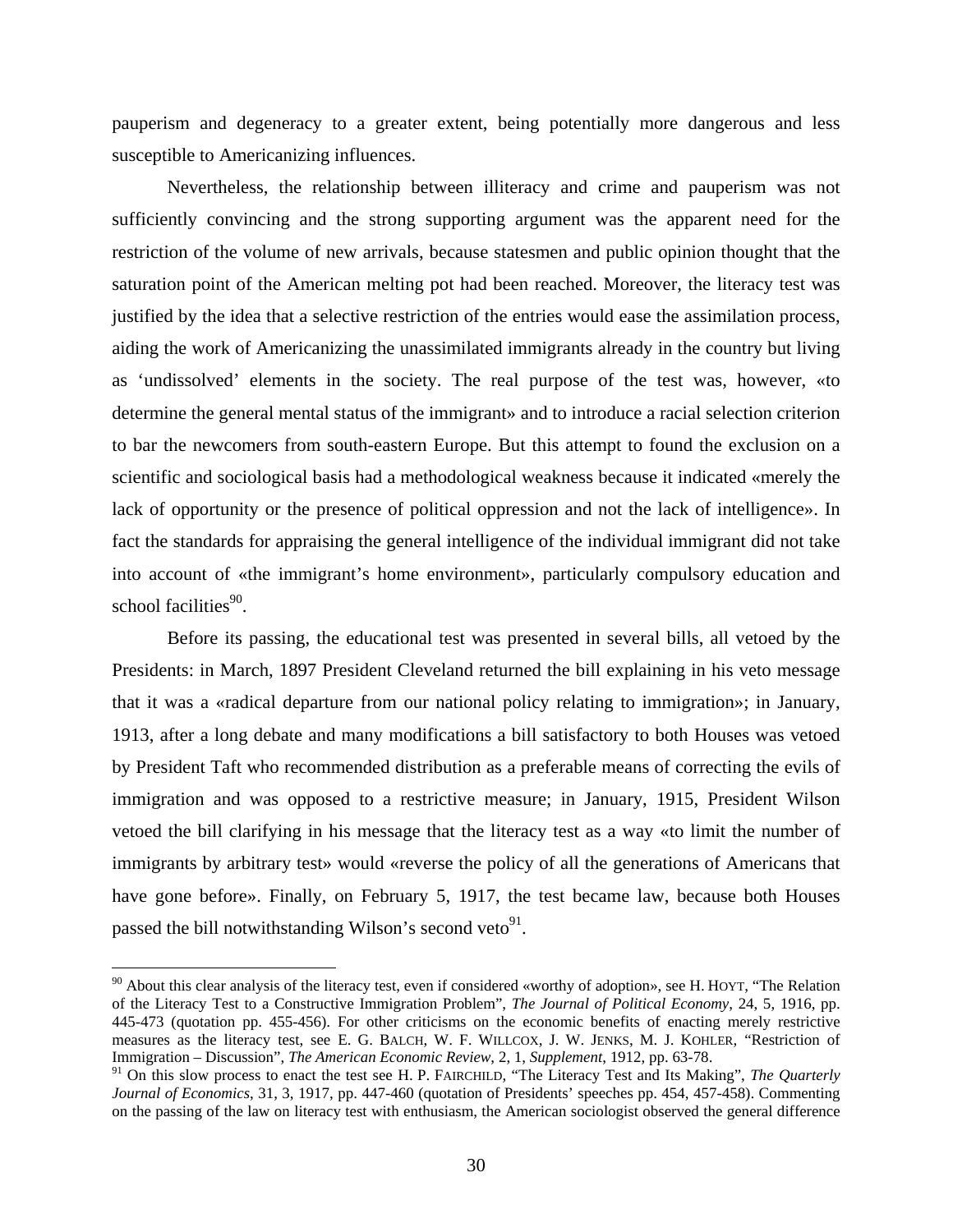pauperism and degeneracy to a greater extent, being potentially more dangerous and less susceptible to Americanizing influences.

Nevertheless, the relationship between illiteracy and crime and pauperism was not sufficiently convincing and the strong supporting argument was the apparent need for the restriction of the volume of new arrivals, because statesmen and public opinion thought that the saturation point of the American melting pot had been reached. Moreover, the literacy test was justified by the idea that a selective restriction of the entries would ease the assimilation process, aiding the work of Americanizing the unassimilated immigrants already in the country but living as 'undissolved' elements in the society. The real purpose of the test was, however, «to determine the general mental status of the immigrant» and to introduce a racial selection criterion to bar the newcomers from south-eastern Europe. But this attempt to found the exclusion on a scientific and sociological basis had a methodological weakness because it indicated «merely the lack of opportunity or the presence of political oppression and not the lack of intelligence». In fact the standards for appraising the general intelligence of the individual immigrant did not take into account of «the immigrant's home environment», particularly compulsory education and school facilities[90].

Before its passing, the educational test was presented in several bills, all vetoed by the Presidents: in March, 1897 President Cleveland returned the bill explaining in his veto message that it was a «radical departure from our national policy relating to immigration»; in January, 1913, after a long debate and many modifications a bill satisfactory to both Houses was vetoed by President Taft who recommended distribution as a preferable means of correcting the evils of immigration and was opposed to a restrictive measure; in January, 1915, President Wilson vetoed the bill clarifying in his message that the literacy test as a way «to limit the number of immigrants by arbitrary test» would «reverse the policy of all the generations of Americans that have gone before». Finally, on February 5, 1917, the test became law, because both Houses passed the bill notwithstanding Wilson's second veto[91].

---

[90] About this clear analysis of the literacy test, even if considered «worthy of adoption», see H. HOYT, "The Relation of the Literacy Test to a Constructive Immigration Problem", *The Journal of Political Economy*, 24, 5, 1916, pp. 445-473 (quotation pp. 455-456). For other criticisms on the economic benefits of enacting merely restrictive measures as the literacy test, see E. G. BALCH, W. F. WILLCOX, J. W. JENKS, M. J. KOHLER, "Restriction of Immigration – Discussion", *The American Economic Review*, 2, 1, *Supplement*, 1912, pp. 63-78.

[91] On this slow process to enact the test see H. P. FAIRCHILD, "The Literacy Test and Its Making", *The Quarterly Journal of Economics*, 31, 3, 1917, pp. 447-460 (quotation of Presidents' speeches pp. 454, 457-458). Commenting on the passing of the law on literacy test with enthusiasm, the American sociologist observed the general difference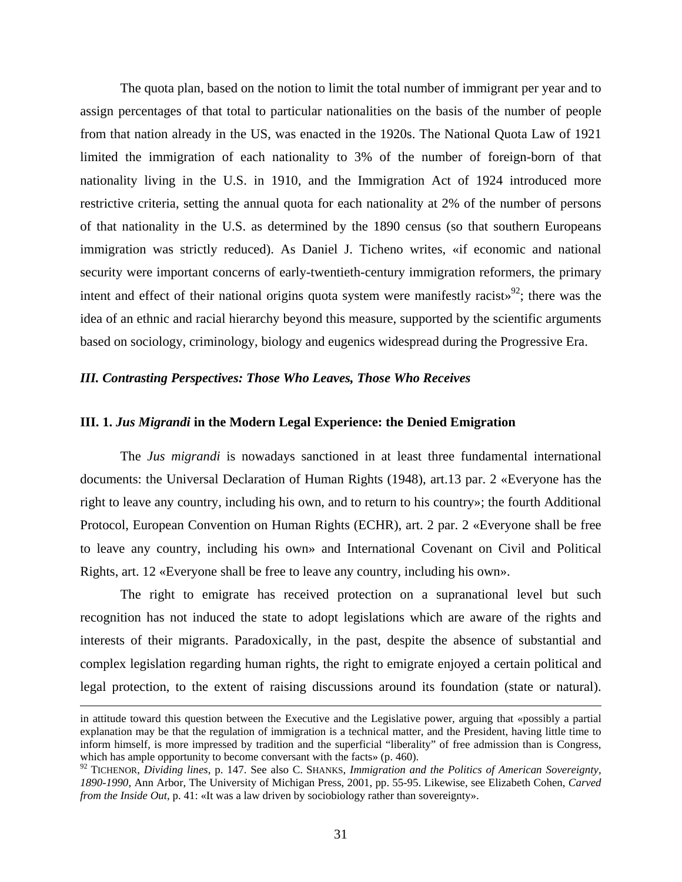The quota plan, based on the notion to limit the total number of immigrant per year and to assign percentages of that total to particular nationalities on the basis of the number of people from that nation already in the US, was enacted in the 1920s. The National Quota Law of 1921 limited the immigration of each nationality to 3% of the number of foreign-born of that nationality living in the U.S. in 1910, and the Immigration Act of 1924 introduced more restrictive criteria, setting the annual quota for each nationality at 2% of the number of persons of that nationality in the U.S. as determined by the 1890 census (so that southern Europeans immigration was strictly reduced). As Daniel J. Ticheno writes, «if economic and national security were important concerns of early-twentieth-century immigration reformers, the primary intent and effect of their national origins quota system were manifestly racist»[92]; there was the idea of an ethnic and racial hierarchy beyond this measure, supported by the scientific arguments based on sociology, criminology, biology and eugenics widespread during the Progressive Era.

### *III. Contrasting Perspectives: Those Who Leaves, Those Who Receives*

#### III. 1. *Jus Migrandi* in the Modern Legal Experience: the Denied Emigration

The *Jus migrandi* is nowadays sanctioned in at least three fundamental international documents: the Universal Declaration of Human Rights (1948), art.13 par. 2 «Everyone has the right to leave any country, including his own, and to return to his country»; the fourth Additional Protocol, European Convention on Human Rights (ECHR), art. 2 par. 2 «Everyone shall be free to leave any country, including his own» and International Covenant on Civil and Political Rights, art. 12 «Everyone shall be free to leave any country, including his own».

The right to emigrate has received protection on a supranational level but such recognition has not induced the state to adopt legislations which are aware of the rights and interests of their migrants. Paradoxically, in the past, despite the absence of substantial and complex legislation regarding human rights, the right to emigrate enjoyed a certain political and legal protection, to the extent of raising discussions around its foundation (state or natural).

---

in attitude toward this question between the Executive and the Legislative power, arguing that «possibly a partial explanation may be that the regulation of immigration is a technical matter, and the President, having little time to inform himself, is more impressed by tradition and the superficial "liberality" of free admission than is Congress, which has ample opportunity to become conversant with the facts» (p. 460).

[92] TICHENOR, *Dividing lines*, p. 147. See also C. SHANKS, *Immigration and the Politics of American Sovereignty, 1890-1990*, Ann Arbor, The University of Michigan Press, 2001, pp. 55-95. Likewise, see Elizabeth Cohen, *Carved from the Inside Out*, p. 41: «It was a law driven by sociobiology rather than sovereignty».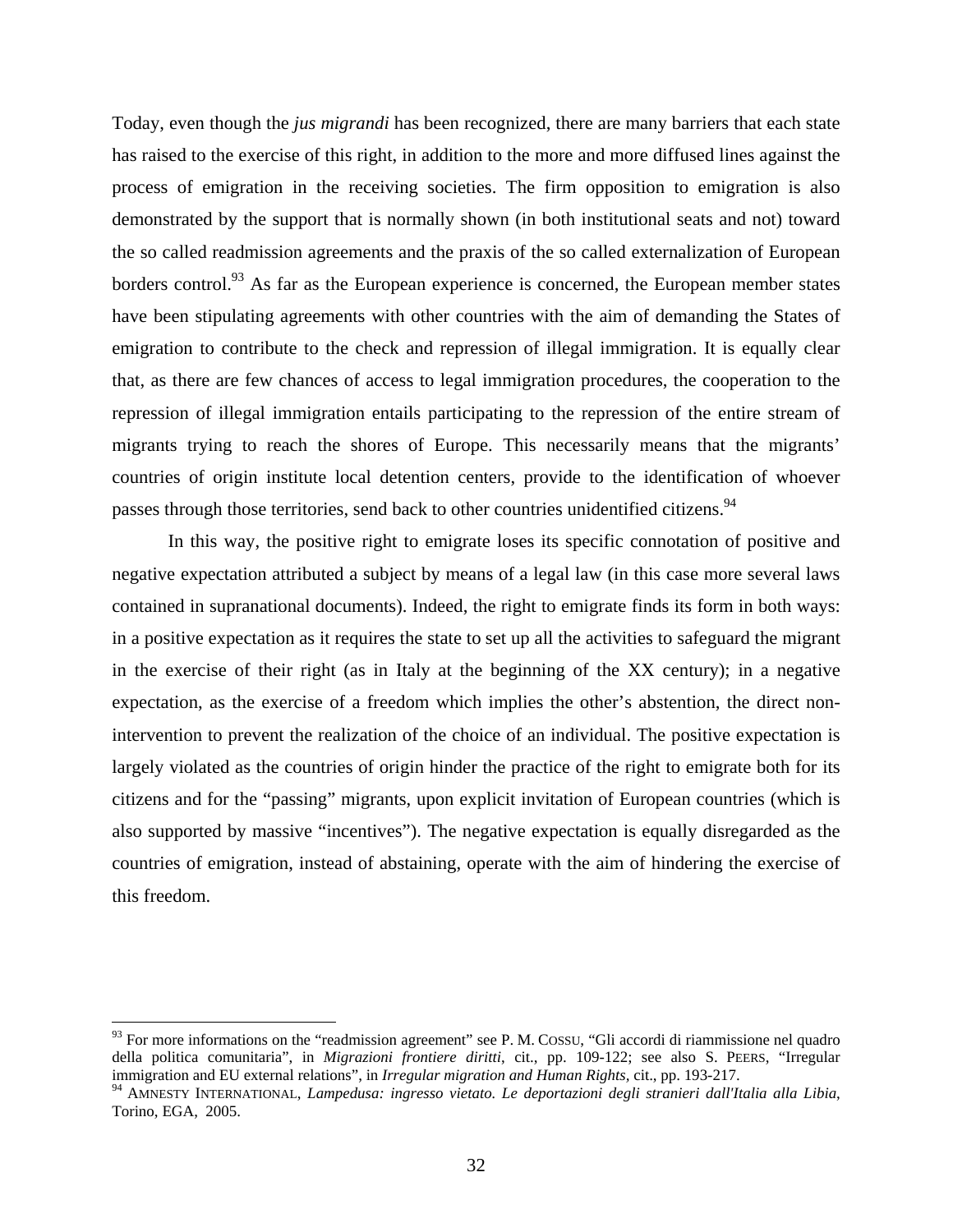Today, even though the *jus migrandi* has been recognized, there are many barriers that each state has raised to the exercise of this right, in addition to the more and more diffused lines against the process of emigration in the receiving societies. The firm opposition to emigration is also demonstrated by the support that is normally shown (in both institutional seats and not) toward the so called readmission agreements and the praxis of the so called externalization of European borders control.[93] As far as the European experience is concerned, the European member states have been stipulating agreements with other countries with the aim of demanding the States of emigration to contribute to the check and repression of illegal immigration. It is equally clear that, as there are few chances of access to legal immigration procedures, the cooperation to the repression of illegal immigration entails participating to the repression of the entire stream of migrants trying to reach the shores of Europe. This necessarily means that the migrants' countries of origin institute local detention centers, provide to the identification of whoever passes through those territories, send back to other countries unidentified citizens.[94]

In this way, the positive right to emigrate loses its specific connotation of positive and negative expectation attributed a subject by means of a legal law (in this case more several laws contained in supranational documents). Indeed, the right to emigrate finds its form in both ways: in a positive expectation as it requires the state to set up all the activities to safeguard the migrant in the exercise of their right (as in Italy at the beginning of the XX century); in a negative expectation, as the exercise of a freedom which implies the other's abstention, the direct non-intervention to prevent the realization of the choice of an individual. The positive expectation is largely violated as the countries of origin hinder the practice of the right to emigrate both for its citizens and for the "passing" migrants, upon explicit invitation of European countries (which is also supported by massive "incentives"). The negative expectation is equally disregarded as the countries of emigration, instead of abstaining, operate with the aim of hindering the exercise of this freedom.

---

[93] For more informations on the "readmission agreement" see P. M. COSSU, "Gli accordi di riammissione nel quadro della politica comunitaria", in *Migrazioni frontiere diritti*, cit., pp. 109-122; see also S. PEERS, "Irregular immigration and EU external relations", in *Irregular migration and Human Rights*, cit., pp. 193-217.

[94] AMNESTY INTERNATIONAL, *Lampedusa: ingresso vietato. Le deportazioni degli stranieri dall'Italia alla Libia*, Torino, EGA, 2005.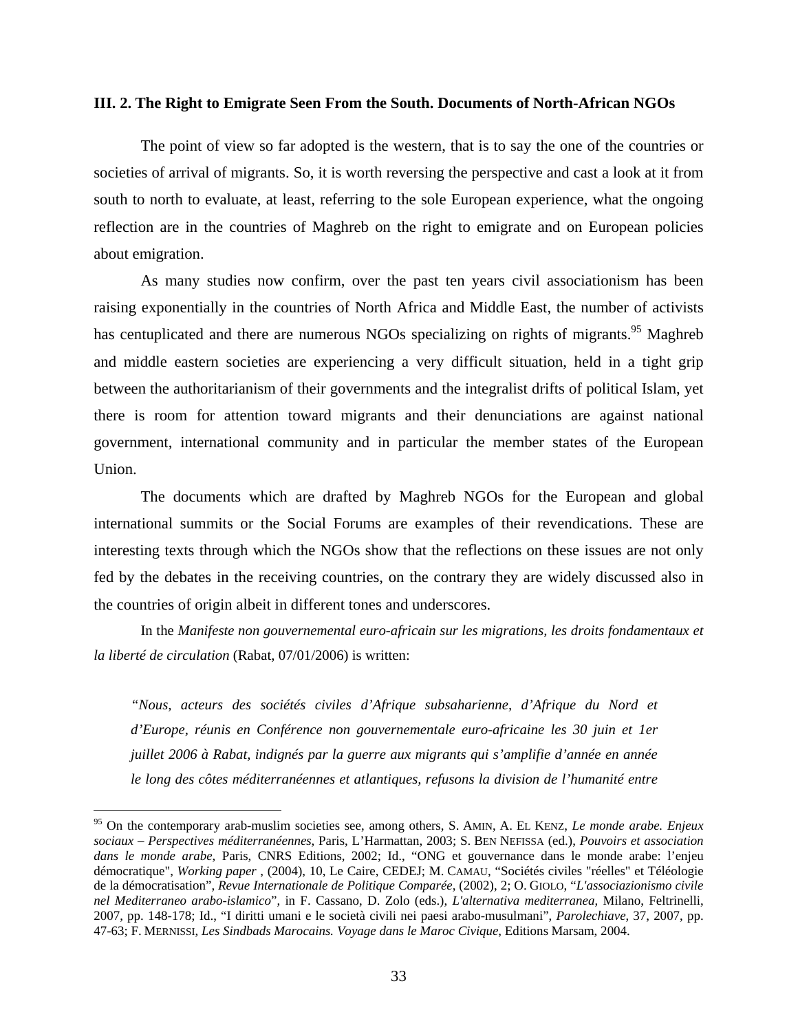### III. 2. The Right to Emigrate Seen From the South. Documents of North-African NGOs

The point of view so far adopted is the western, that is to say the one of the countries or societies of arrival of migrants. So, it is worth reversing the perspective and cast a look at it from south to north to evaluate, at least, referring to the sole European experience, what the ongoing reflection are in the countries of Maghreb on the right to emigrate and on European policies about emigration.

As many studies now confirm, over the past ten years civil associationism has been raising exponentially in the countries of North Africa and Middle East, the number of activists has centuplicated and there are numerous NGOs specializing on rights of migrants.[95] Maghreb and middle eastern societies are experiencing a very difficult situation, held in a tight grip between the authoritarianism of their governments and the integralist drifts of political Islam, yet there is room for attention toward migrants and their denunciations are against national government, international community and in particular the member states of the European Union.

The documents which are drafted by Maghreb NGOs for the European and global international summits or the Social Forums are examples of their revendications. These are interesting texts through which the NGOs show that the reflections on these issues are not only fed by the debates in the receiving countries, on the contrary they are widely discussed also in the countries of origin albeit in different tones and underscores.

In the *Manifeste non gouvernemental euro-africain sur les migrations, les droits fondamentaux et la liberté de circulation* (Rabat, 07/01/2006) is written:

> *"Nous, acteurs des sociétés civiles d'Afrique subsaharienne, d'Afrique du Nord et d'Europe, réunis en Conférence non gouvernementale euro-africaine les 30 juin et 1er juillet 2006 à Rabat, indignés par la guerre aux migrants qui s'amplifie d'année en année le long des côtes méditerranéennes et atlantiques, refusons la division de l'humanité entre*

---

[95] On the contemporary arab-muslim societies see, among others, S. AMIN, A. EL KENZ, *Le monde arabe. Enjeux sociaux – Perspectives méditerranéennes*, Paris, L'Harmattan, 2003; S. BEN NEFISSA (ed.), *Pouvoirs et association dans le monde arabe*, Paris, CNRS Editions, 2002; Id., "ONG et gouvernance dans le monde arabe: l'enjeu démocratique", *Working paper* , (2004), 10, Le Caire, CEDEJ; M. CAMAU, "Sociétés civiles "réelles" et Téléologie de la démocratisation", *Revue Internationale de Politique Comparée*, (2002), 2; O. GIOLO, "*L'associazionismo civile nel Mediterraneo arabo-islamico*", in F. Cassano, D. Zolo (eds.), *L'alternativa mediterranea*, Milano, Feltrinelli, 2007, pp. 148-178; Id., "I diritti umani e le società civili nei paesi arabo-musulmani", *Parolechiave*, 37, 2007, pp. 47-63; F. MERNISSI, *Les Sindbads Marocains. Voyage dans le Maroc Civique*, Editions Marsam, 2004.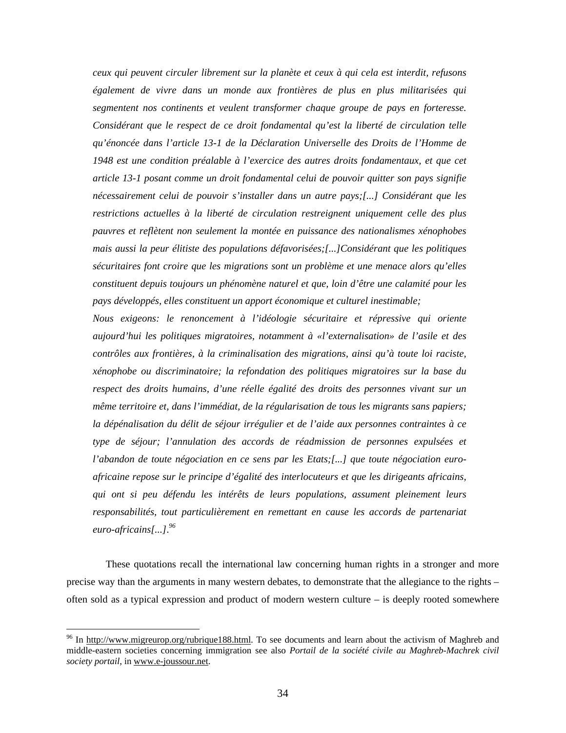*ceux qui peuvent circuler librement sur la planète et ceux à qui cela est interdit, refusons également de vivre dans un monde aux frontières de plus en plus militarisées qui segmentent nos continents et veulent transformer chaque groupe de pays en forteresse. Considérant que le respect de ce droit fondamental qu'est la liberté de circulation telle qu'énoncée dans l'article 13-1 de la Déclaration Universelle des Droits de l'Homme de 1948 est une condition préalable à l'exercice des autres droits fondamentaux, et que cet article 13-1 posant comme un droit fondamental celui de pouvoir quitter son pays signifie nécessairement celui de pouvoir s'installer dans un autre pays;[...] Considérant que les restrictions actuelles à la liberté de circulation restreignent uniquement celle des plus pauvres et reflètent non seulement la montée en puissance des nationalismes xénophobes mais aussi la peur élitiste des populations défavorisées;[...]Considérant que les politiques sécuritaires font croire que les migrations sont un problème et une menace alors qu'elles constituent depuis toujours un phénomène naturel et que, loin d'être une calamité pour les pays développés, elles constituent un apport économique et culturel inestimable;*

*Nous exigeons: le renoncement à l'idéologie sécuritaire et répressive qui oriente aujourd'hui les politiques migratoires, notamment à «l'externalisation» de l'asile et des contrôles aux frontières, à la criminalisation des migrations, ainsi qu'à toute loi raciste, xénophobe ou discriminatoire; la refondation des politiques migratoires sur la base du respect des droits humains, d'une réelle égalité des droits des personnes vivant sur un même territoire et, dans l'immédiat, de la régularisation de tous les migrants sans papiers; la dépénalisation du délit de séjour irrégulier et de l'aide aux personnes contraintes à ce type de séjour; l'annulation des accords de réadmission de personnes expulsées et l'abandon de toute négociation en ce sens par les Etats;[...] que toute négociation euro-africaine repose sur le principe d'égalité des interlocuteurs et que les dirigeants africains, qui ont si peu défendu les intérêts de leurs populations, assument pleinement leurs responsabilités, tout particulièrement en remettant en cause les accords de partenariat euro-africains[...].*[96]

These quotations recall the international law concerning human rights in a stronger and more precise way than the arguments in many western debates, to demonstrate that the allegiance to the rights – often sold as a typical expression and product of modern western culture – is deeply rooted somewhere

[96] In http://www.migreurop.org/rubrique188.html. To see documents and learn about the activism of Maghreb and middle-eastern societies concerning immigration see also *Portail de la société civile au Maghreb-Machrek civil society portail*, in www.e-joussour.net.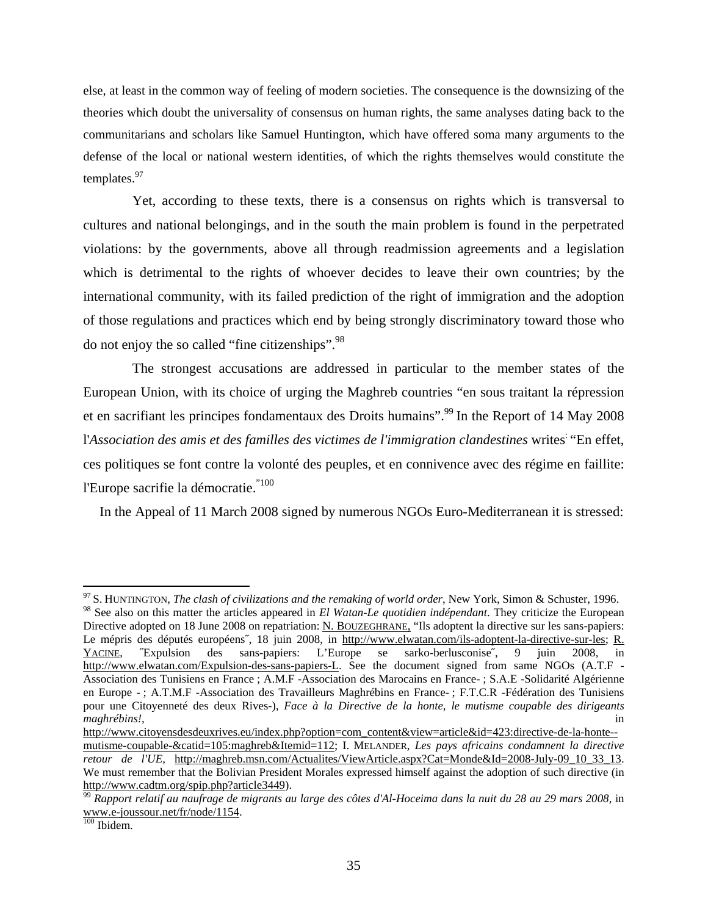else, at least in the common way of feeling of modern societies. The consequence is the downsizing of the theories which doubt the universality of consensus on human rights, the same analyses dating back to the communitarians and scholars like Samuel Huntington, which have offered soma many arguments to the defense of the local or national western identities, of which the rights themselves would constitute the templates.[97]

Yet, according to these texts, there is a consensus on rights which is transversal to cultures and national belongings, and in the south the main problem is found in the perpetrated violations: by the governments, above all through readmission agreements and a legislation which is detrimental to the rights of whoever decides to leave their own countries; by the international community, with its failed prediction of the right of immigration and the adoption of those regulations and practices which end by being strongly discriminatory toward those who do not enjoy the so called "fine citizenships".[98]

The strongest accusations are addressed in particular to the member states of the European Union, with its choice of urging the Maghreb countries "en sous traitant la répression et en sacrifiant les principes fondamentaux des Droits humains".[99] In the Report of 14 May 2008 l'*Association des amis et des familles des victimes de l'immigration clandestines* writes: "En effet, ces politiques se font contre la volonté des peuples, et en connivence avec des régime en faillite: l'Europe sacrifie la démocratie."[100]

In the Appeal of 11 March 2008 signed by numerous NGOs Euro-Mediterranean it is stressed:

---

[97] S. Huntington, *The clash of civilizations and the remaking of world order*, New York, Simon & Schuster, 1996.

[98] See also on this matter the articles appeared in *El Watan-Le quotidien indépendant*. They criticize the European Directive adopted on 18 June 2008 on repatriation: N. Bouzeghrane, "Ils adoptent la directive sur les sans-papiers: Le mépris des députés européens", 18 juin 2008, in http://www.elwatan.com/ils-adoptent-la-directive-sur-les; R. Yacine, "Expulsion des sans-papiers: L'Europe se sarko-berlusconise", 9 juin 2008, in http://www.elwatan.com/Expulsion-des-sans-papiers-L. See the document signed from same NGOs (A.T.F -Association des Tunisiens en France ; A.M.F -Association des Marocains en France- ; S.A.E -Solidarité Algérienne en Europe - ; A.T.M.F -Association des Travailleurs Maghrébins en France- ; F.T.C.R -Fédération des Tunisiens pour une Citoyenneté des deux Rives-), *Face à la Directive de la honte, le mutisme coupable des dirigeants maghrébins!*, in http://www.citoyensdesdeuxrives.eu/index.php?option=com_content&view=article&id=423:directive-de-la-honte--mutisme-coupable-&catid=105:maghreb&Itemid=112; I. Melander, *Les pays africains condamnent la directive retour de l'UE*, http://maghreb.msn.com/Actualites/ViewArticle.aspx?Cat=Monde&Id=2008-July-09_10_33_13. We must remember that the Bolivian President Morales expressed himself against the adoption of such directive (in http://www.cadtm.org/spip.php?article3449).

[99] *Rapport relatif au naufrage de migrants au large des côtes d'Al-Hoceima dans la nuit du 28 au 29 mars 2008*, in www.e-joussour.net/fr/node/1154.

[100] Ibidem.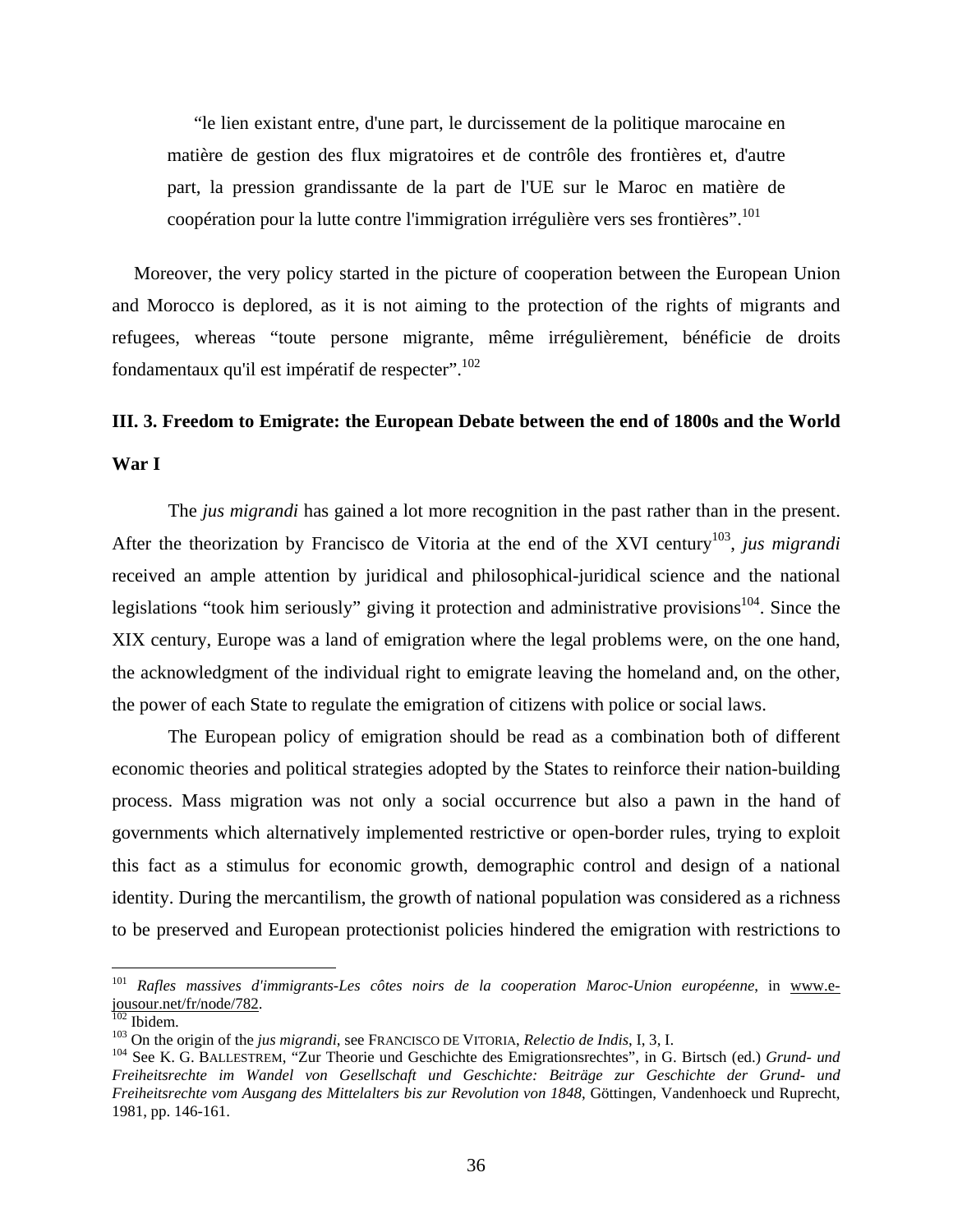> "le lien existant entre, d'une part, le durcissement de la politique marocaine en matière de gestion des flux migratoires et de contrôle des frontières et, d'autre part, la pression grandissante de la part de l'UE sur le Maroc en matière de coopération pour la lutte contre l'immigration irrégulière vers ses frontières".[101]

Moreover, the very policy started in the picture of cooperation between the European Union and Morocco is deplored, as it is not aiming to the protection of the rights of migrants and refugees, whereas "toute persone migrante, même irrégulièrement, bénéficie de droits fondamentaux qu'il est impératif de respecter".[102]

### III. 3. Freedom to Emigrate: the European Debate between the end of 1800s and the World War I

The *jus migrandi* has gained a lot more recognition in the past rather than in the present. After the theorization by Francisco de Vitoria at the end of the XVI century[103], *jus migrandi* received an ample attention by juridical and philosophical-juridical science and the national legislations "took him seriously" giving it protection and administrative provisions[104]. Since the XIX century, Europe was a land of emigration where the legal problems were, on the one hand, the acknowledgment of the individual right to emigrate leaving the homeland and, on the other, the power of each State to regulate the emigration of citizens with police or social laws.

The European policy of emigration should be read as a combination both of different economic theories and political strategies adopted by the States to reinforce their nation-building process. Mass migration was not only a social occurrence but also a pawn in the hand of governments which alternatively implemented restrictive or open-border rules, trying to exploit this fact as a stimulus for economic growth, demographic control and design of a national identity. During the mercantilism, the growth of national population was considered as a richness to be preserved and European protectionist policies hindered the emigration with restrictions to

---

[101] *Rafles massives d'immigrants-Les côtes noirs de la cooperation Maroc-Union européenne*, in www.e-jousour.net/fr/node/782.

[102] Ibidem.

[103] On the origin of the *jus migrandi*, see FRANCISCO DE VITORIA, *Relectio de Indis*, I, 3, I.

[104] See K. G. BALLESTREM, "Zur Theorie und Geschichte des Emigrationsrechtes", in G. Birtsch (ed.) *Grund- und Freiheitsrechte im Wandel von Gesellschaft und Geschichte: Beiträge zur Geschichte der Grund- und Freiheitsrechte vom Ausgang des Mittelalters bis zur Revolution von 1848*, Göttingen, Vandenhoeck und Ruprecht, 1981, pp. 146-161.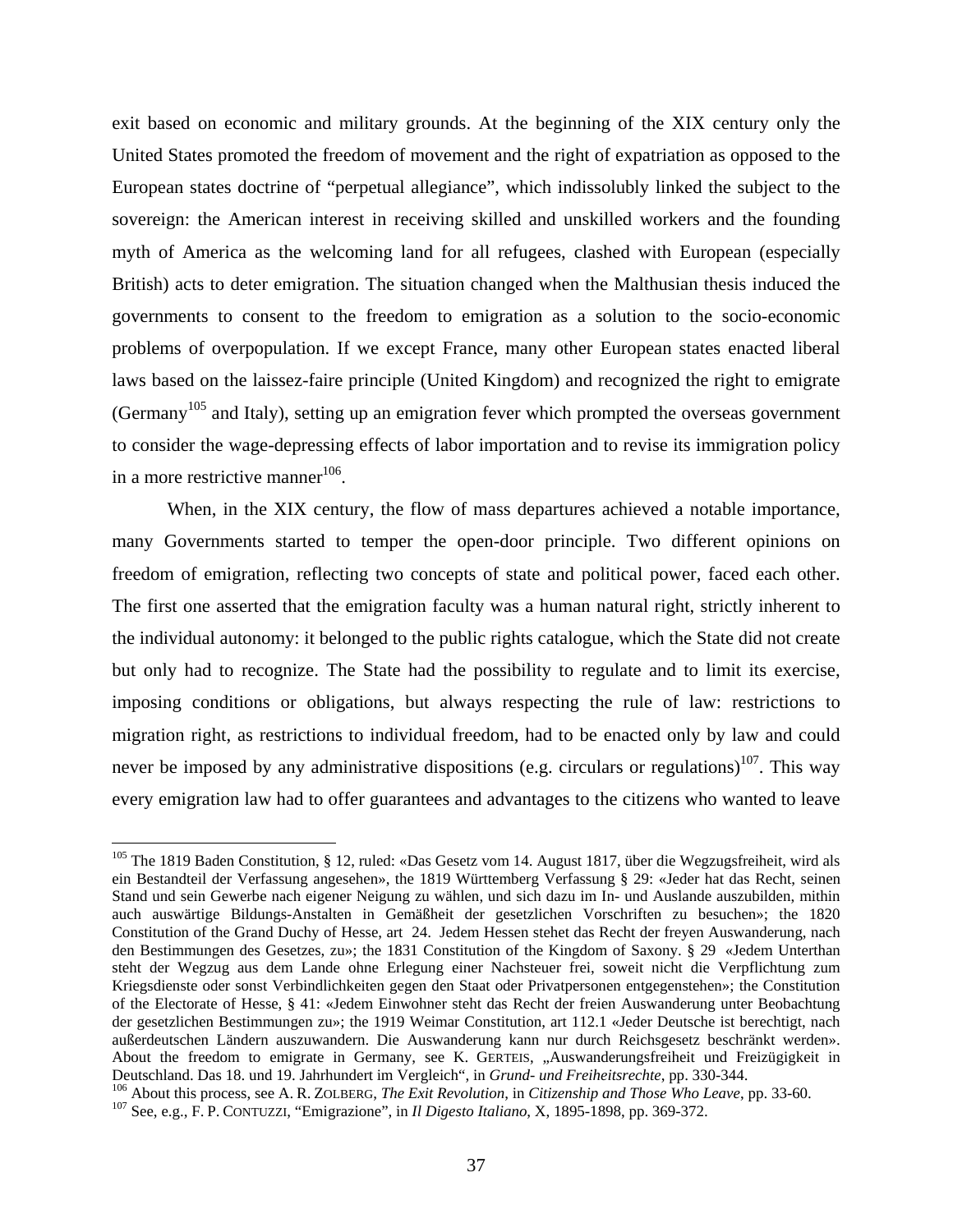exit based on economic and military grounds. At the beginning of the XIX century only the United States promoted the freedom of movement and the right of expatriation as opposed to the European states doctrine of "perpetual allegiance", which indissolubly linked the subject to the sovereign: the American interest in receiving skilled and unskilled workers and the founding myth of America as the welcoming land for all refugees, clashed with European (especially British) acts to deter emigration. The situation changed when the Malthusian thesis induced the governments to consent to the freedom to emigration as a solution to the socio-economic problems of overpopulation. If we except France, many other European states enacted liberal laws based on the laissez-faire principle (United Kingdom) and recognized the right to emigrate (Germany[105] and Italy), setting up an emigration fever which prompted the overseas government to consider the wage-depressing effects of labor importation and to revise its immigration policy in a more restrictive manner[106].

When, in the XIX century, the flow of mass departures achieved a notable importance, many Governments started to temper the open-door principle. Two different opinions on freedom of emigration, reflecting two concepts of state and political power, faced each other. The first one asserted that the emigration faculty was a human natural right, strictly inherent to the individual autonomy: it belonged to the public rights catalogue, which the State did not create but only had to recognize. The State had the possibility to regulate and to limit its exercise, imposing conditions or obligations, but always respecting the rule of law: restrictions to migration right, as restrictions to individual freedom, had to be enacted only by law and could never be imposed by any administrative dispositions (e.g. circulars or regulations)[107]. This way every emigration law had to offer guarantees and advantages to the citizens who wanted to leave

---

[105] The 1819 Baden Constitution, § 12, ruled: «Das Gesetz vom 14. August 1817, über die Wegzugsfreiheit, wird als ein Bestandteil der Verfassung angesehen», the 1819 Württemberg Verfassung § 29: «Jeder hat das Recht, seinen Stand und sein Gewerbe nach eigener Neigung zu wählen, und sich dazu im In- und Auslande auszubilden, mithin auch auswärtige Bildungs-Anstalten in Gemäßheit der gesetzlichen Vorschriften zu besuchen»; the 1820 Constitution of the Grand Duchy of Hesse, art 24. Jedem Hessen stehet das Recht der freyen Auswanderung, nach den Bestimmungen des Gesetzes, zu»; the 1831 Constitution of the Kingdom of Saxony. § 29 «Jedem Unterthan steht der Wegzug aus dem Lande ohne Erlegung einer Nachsteuer frei, soweit nicht die Verpflichtung zum Kriegsdienste oder sonst Verbindlichkeiten gegen den Staat oder Privatpersonen entgegenstehen»; the Constitution of the Electorate of Hesse, § 41: «Jedem Einwohner steht das Recht der freien Auswanderung unter Beobachtung der gesetzlichen Bestimmungen zu»; the 1919 Weimar Constitution, art 112.1 «Jeder Deutsche ist berechtigt, nach außerdeutschen Ländern auszuwandern. Die Auswanderung kann nur durch Reichsgesetz beschränkt werden». About the freedom to emigrate in Germany, see K. GERTEIS, „Auswanderungsfreiheit und Freizügigkeit in Deutschland. Das 18. und 19. Jahrhundert im Vergleich", in *Grund- und Freiheitsrechte*, pp. 330-344.

[106] About this process, see A. R. ZOLBERG, *The Exit Revolution*, in *Citizenship and Those Who Leave*, pp. 33-60.

[107] See, e.g., F. P. CONTUZZI, "Emigrazione", in *Il Digesto Italiano*, X, 1895-1898, pp. 369-372.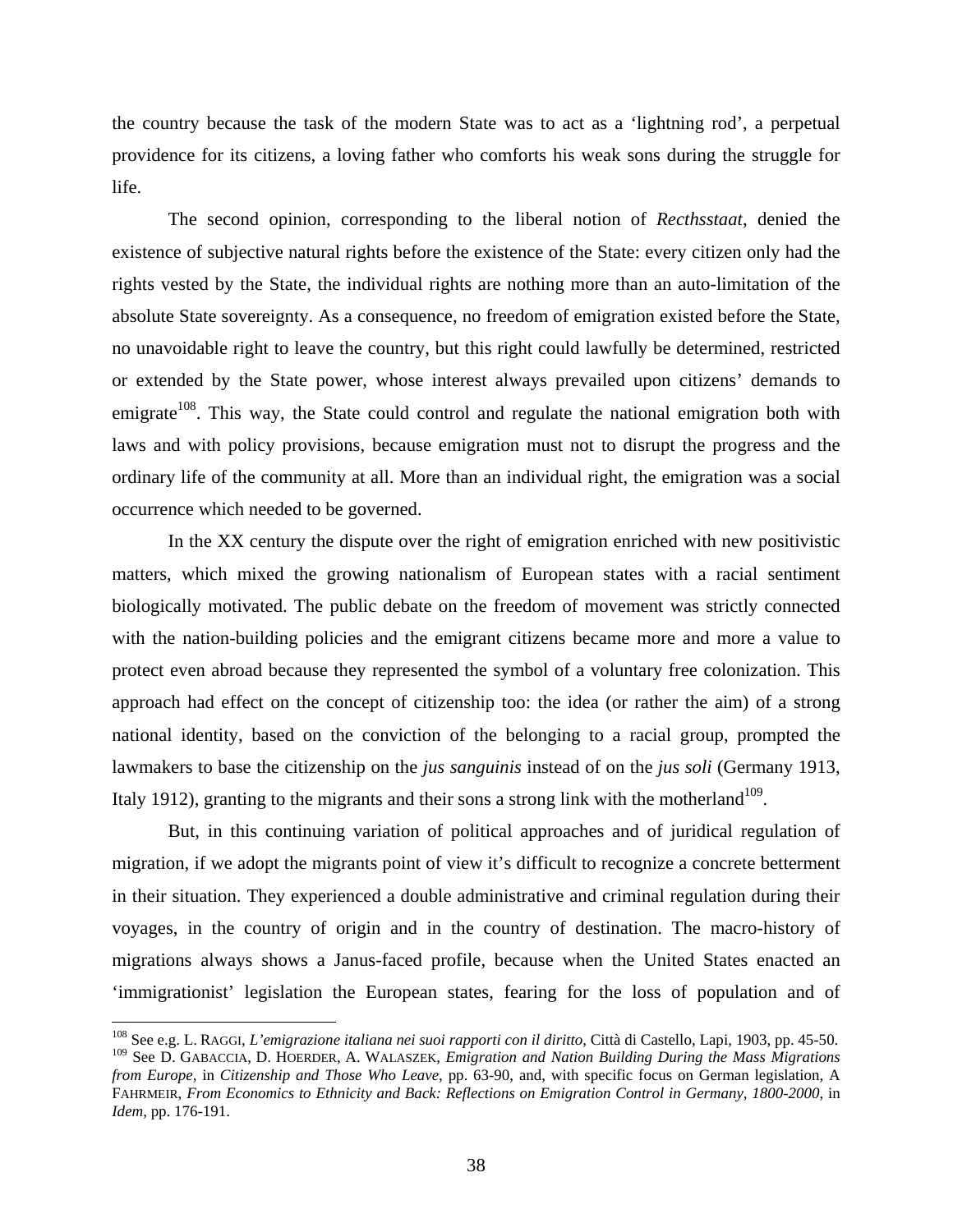the country because the task of the modern State was to act as a 'lightning rod', a perpetual providence for its citizens, a loving father who comforts his weak sons during the struggle for life.

The second opinion, corresponding to the liberal notion of *Recthsstaat*, denied the existence of subjective natural rights before the existence of the State: every citizen only had the rights vested by the State, the individual rights are nothing more than an auto-limitation of the absolute State sovereignty. As a consequence, no freedom of emigration existed before the State, no unavoidable right to leave the country, but this right could lawfully be determined, restricted or extended by the State power, whose interest always prevailed upon citizens' demands to emigrate[108]. This way, the State could control and regulate the national emigration both with laws and with policy provisions, because emigration must not to disrupt the progress and the ordinary life of the community at all. More than an individual right, the emigration was a social occurrence which needed to be governed.

In the XX century the dispute over the right of emigration enriched with new positivistic matters, which mixed the growing nationalism of European states with a racial sentiment biologically motivated. The public debate on the freedom of movement was strictly connected with the nation-building policies and the emigrant citizens became more and more a value to protect even abroad because they represented the symbol of a voluntary free colonization. This approach had effect on the concept of citizenship too: the idea (or rather the aim) of a strong national identity, based on the conviction of the belonging to a racial group, prompted the lawmakers to base the citizenship on the *jus sanguinis* instead of on the *jus soli* (Germany 1913, Italy 1912), granting to the migrants and their sons a strong link with the motherland[109].

But, in this continuing variation of political approaches and of juridical regulation of migration, if we adopt the migrants point of view it's difficult to recognize a concrete betterment in their situation. They experienced a double administrative and criminal regulation during their voyages, in the country of origin and in the country of destination. The macro-history of migrations always shows a Janus-faced profile, because when the United States enacted an 'immigrationist' legislation the European states, fearing for the loss of population and of

---

[108] See e.g. L. Raggi, *L'emigrazione italiana nei suoi rapporti con il diritto*, Città di Castello, Lapi, 1903, pp. 45-50.

[109] See D. Gabaccia, D. Hoerder, A. Walaszek, *Emigration and Nation Building During the Mass Migrations from Europe*, in *Citizenship and Those Who Leave*, pp. 63-90, and, with specific focus on German legislation, A Fahrmeir, *From Economics to Ethnicity and Back: Reflections on Emigration Control in Germany, 1800-2000*, in *Idem*, pp. 176-191.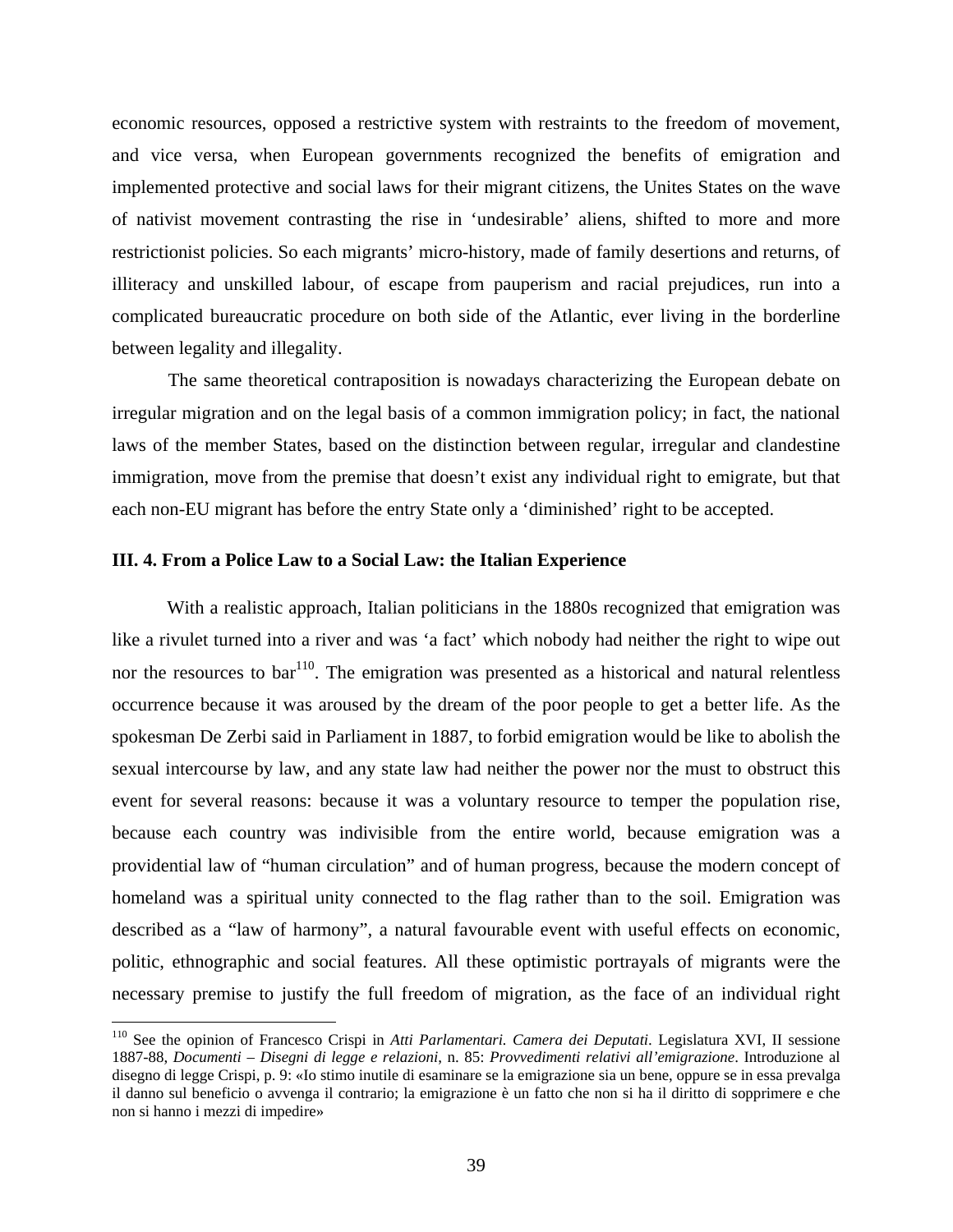economic resources, opposed a restrictive system with restraints to the freedom of movement, and vice versa, when European governments recognized the benefits of emigration and implemented protective and social laws for their migrant citizens, the Unites States on the wave of nativist movement contrasting the rise in 'undesirable' aliens, shifted to more and more restrictionist policies. So each migrants' micro-history, made of family desertions and returns, of illiteracy and unskilled labour, of escape from pauperism and racial prejudices, run into a complicated bureaucratic procedure on both side of the Atlantic, ever living in the borderline between legality and illegality.

The same theoretical contraposition is nowadays characterizing the European debate on irregular migration and on the legal basis of a common immigration policy; in fact, the national laws of the member States, based on the distinction between regular, irregular and clandestine immigration, move from the premise that doesn't exist any individual right to emigrate, but that each non-EU migrant has before the entry State only a 'diminished' right to be accepted.

### III. 4. From a Police Law to a Social Law: the Italian Experience

With a realistic approach, Italian politicians in the 1880s recognized that emigration was like a rivulet turned into a river and was 'a fact' which nobody had neither the right to wipe out nor the resources to bar[110]. The emigration was presented as a historical and natural relentless occurrence because it was aroused by the dream of the poor people to get a better life. As the spokesman De Zerbi said in Parliament in 1887, to forbid emigration would be like to abolish the sexual intercourse by law, and any state law had neither the power nor the must to obstruct this event for several reasons: because it was a voluntary resource to temper the population rise, because each country was indivisible from the entire world, because emigration was a providential law of "human circulation" and of human progress, because the modern concept of homeland was a spiritual unity connected to the flag rather than to the soil. Emigration was described as a "law of harmony", a natural favourable event with useful effects on economic, politic, ethnographic and social features. All these optimistic portrayals of migrants were the necessary premise to justify the full freedom of migration, as the face of an individual right

---

[110] See the opinion of Francesco Crispi in *Atti Parlamentari. Camera dei Deputati*. Legislatura XVI, II sessione 1887-88, *Documenti – Disegni di legge e relazioni*, n. 85: *Provvedimenti relativi all'emigrazione*. Introduzione al disegno di legge Crispi, p. 9: «Io stimo inutile di esaminare se la emigrazione sia un bene, oppure se in essa prevalga il danno sul beneficio o avvenga il contrario; la emigrazione è un fatto che non si ha il diritto di sopprimere e che non si hanno i mezzi di impedire»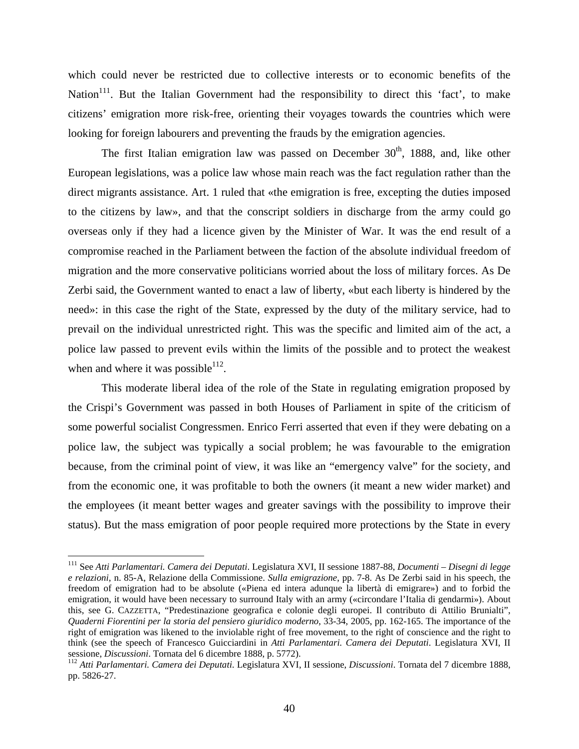which could never be restricted due to collective interests or to economic benefits of the Nation[111]. But the Italian Government had the responsibility to direct this 'fact', to make citizens' emigration more risk-free, orienting their voyages towards the countries which were looking for foreign labourers and preventing the frauds by the emigration agencies.

The first Italian emigration law was passed on December 30th, 1888, and, like other European legislations, was a police law whose main reach was the fact regulation rather than the direct migrants assistance. Art. 1 ruled that «the emigration is free, excepting the duties imposed to the citizens by law», and that the conscript soldiers in discharge from the army could go overseas only if they had a licence given by the Minister of War. It was the end result of a compromise reached in the Parliament between the faction of the absolute individual freedom of migration and the more conservative politicians worried about the loss of military forces. As De Zerbi said, the Government wanted to enact a law of liberty, «but each liberty is hindered by the need»: in this case the right of the State, expressed by the duty of the military service, had to prevail on the individual unrestricted right. This was the specific and limited aim of the act, a police law passed to prevent evils within the limits of the possible and to protect the weakest when and where it was possible[112].

This moderate liberal idea of the role of the State in regulating emigration proposed by the Crispi's Government was passed in both Houses of Parliament in spite of the criticism of some powerful socialist Congressmen. Enrico Ferri asserted that even if they were debating on a police law, the subject was typically a social problem; he was favourable to the emigration because, from the criminal point of view, it was like an "emergency valve" for the society, and from the economic one, it was profitable to both the owners (it meant a new wider market) and the employees (it meant better wages and greater savings with the possibility to improve their status). But the mass emigration of poor people required more protections by the State in every

---

[111] See *Atti Parlamentari. Camera dei Deputati*. Legislatura XVI, II sessione 1887-88, *Documenti – Disegni di legge e relazioni*, n. 85-A, Relazione della Commissione. *Sulla emigrazione*, pp. 7-8. As De Zerbi said in his speech, the freedom of emigration had to be absolute («Piena ed intera adunque la libertà di emigrare») and to forbid the emigration, it would have been necessary to surround Italy with an army («circondare l'Italia di gendarmi»). About this, see G. CAZZETTA, "Predestinazione geografica e colonie degli europei. Il contributo di Attilio Brunialti", *Quaderni Fiorentini per la storia del pensiero giuridico moderno*, 33-34, 2005, pp. 162-165. The importance of the right of emigration was likened to the inviolable right of free movement, to the right of conscience and the right to think (see the speech of Francesco Guicciardini in *Atti Parlamentari. Camera dei Deputati*. Legislatura XVI, II sessione, *Discussioni*. Tornata del 6 dicembre 1888, p. 5772).

[112] *Atti Parlamentari. Camera dei Deputati*. Legislatura XVI, II sessione, *Discussioni*. Tornata del 7 dicembre 1888, pp. 5826-27.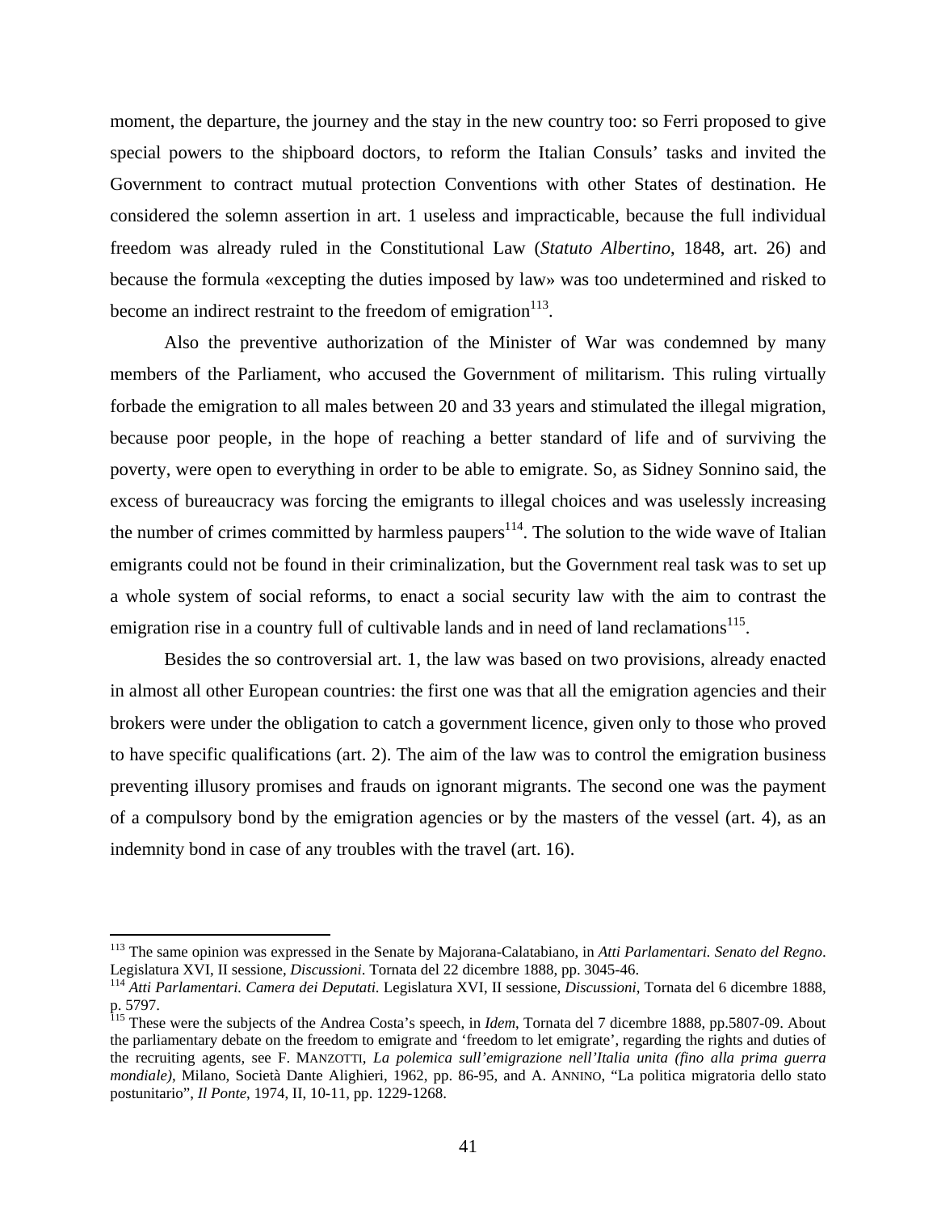moment, the departure, the journey and the stay in the new country too: so Ferri proposed to give special powers to the shipboard doctors, to reform the Italian Consuls' tasks and invited the Government to contract mutual protection Conventions with other States of destination. He considered the solemn assertion in art. 1 useless and impracticable, because the full individual freedom was already ruled in the Constitutional Law (*Statuto Albertino*, 1848, art. 26) and because the formula «excepting the duties imposed by law» was too undetermined and risked to become an indirect restraint to the freedom of emigration[113].

Also the preventive authorization of the Minister of War was condemned by many members of the Parliament, who accused the Government of militarism. This ruling virtually forbade the emigration to all males between 20 and 33 years and stimulated the illegal migration, because poor people, in the hope of reaching a better standard of life and of surviving the poverty, were open to everything in order to be able to emigrate. So, as Sidney Sonnino said, the excess of bureaucracy was forcing the emigrants to illegal choices and was uselessly increasing the number of crimes committed by harmless paupers[114]. The solution to the wide wave of Italian emigrants could not be found in their criminalization, but the Government real task was to set up a whole system of social reforms, to enact a social security law with the aim to contrast the emigration rise in a country full of cultivable lands and in need of land reclamations[115].

Besides the so controversial art. 1, the law was based on two provisions, already enacted in almost all other European countries: the first one was that all the emigration agencies and their brokers were under the obligation to catch a government licence, given only to those who proved to have specific qualifications (art. 2). The aim of the law was to control the emigration business preventing illusory promises and frauds on ignorant migrants. The second one was the payment of a compulsory bond by the emigration agencies or by the masters of the vessel (art. 4), as an indemnity bond in case of any troubles with the travel (art. 16).

---

[113] The same opinion was expressed in the Senate by Majorana-Calatabiano, in *Atti Parlamentari. Senato del Regno*. Legislatura XVI, II sessione, *Discussioni*. Tornata del 22 dicembre 1888, pp. 3045-46.

[114] *Atti Parlamentari. Camera dei Deputati.* Legislatura XVI, II sessione, *Discussioni*, Tornata del 6 dicembre 1888, p. 5797.

[115] These were the subjects of the Andrea Costa's speech, in *Idem*, Tornata del 7 dicembre 1888, pp.5807-09. About the parliamentary debate on the freedom to emigrate and 'freedom to let emigrate', regarding the rights and duties of the recruiting agents, see F. MANZOTTI, *La polemica sull'emigrazione nell'Italia unita (fino alla prima guerra mondiale)*, Milano, Società Dante Alighieri, 1962, pp. 86-95, and A. ANNINO, "La politica migratoria dello stato postunitario", *Il Ponte*, 1974, II, 10-11, pp. 1229-1268.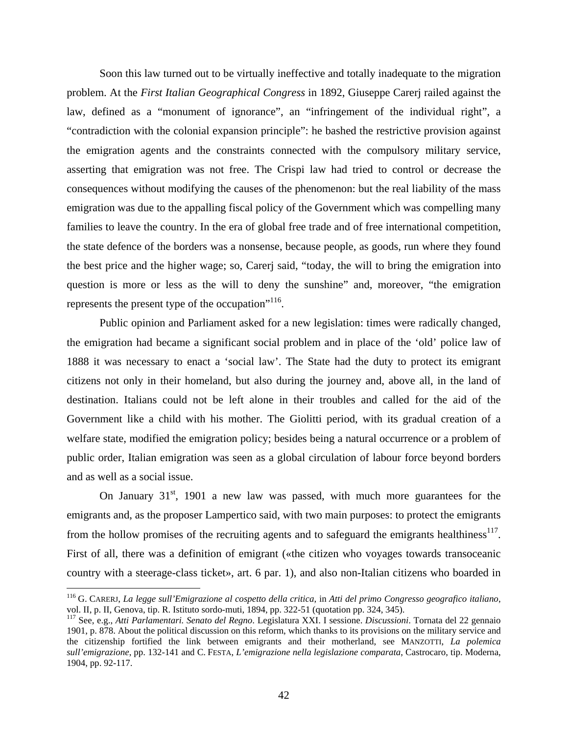Soon this law turned out to be virtually ineffective and totally inadequate to the migration problem. At the *First Italian Geographical Congress* in 1892, Giuseppe Carerj railed against the law, defined as a "monument of ignorance", an "infringement of the individual right", a "contradiction with the colonial expansion principle": he bashed the restrictive provision against the emigration agents and the constraints connected with the compulsory military service, asserting that emigration was not free. The Crispi law had tried to control or decrease the consequences without modifying the causes of the phenomenon: but the real liability of the mass emigration was due to the appalling fiscal policy of the Government which was compelling many families to leave the country. In the era of global free trade and of free international competition, the state defence of the borders was a nonsense, because people, as goods, run where they found the best price and the higher wage; so, Carerj said, "today, the will to bring the emigration into question is more or less as the will to deny the sunshine" and, moreover, "the emigration represents the present type of the occupation"[116].

Public opinion and Parliament asked for a new legislation: times were radically changed, the emigration had became a significant social problem and in place of the 'old' police law of 1888 it was necessary to enact a 'social law'. The State had the duty to protect its emigrant citizens not only in their homeland, but also during the journey and, above all, in the land of destination. Italians could not be left alone in their troubles and called for the aid of the Government like a child with his mother. The Giolitti period, with its gradual creation of a welfare state, modified the emigration policy; besides being a natural occurrence or a problem of public order, Italian emigration was seen as a global circulation of labour force beyond borders and as well as a social issue.

On January 31st, 1901 a new law was passed, with much more guarantees for the emigrants and, as the proposer Lampertico said, with two main purposes: to protect the emigrants from the hollow promises of the recruiting agents and to safeguard the emigrants healthiness[117]. First of all, there was a definition of emigrant («the citizen who voyages towards transoceanic country with a steerage-class ticket», art. 6 par. 1), and also non-Italian citizens who boarded in

---

[116] G. Carerj, *La legge sull'Emigrazione al cospetto della critica*, in *Atti del primo Congresso geografico italiano*, vol. II, p. II, Genova, tip. R. Istituto sordo-muti, 1894, pp. 322-51 (quotation pp. 324, 345).

[117] See, e.g., *Atti Parlamentari. Senato del Regno*. Legislatura XXI. I sessione. *Discussioni*. Tornata del 22 gennaio 1901, p. 878. About the political discussion on this reform, which thanks to its provisions on the military service and the citizenship fortified the link between emigrants and their motherland, see Manzotti, *La polemica sull'emigrazione*, pp. 132-141 and C. Festa, *L'emigrazione nella legislazione comparata*, Castrocaro, tip. Moderna, 1904, pp. 92-117.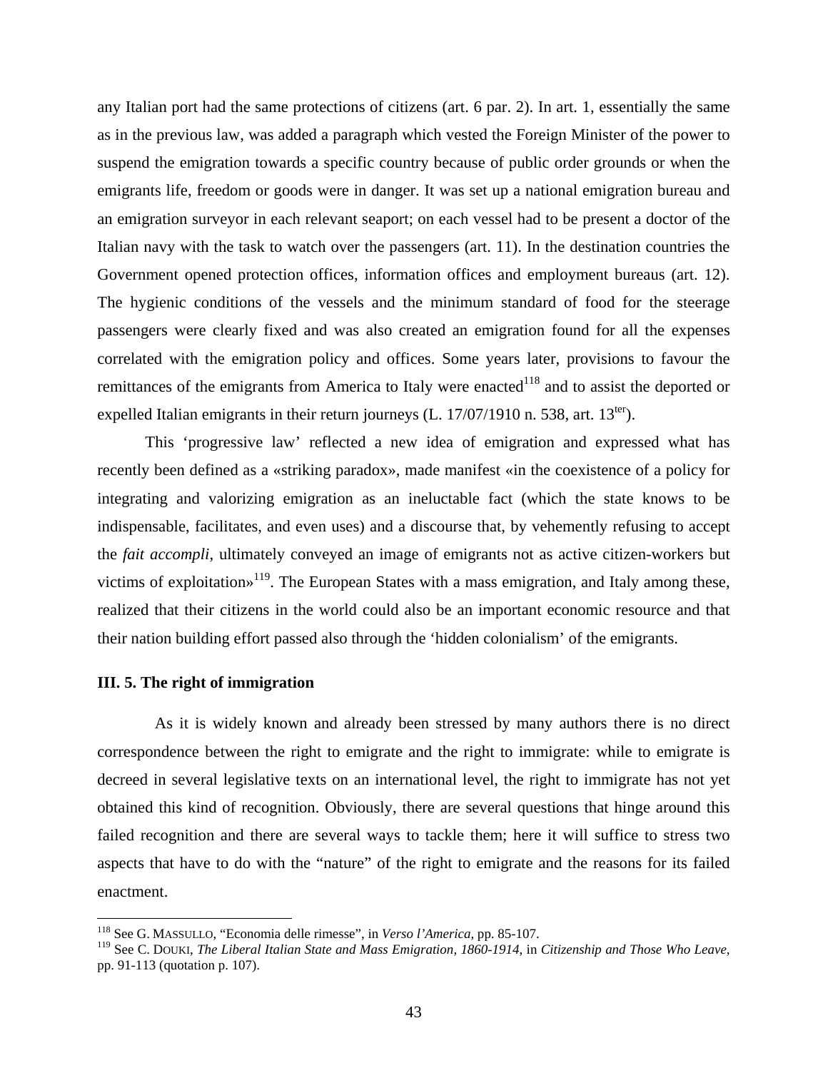any Italian port had the same protections of citizens (art. 6 par. 2). In art. 1, essentially the same as in the previous law, was added a paragraph which vested the Foreign Minister of the power to suspend the emigration towards a specific country because of public order grounds or when the emigrants life, freedom or goods were in danger. It was set up a national emigration bureau and an emigration surveyor in each relevant seaport; on each vessel had to be present a doctor of the Italian navy with the task to watch over the passengers (art. 11). In the destination countries the Government opened protection offices, information offices and employment bureaus (art. 12). The hygienic conditions of the vessels and the minimum standard of food for the steerage passengers were clearly fixed and was also created an emigration found for all the expenses correlated with the emigration policy and offices. Some years later, provisions to favour the remittances of the emigrants from America to Italy were enacted[118] and to assist the deported or expelled Italian emigrants in their return journeys (L. 17/07/1910 n. 538, art. 13[ter]).

This 'progressive law' reflected a new idea of emigration and expressed what has recently been defined as a «striking paradox», made manifest «in the coexistence of a policy for integrating and valorizing emigration as an ineluctable fact (which the state knows to be indispensable, facilitates, and even uses) and a discourse that, by vehemently refusing to accept the *fait accompli*, ultimately conveyed an image of emigrants not as active citizen-workers but victims of exploitation»[119]. The European States with a mass emigration, and Italy among these, realized that their citizens in the world could also be an important economic resource and that their nation building effort passed also through the 'hidden colonialism' of the emigrants.

### III. 5. The right of immigration

As it is widely known and already been stressed by many authors there is no direct correspondence between the right to emigrate and the right to immigrate: while to emigrate is decreed in several legislative texts on an international level, the right to immigrate has not yet obtained this kind of recognition. Obviously, there are several questions that hinge around this failed recognition and there are several ways to tackle them; here it will suffice to stress two aspects that have to do with the "nature" of the right to emigrate and the reasons for its failed enactment.

---

[118] See G. MASSULLO, "Economia delle rimesse", in *Verso l'America*, pp. 85-107.

[119] See C. DOUKI, *The Liberal Italian State and Mass Emigration, 1860-1914*, in *Citizenship and Those Who Leave*, pp. 91-113 (quotation p. 107).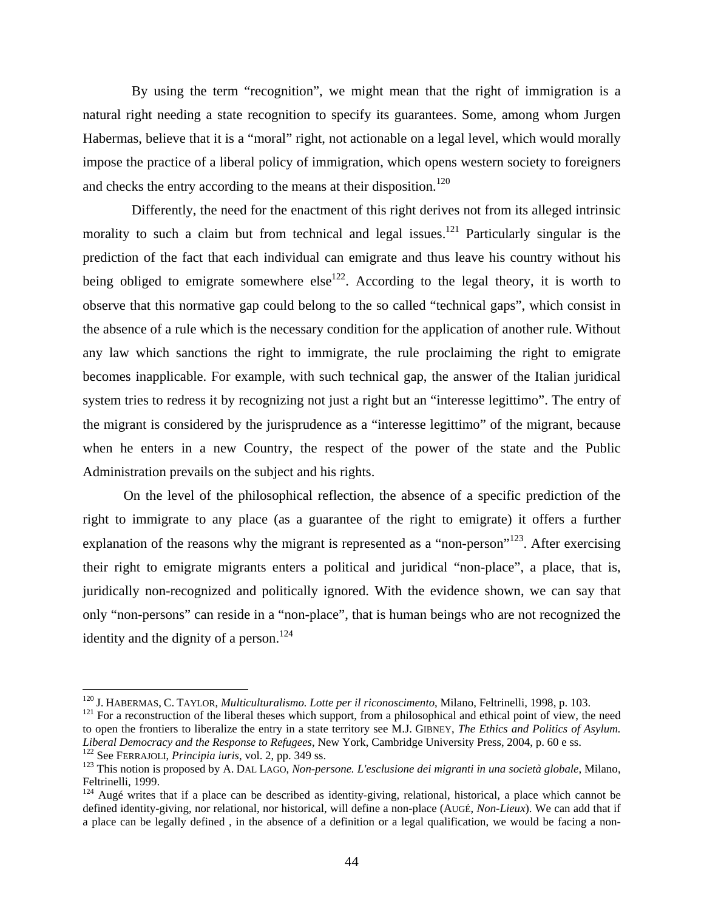By using the term "recognition", we might mean that the right of immigration is a natural right needing a state recognition to specify its guarantees. Some, among whom Jurgen Habermas, believe that it is a "moral" right, not actionable on a legal level, which would morally impose the practice of a liberal policy of immigration, which opens western society to foreigners and checks the entry according to the means at their disposition.[120]

Differently, the need for the enactment of this right derives not from its alleged intrinsic morality to such a claim but from technical and legal issues.[121] Particularly singular is the prediction of the fact that each individual can emigrate and thus leave his country without his being obliged to emigrate somewhere else[122]. According to the legal theory, it is worth to observe that this normative gap could belong to the so called "technical gaps", which consist in the absence of a rule which is the necessary condition for the application of another rule. Without any law which sanctions the right to immigrate, the rule proclaiming the right to emigrate becomes inapplicable. For example, with such technical gap, the answer of the Italian juridical system tries to redress it by recognizing not just a right but an "interesse legittimo". The entry of the migrant is considered by the jurisprudence as a "interesse legittimo" of the migrant, because when he enters in a new Country, the respect of the power of the state and the Public Administration prevails on the subject and his rights.

On the level of the philosophical reflection, the absence of a specific prediction of the right to immigrate to any place (as a guarantee of the right to emigrate) it offers a further explanation of the reasons why the migrant is represented as a "non-person"[123]. After exercising their right to emigrate migrants enters a political and juridical "non-place", a place, that is, juridically non-recognized and politically ignored. With the evidence shown, we can say that only "non-persons" can reside in a "non-place", that is human beings who are not recognized the identity and the dignity of a person.[124]

---

[120] J. HABERMAS, C. TAYLOR, *Multiculturalismo. Lotte per il riconoscimento*, Milano, Feltrinelli, 1998, p. 103.

[121] For a reconstruction of the liberal theses which support, from a philosophical and ethical point of view, the need to open the frontiers to liberalize the entry in a state territory see M.J. GIBNEY, *The Ethics and Politics of Asylum. Liberal Democracy and the Response to Refugees*, New York, Cambridge University Press, 2004, p. 60 e ss.

[122] See FERRAJOLI, *Principia iuris*, vol. 2, pp. 349 ss.

[123] This notion is proposed by A. DAL LAGO, *Non-persone. L'esclusione dei migranti in una società globale*, Milano, Feltrinelli, 1999.

[124] Augé writes that if a place can be described as identity-giving, relational, historical, a place which cannot be defined identity-giving, nor relational, nor historical, will define a non-place (AUGÉ, *Non-Lieux*). We can add that if a place can be legally defined , in the absence of a definition or a legal qualification, we would be facing a non-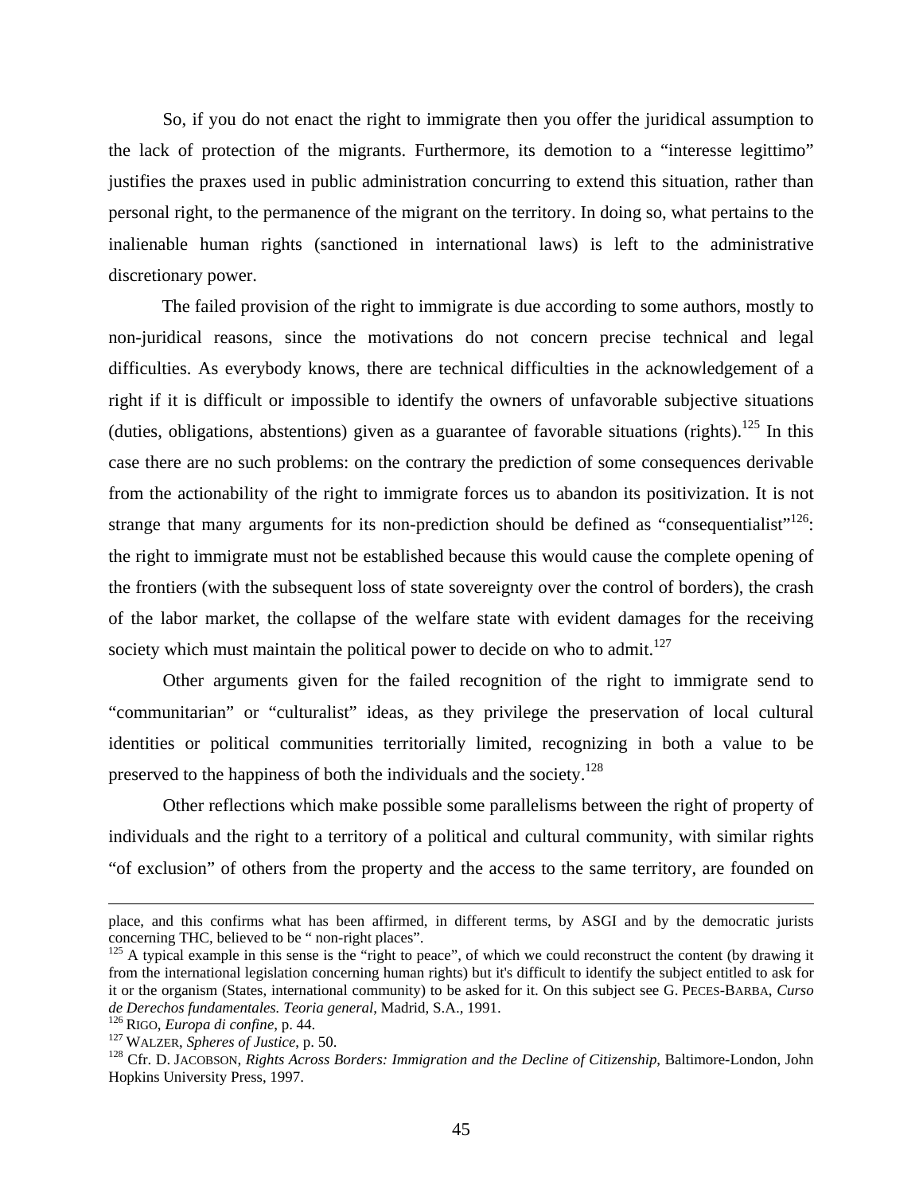So, if you do not enact the right to immigrate then you offer the juridical assumption to the lack of protection of the migrants. Furthermore, its demotion to a "interesse legittimo" justifies the praxes used in public administration concurring to extend this situation, rather than personal right, to the permanence of the migrant on the territory. In doing so, what pertains to the inalienable human rights (sanctioned in international laws) is left to the administrative discretionary power.

The failed provision of the right to immigrate is due according to some authors, mostly to non-juridical reasons, since the motivations do not concern precise technical and legal difficulties. As everybody knows, there are technical difficulties in the acknowledgement of a right if it is difficult or impossible to identify the owners of unfavorable subjective situations (duties, obligations, abstentions) given as a guarantee of favorable situations (rights).[125] In this case there are no such problems: on the contrary the prediction of some consequences derivable from the actionability of the right to immigrate forces us to abandon its positivization. It is not strange that many arguments for its non-prediction should be defined as "consequentialist"[126]: the right to immigrate must not be established because this would cause the complete opening of the frontiers (with the subsequent loss of state sovereignty over the control of borders), the crash of the labor market, the collapse of the welfare state with evident damages for the receiving society which must maintain the political power to decide on who to admit.[127]

Other arguments given for the failed recognition of the right to immigrate send to "communitarian" or "culturalist" ideas, as they privilege the preservation of local cultural identities or political communities territorially limited, recognizing in both a value to be preserved to the happiness of both the individuals and the society.[128]

Other reflections which make possible some parallelisms between the right of property of individuals and the right to a territory of a political and cultural community, with similar rights "of exclusion" of others from the property and the access to the same territory, are founded on

---

place, and this confirms what has been affirmed, in different terms, by ASGI and by the democratic jurists concerning THC, believed to be " non-right places".

[125] A typical example in this sense is the "right to peace", of which we could reconstruct the content (by drawing it from the international legislation concerning human rights) but it's difficult to identify the subject entitled to ask for it or the organism (States, international community) to be asked for it. On this subject see G. PECES-BARBA, *Curso de Derechos fundamentales. Teoria general*, Madrid, S.A., 1991.

[126] RIGO, *Europa di confine*, p. 44.

[127] WALZER, *Spheres of Justice*, p. 50.

[128] Cfr. D. JACOBSON, *Rights Across Borders: Immigration and the Decline of Citizenship*, Baltimore-London, John Hopkins University Press, 1997.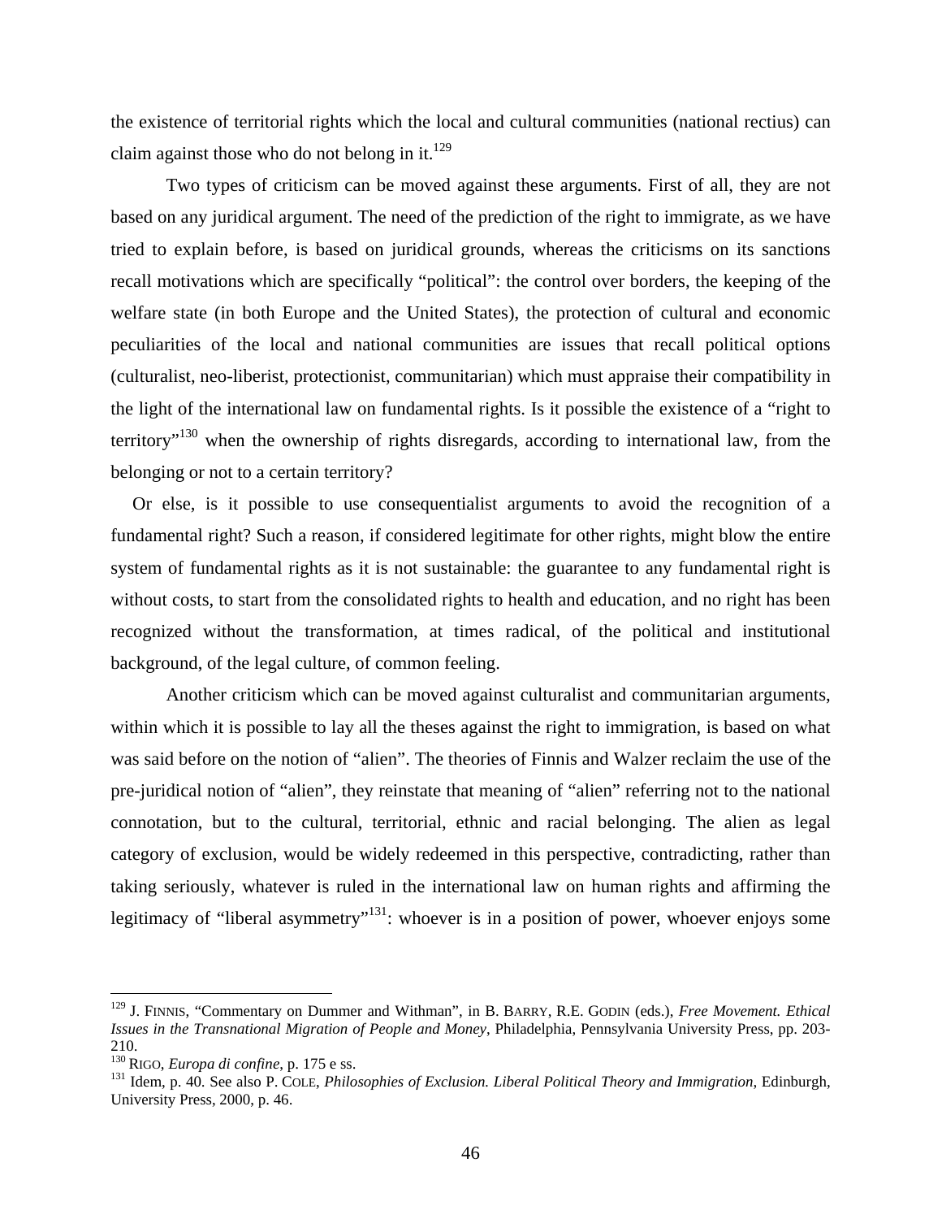the existence of territorial rights which the local and cultural communities (national rectius) can claim against those who do not belong in it.[129]

Two types of criticism can be moved against these arguments. First of all, they are not based on any juridical argument. The need of the prediction of the right to immigrate, as we have tried to explain before, is based on juridical grounds, whereas the criticisms on its sanctions recall motivations which are specifically "political": the control over borders, the keeping of the welfare state (in both Europe and the United States), the protection of cultural and economic peculiarities of the local and national communities are issues that recall political options (culturalist, neo-liberist, protectionist, communitarian) which must appraise their compatibility in the light of the international law on fundamental rights. Is it possible the existence of a "right to territory"[130] when the ownership of rights disregards, according to international law, from the belonging or not to a certain territory?

Or else, is it possible to use consequentialist arguments to avoid the recognition of a fundamental right? Such a reason, if considered legitimate for other rights, might blow the entire system of fundamental rights as it is not sustainable: the guarantee to any fundamental right is without costs, to start from the consolidated rights to health and education, and no right has been recognized without the transformation, at times radical, of the political and institutional background, of the legal culture, of common feeling.

Another criticism which can be moved against culturalist and communitarian arguments, within which it is possible to lay all the theses against the right to immigration, is based on what was said before on the notion of "alien". The theories of Finnis and Walzer reclaim the use of the pre-juridical notion of "alien", they reinstate that meaning of "alien" referring not to the national connotation, but to the cultural, territorial, ethnic and racial belonging. The alien as legal category of exclusion, would be widely redeemed in this perspective, contradicting, rather than taking seriously, whatever is ruled in the international law on human rights and affirming the legitimacy of "liberal asymmetry"[131]: whoever is in a position of power, whoever enjoys some

---

[129] J. FINNIS, "Commentary on Dummer and Withman", in B. BARRY, R.E. GODIN (eds.), *Free Movement. Ethical Issues in the Transnational Migration of People and Money*, Philadelphia, Pennsylvania University Press, pp. 203-210.

[130] RIGO, *Europa di confine*, p. 175 e ss.

[131] Idem, p. 40. See also P. COLE, *Philosophies of Exclusion. Liberal Political Theory and Immigration*, Edinburgh, University Press, 2000, p. 46.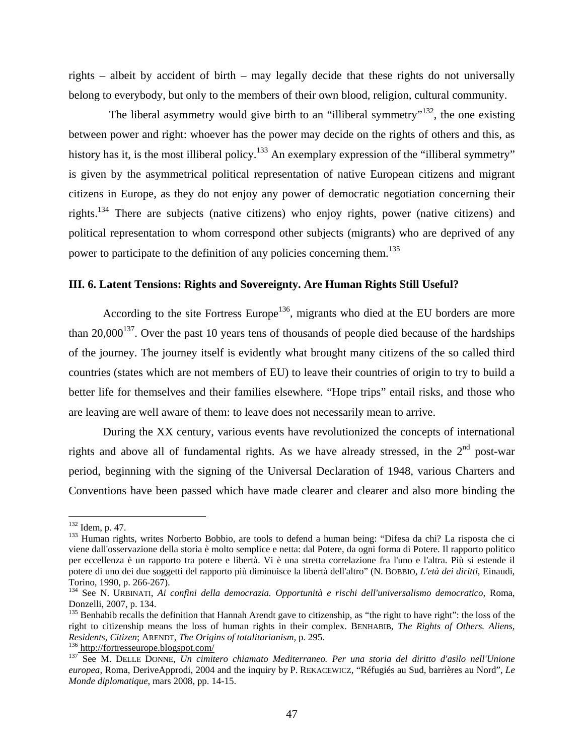rights – albeit by accident of birth – may legally decide that these rights do not universally belong to everybody, but only to the members of their own blood, religion, cultural community.

The liberal asymmetry would give birth to an "illiberal symmetry"[132], the one existing between power and right: whoever has the power may decide on the rights of others and this, as history has it, is the most illiberal policy.[133] An exemplary expression of the "illiberal symmetry" is given by the asymmetrical political representation of native European citizens and migrant citizens in Europe, as they do not enjoy any power of democratic negotiation concerning their rights.[134] There are subjects (native citizens) who enjoy rights, power (native citizens) and political representation to whom correspond other subjects (migrants) who are deprived of any power to participate to the definition of any policies concerning them.[135]

### III. 6. Latent Tensions: Rights and Sovereignty. Are Human Rights Still Useful?

According to the site Fortress Europe[136], migrants who died at the EU borders are more than 20,000[137]. Over the past 10 years tens of thousands of people died because of the hardships of the journey. The journey itself is evidently what brought many citizens of the so called third countries (states which are not members of EU) to leave their countries of origin to try to build a better life for themselves and their families elsewhere. "Hope trips" entail risks, and those who are leaving are well aware of them: to leave does not necessarily mean to arrive.

During the XX century, various events have revolutionized the concepts of international rights and above all of fundamental rights. As we have already stressed, in the 2nd post-war period, beginning with the signing of the Universal Declaration of 1948, various Charters and Conventions have been passed which have made clearer and clearer and also more binding the

---

[132] Idem, p. 47.

[133] Human rights, writes Norberto Bobbio, are tools to defend a human being: "Difesa da chi? La risposta che ci viene dall'osservazione della storia è molto semplice e netta: dal Potere, da ogni forma di Potere. Il rapporto politico per eccellenza è un rapporto tra potere e libertà. Vi è una stretta correlazione fra l'uno e l'altra. Più si estende il potere di uno dei due soggetti del rapporto più diminuisce la libertà dell'altro" (N. Bobbio, *L'età dei diritti*, Einaudi, Torino, 1990, p. 266-267).

[134] See N. Urbinati, *Ai confini della democrazia. Opportunità e rischi dell'universalismo democratico*, Roma, Donzelli, 2007, p. 134.

[135] Benhabib recalls the definition that Hannah Arendt gave to citizenship, as "the right to have right": the loss of the right to citizenship means the loss of human rights in their complex. Benhabib, *The Rights of Others. Aliens, Residents, Citizen*; Arendt, *The Origins of totalitarianism*, p. 295.

[136] http://fortresseurope.blogspot.com/

[137] See M. Delle Donne, *Un cimitero chiamato Mediterraneo. Per una storia del diritto d'asilo nell'Unione europea*, Roma, DeriveApprodi, 2004 and the inquiry by P. Rekacewicz, "Réfugiés au Sud, barrières au Nord", *Le Monde diplomatique*, mars 2008, pp. 14-15.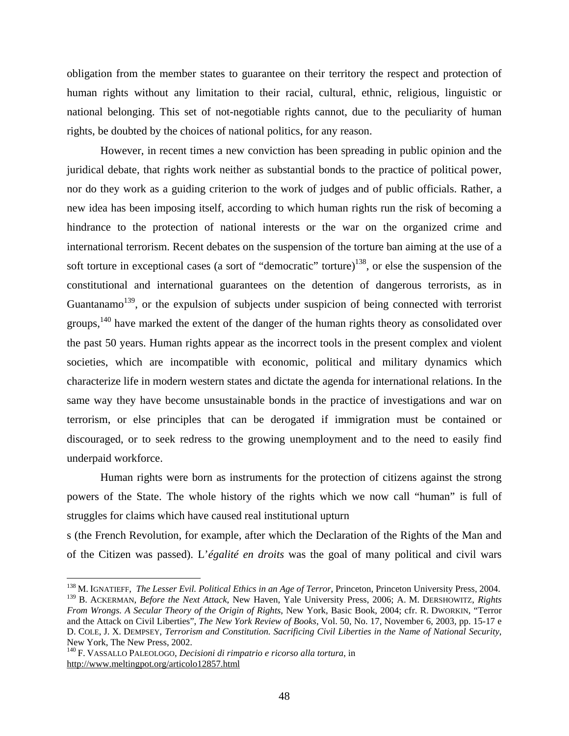obligation from the member states to guarantee on their territory the respect and protection of human rights without any limitation to their racial, cultural, ethnic, religious, linguistic or national belonging. This set of not-negotiable rights cannot, due to the peculiarity of human rights, be doubted by the choices of national politics, for any reason.

However, in recent times a new conviction has been spreading in public opinion and the juridical debate, that rights work neither as substantial bonds to the practice of political power, nor do they work as a guiding criterion to the work of judges and of public officials. Rather, a new idea has been imposing itself, according to which human rights run the risk of becoming a hindrance to the protection of national interests or the war on the organized crime and international terrorism. Recent debates on the suspension of the torture ban aiming at the use of a soft torture in exceptional cases (a sort of "democratic" torture)[138], or else the suspension of the constitutional and international guarantees on the detention of dangerous terrorists, as in Guantanamo[139], or the expulsion of subjects under suspicion of being connected with terrorist groups,[140] have marked the extent of the danger of the human rights theory as consolidated over the past 50 years. Human rights appear as the incorrect tools in the present complex and violent societies, which are incompatible with economic, political and military dynamics which characterize life in modern western states and dictate the agenda for international relations. In the same way they have become unsustainable bonds in the practice of investigations and war on terrorism, or else principles that can be derogated if immigration must be contained or discouraged, or to seek redress to the growing unemployment and to the need to easily find underpaid workforce.

Human rights were born as instruments for the protection of citizens against the strong powers of the State. The whole history of the rights which we now call "human" is full of struggles for claims which have caused real institutional upturn

s (the French Revolution, for example, after which the Declaration of the Rights of the Man and of the Citizen was passed). L'*égalité en droits* was the goal of many political and civil wars

---

[138] M. IGNATIEFF, *The Lesser Evil. Political Ethics in an Age of Terror*, Princeton, Princeton University Press, 2004.

[139] B. ACKERMAN, *Before the Next Attack*, New Haven, Yale University Press, 2006; A. M. DERSHOWITZ, *Rights From Wrongs. A Secular Theory of the Origin of Rights,* New York, Basic Book, 2004; cfr. R. DWORKIN, "Terror and the Attack on Civil Liberties", *The New York Review of Books*, Vol. 50, No. 17, November 6, 2003, pp. 15-17 e D. COLE, J. X. DEMPSEY, *Terrorism and Constitution. Sacrificing Civil Liberties in the Name of National Security*, New York, The New Press, 2002.

[140] F. VASSALLO PALEOLOGO, *Decisioni di rimpatrio e ricorso alla tortura*, in http://www.meltingpot.org/articolo12857.html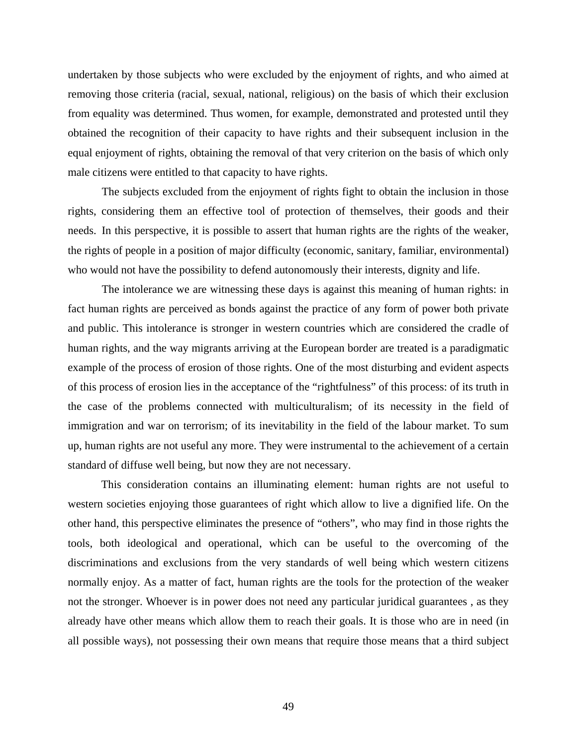undertaken by those subjects who were excluded by the enjoyment of rights, and who aimed at removing those criteria (racial, sexual, national, religious) on the basis of which their exclusion from equality was determined. Thus women, for example, demonstrated and protested until they obtained the recognition of their capacity to have rights and their subsequent inclusion in the equal enjoyment of rights, obtaining the removal of that very criterion on the basis of which only male citizens were entitled to that capacity to have rights.

The subjects excluded from the enjoyment of rights fight to obtain the inclusion in those rights, considering them an effective tool of protection of themselves, their goods and their needs. In this perspective, it is possible to assert that human rights are the rights of the weaker, the rights of people in a position of major difficulty (economic, sanitary, familiar, environmental) who would not have the possibility to defend autonomously their interests, dignity and life.

The intolerance we are witnessing these days is against this meaning of human rights: in fact human rights are perceived as bonds against the practice of any form of power both private and public. This intolerance is stronger in western countries which are considered the cradle of human rights, and the way migrants arriving at the European border are treated is a paradigmatic example of the process of erosion of those rights. One of the most disturbing and evident aspects of this process of erosion lies in the acceptance of the "rightfulness" of this process: of its truth in the case of the problems connected with multiculturalism; of its necessity in the field of immigration and war on terrorism; of its inevitability in the field of the labour market. To sum up, human rights are not useful any more. They were instrumental to the achievement of a certain standard of diffuse well being, but now they are not necessary.

This consideration contains an illuminating element: human rights are not useful to western societies enjoying those guarantees of right which allow to live a dignified life. On the other hand, this perspective eliminates the presence of "others", who may find in those rights the tools, both ideological and operational, which can be useful to the overcoming of the discriminations and exclusions from the very standards of well being which western citizens normally enjoy. As a matter of fact, human rights are the tools for the protection of the weaker not the stronger. Whoever is in power does not need any particular juridical guarantees , as they already have other means which allow them to reach their goals. It is those who are in need (in all possible ways), not possessing their own means that require those means that a third subject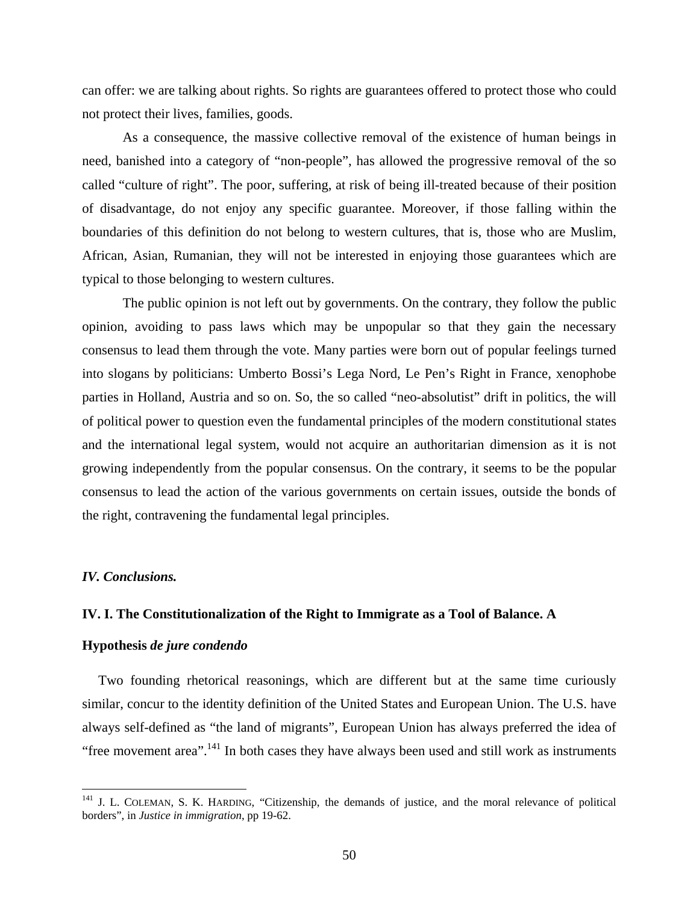can offer: we are talking about rights. So rights are guarantees offered to protect those who could not protect their lives, families, goods.

As a consequence, the massive collective removal of the existence of human beings in need, banished into a category of "non-people", has allowed the progressive removal of the so called "culture of right". The poor, suffering, at risk of being ill-treated because of their position of disadvantage, do not enjoy any specific guarantee. Moreover, if those falling within the boundaries of this definition do not belong to western cultures, that is, those who are Muslim, African, Asian, Rumanian, they will not be interested in enjoying those guarantees which are typical to those belonging to western cultures.

The public opinion is not left out by governments. On the contrary, they follow the public opinion, avoiding to pass laws which may be unpopular so that they gain the necessary consensus to lead them through the vote. Many parties were born out of popular feelings turned into slogans by politicians: Umberto Bossi's Lega Nord, Le Pen's Right in France, xenophobe parties in Holland, Austria and so on. So, the so called "neo-absolutist" drift in politics, the will of political power to question even the fundamental principles of the modern constitutional states and the international legal system, would not acquire an authoritarian dimension as it is not growing independently from the popular consensus. On the contrary, it seems to be the popular consensus to lead the action of the various governments on certain issues, outside the bonds of the right, contravening the fundamental legal principles.

## *IV. Conclusions.*

### IV. I. The Constitutionalization of the Right to Immigrate as a Tool of Balance. A Hypothesis *de jure condendo*

Two founding rhetorical reasonings, which are different but at the same time curiously similar, concur to the identity definition of the United States and European Union. The U.S. have always self-defined as "the land of migrants", European Union has always preferred the idea of "free movement area".[141] In both cases they have always been used and still work as instruments

---

[141] J. L. Coleman, S. K. Harding, "Citizenship, the demands of justice, and the moral relevance of political borders", in *Justice in immigration*, pp 19-62.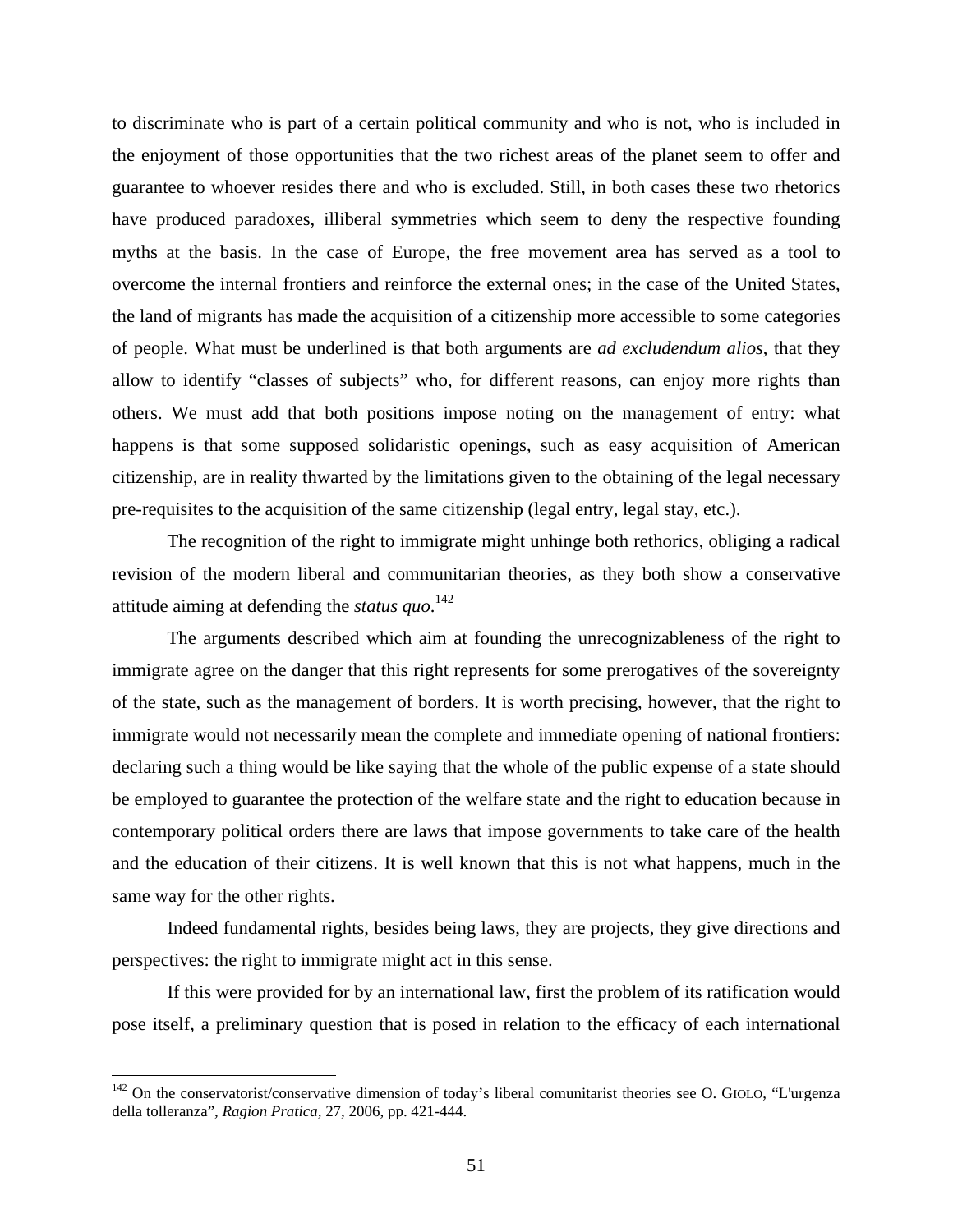to discriminate who is part of a certain political community and who is not, who is included in the enjoyment of those opportunities that the two richest areas of the planet seem to offer and guarantee to whoever resides there and who is excluded. Still, in both cases these two rhetorics have produced paradoxes, illiberal symmetries which seem to deny the respective founding myths at the basis. In the case of Europe, the free movement area has served as a tool to overcome the internal frontiers and reinforce the external ones; in the case of the United States, the land of migrants has made the acquisition of a citizenship more accessible to some categories of people. What must be underlined is that both arguments are *ad excludendum alios*, that they allow to identify "classes of subjects" who, for different reasons, can enjoy more rights than others. We must add that both positions impose noting on the management of entry: what happens is that some supposed solidaristic openings, such as easy acquisition of American citizenship, are in reality thwarted by the limitations given to the obtaining of the legal necessary pre-requisites to the acquisition of the same citizenship (legal entry, legal stay, etc.).

The recognition of the right to immigrate might unhinge both rethorics, obliging a radical revision of the modern liberal and communitarian theories, as they both show a conservative attitude aiming at defending the *status quo*.[142]

The arguments described which aim at founding the unrecognizableness of the right to immigrate agree on the danger that this right represents for some prerogatives of the sovereignty of the state, such as the management of borders. It is worth precising, however, that the right to immigrate would not necessarily mean the complete and immediate opening of national frontiers: declaring such a thing would be like saying that the whole of the public expense of a state should be employed to guarantee the protection of the welfare state and the right to education because in contemporary political orders there are laws that impose governments to take care of the health and the education of their citizens. It is well known that this is not what happens, much in the same way for the other rights.

Indeed fundamental rights, besides being laws, they are projects, they give directions and perspectives: the right to immigrate might act in this sense.

If this were provided for by an international law, first the problem of its ratification would pose itself, a preliminary question that is posed in relation to the efficacy of each international

---

[142] On the conservatorist/conservative dimension of today's liberal comunitarist theories see O. GIOLO, "L'urgenza della tolleranza", *Ragion Pratica*, 27, 2006, pp. 421-444.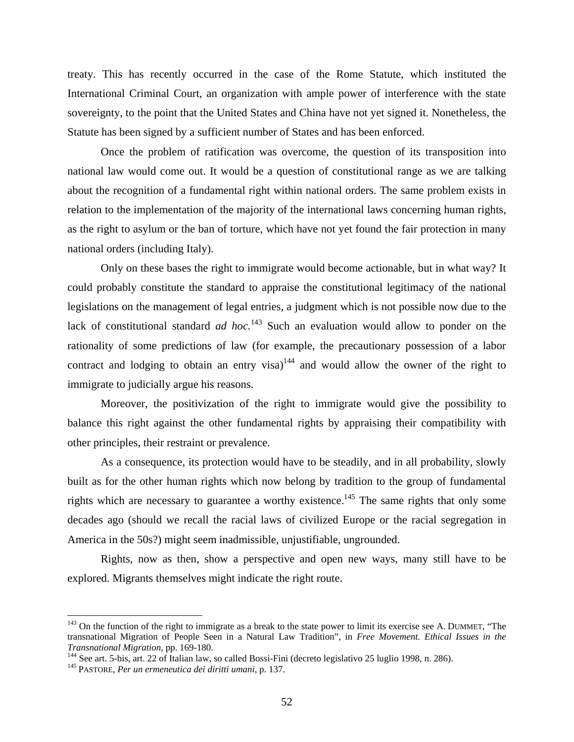treaty. This has recently occurred in the case of the Rome Statute, which instituted the International Criminal Court, an organization with ample power of interference with the state sovereignty, to the point that the United States and China have not yet signed it. Nonetheless, the Statute has been signed by a sufficient number of States and has been enforced.

Once the problem of ratification was overcome, the question of its transposition into national law would come out. It would be a question of constitutional range as we are talking about the recognition of a fundamental right within national orders. The same problem exists in relation to the implementation of the majority of the international laws concerning human rights, as the right to asylum or the ban of torture, which have not yet found the fair protection in many national orders (including Italy).

Only on these bases the right to immigrate would become actionable, but in what way? It could probably constitute the standard to appraise the constitutional legitimacy of the national legislations on the management of legal entries, a judgment which is not possible now due to the lack of constitutional standard *ad hoc.*[143] Such an evaluation would allow to ponder on the rationality of some predictions of law (for example, the precautionary possession of a labor contract and lodging to obtain an entry visa)[144] and would allow the owner of the right to immigrate to judicially argue his reasons.

Moreover, the positivization of the right to immigrate would give the possibility to balance this right against the other fundamental rights by appraising their compatibility with other principles, their restraint or prevalence.

As a consequence, its protection would have to be steadily, and in all probability, slowly built as for the other human rights which now belong by tradition to the group of fundamental rights which are necessary to guarantee a worthy existence.[145] The same rights that only some decades ago (should we recall the racial laws of civilized Europe or the racial segregation in America in the 50s?) might seem inadmissible, unjustifiable, ungrounded.

Rights, now as then, show a perspective and open new ways, many still have to be explored. Migrants themselves might indicate the right route.

---

[143] On the function of the right to immigrate as a break to the state power to limit its exercise see A. DUMMET, "The transnational Migration of People Seen in a Natural Law Tradition", in *Free Movement. Ethical Issues in the Transnational Migration*, pp. 169-180.

[144] See art. 5-bis, art. 22 of Italian law, so called Bossi-Fini (decreto legislativo 25 luglio 1998, n. 286).

[145] PASTORE, *Per un ermeneutica dei diritti umani*, p. 137.